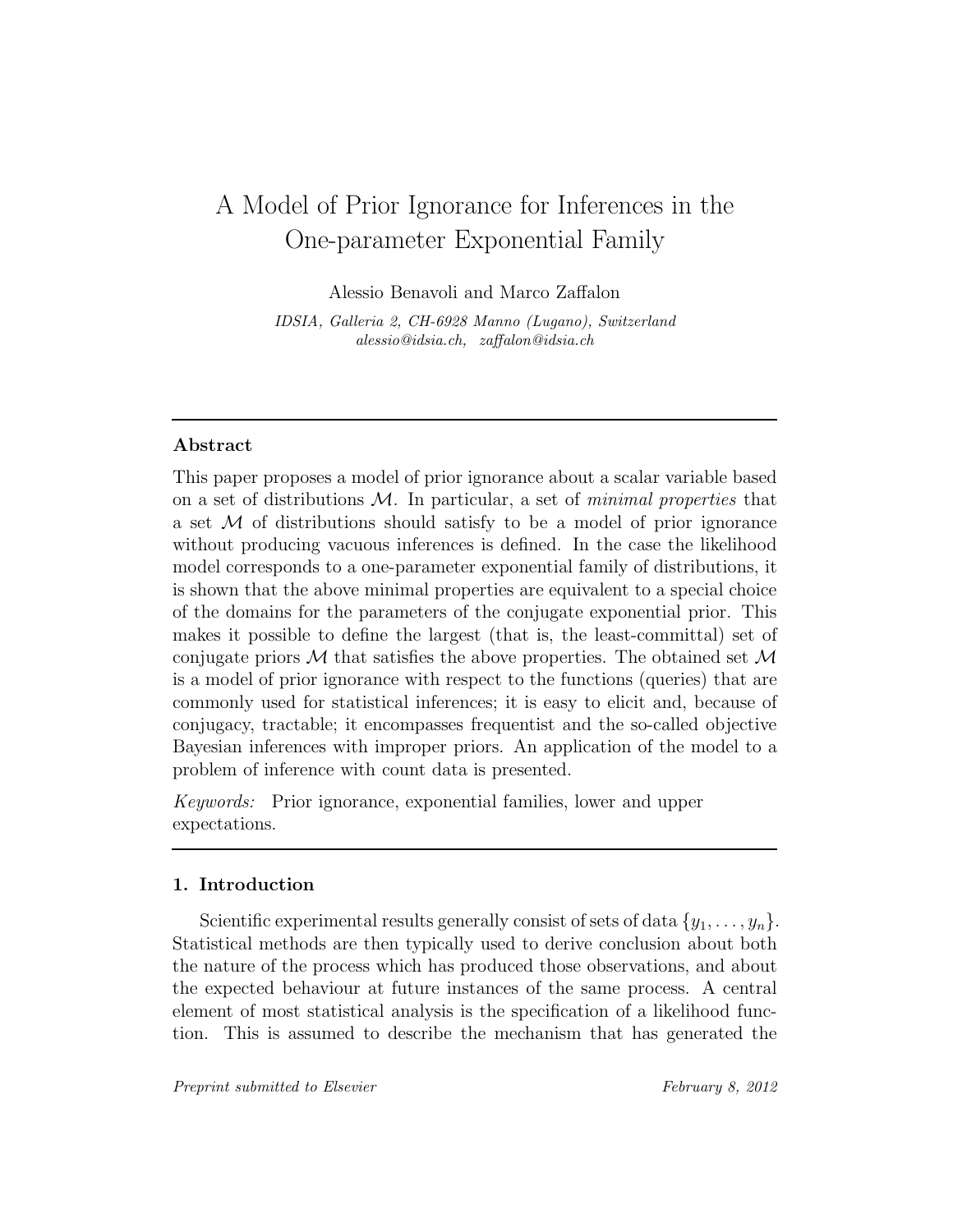# A Model of Prior Ignorance for Inferences in the One-parameter Exponential Family

Alessio Benavoli and Marco Zaffalon

*IDSIA, Galleria 2, CH-6928 Manno (Lugano), Switzerland*
*alessio@idsia.ch, zaffalon@idsia.ch*

---

## Abstract

This paper proposes a model of prior ignorance about a scalar variable based on a set of distributions $\mathcal{M}$. In particular, a set of *minimal properties* that a set $\mathcal{M}$ of distributions should satisfy to be a model of prior ignorance without producing vacuous inferences is defined. In the case the likelihood model corresponds to a one-parameter exponential family of distributions, it is shown that the above minimal properties are equivalent to a special choice of the domains for the parameters of the conjugate exponential prior. This makes it possible to define the largest (that is, the least-committal) set of conjugate priors $\mathcal{M}$ that satisfies the above properties. The obtained set $\mathcal{M}$ is a model of prior ignorance with respect to the functions (queries) that are commonly used for statistical inferences; it is easy to elicit and, because of conjugacy, tractable; it encompasses frequentist and the so-called objective Bayesian inferences with improper priors. An application of the model to a problem of inference with count data is presented.

*Keywords:* Prior ignorance, exponential families, lower and upper expectations.

---

## 1. Introduction

Scientific experimental results generally consist of sets of data $\{y_1, \ldots, y_n\}$. Statistical methods are then typically used to derive conclusion about both the nature of the process which has produced those observations, and about the expected behaviour at future instances of the same process. A central element of most statistical analysis is the specification of a likelihood function. This is assumed to describe the mechanism that has generated the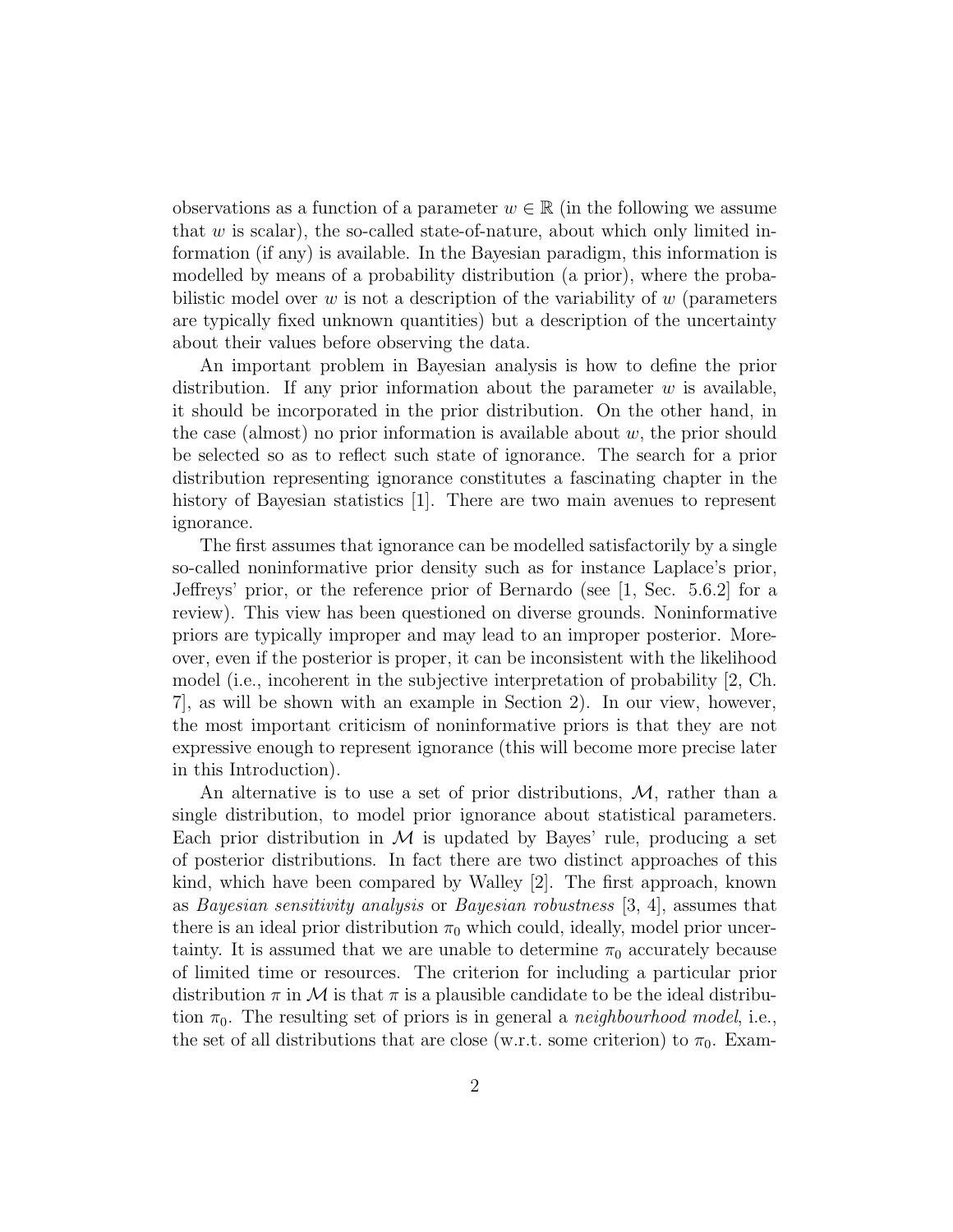observations as a function of a parameter $w \in \mathbb{R}$ (in the following we assume that $w$ is scalar), the so-called state-of-nature, about which only limited information (if any) is available. In the Bayesian paradigm, this information is modelled by means of a probability distribution (a prior), where the probabilistic model over $w$ is not a description of the variability of $w$ (parameters are typically fixed unknown quantities) but a description of the uncertainty about their values before observing the data.

An important problem in Bayesian analysis is how to define the prior distribution. If any prior information about the parameter $w$ is available, it should be incorporated in the prior distribution. On the other hand, in the case (almost) no prior information is available about $w$, the prior should be selected so as to reflect such state of ignorance. The search for a prior distribution representing ignorance constitutes a fascinating chapter in the history of Bayesian statistics [1]. There are two main avenues to represent ignorance.

The first assumes that ignorance can be modelled satisfactorily by a single so-called noninformative prior density such as for instance Laplace's prior, Jeffreys' prior, or the reference prior of Bernardo (see [1, Sec. 5.6.2] for a review). This view has been questioned on diverse grounds. Noninformative priors are typically improper and may lead to an improper posterior. Moreover, even if the posterior is proper, it can be inconsistent with the likelihood model (i.e., incoherent in the subjective interpretation of probability [2, Ch. 7], as will be shown with an example in Section 2). In our view, however, the most important criticism of noninformative priors is that they are not expressive enough to represent ignorance (this will become more precise later in this Introduction).

An alternative is to use a set of prior distributions, $\mathcal{M}$, rather than a single distribution, to model prior ignorance about statistical parameters. Each prior distribution in $\mathcal{M}$ is updated by Bayes' rule, producing a set of posterior distributions. In fact there are two distinct approaches of this kind, which have been compared by Walley [2]. The first approach, known as *Bayesian sensitivity analysis* or *Bayesian robustness* [3, 4], assumes that there is an ideal prior distribution $\pi_0$ which could, ideally, model prior uncertainty. It is assumed that we are unable to determine $\pi_0$ accurately because of limited time or resources. The criterion for including a particular prior distribution $\pi$ in $\mathcal{M}$ is that $\pi$ is a plausible candidate to be the ideal distribution $\pi_0$. The resulting set of priors is in general a *neighbourhood model*, i.e., the set of all distributions that are close (w.r.t. some criterion) to $\pi_0$. Exam-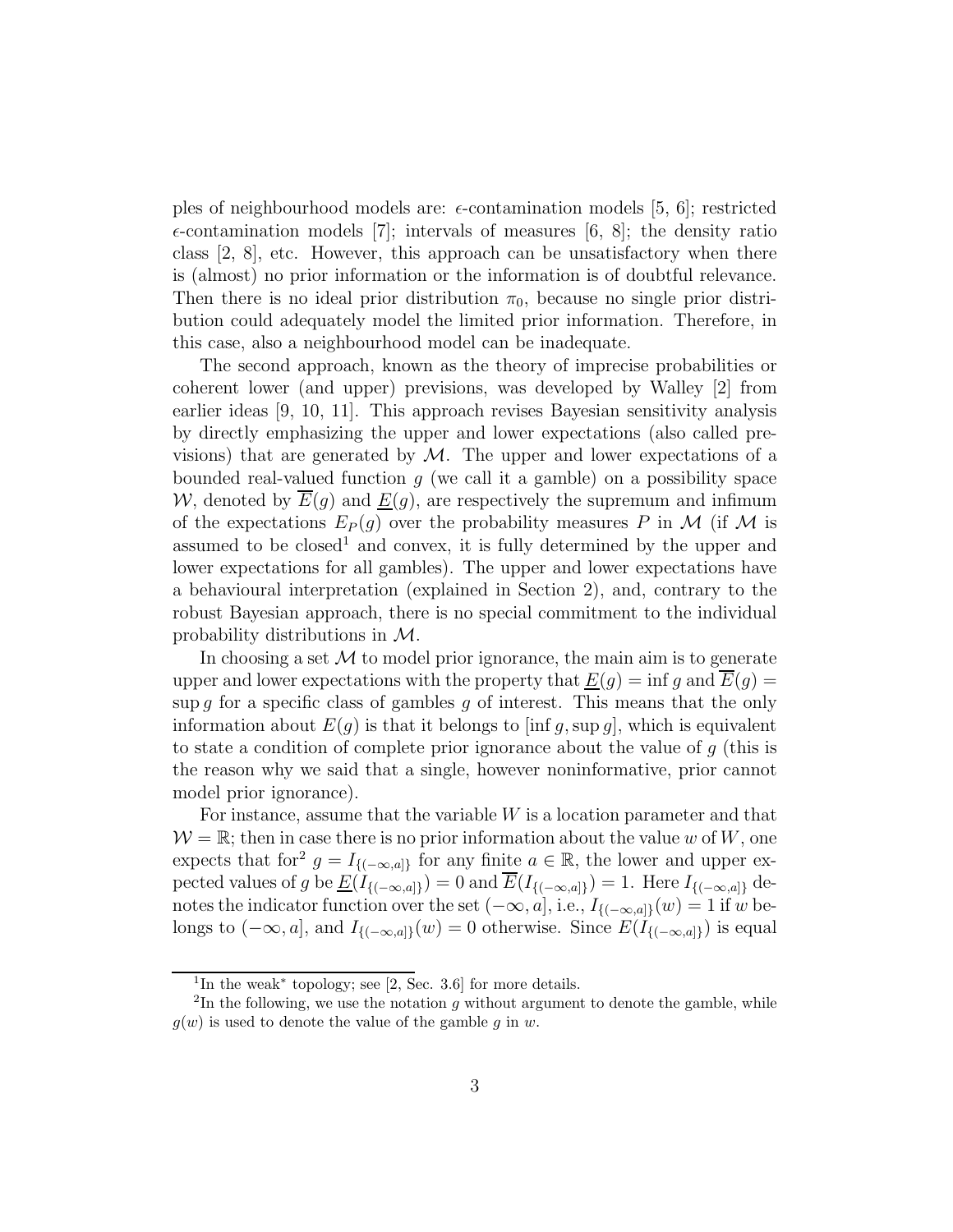ples of neighbourhood models are: $\epsilon$-contamination models [5, 6]; restricted $\epsilon$-contamination models [7]; intervals of measures [6, 8]; the density ratio class [2, 8], etc. However, this approach can be unsatisfactory when there is (almost) no prior information or the information is of doubtful relevance. Then there is no ideal prior distribution $\pi_0$, because no single prior distribution could adequately model the limited prior information. Therefore, in this case, also a neighbourhood model can be inadequate.

The second approach, known as the theory of imprecise probabilities or coherent lower (and upper) previsions, was developed by Walley [2] from earlier ideas [9, 10, 11]. This approach revises Bayesian sensitivity analysis by directly emphasizing the upper and lower expectations (also called previsions) that are generated by $\mathcal{M}$. The upper and lower expectations of a bounded real-valued function $g$ (we call it a gamble) on a possibility space $\mathcal{W}$, denoted by $\overline{E}(g)$ and $\underline{E}(g)$, are respectively the supremum and infimum of the expectations $E_P(g)$ over the probability measures $P$ in $\mathcal{M}$ (if $\mathcal{M}$ is assumed to be closed[1] and convex, it is fully determined by the upper and lower expectations for all gambles). The upper and lower expectations have a behavioural interpretation (explained in Section 2), and, contrary to the robust Bayesian approach, there is no special commitment to the individual probability distributions in $\mathcal{M}$.

In choosing a set $\mathcal{M}$ to model prior ignorance, the main aim is to generate upper and lower expectations with the property that $\underline{E}(g) = \inf g$ and $\overline{E}(g) = \sup g$ for a specific class of gambles $g$ of interest. This means that the only information about $E(g)$ is that it belongs to $[\inf g, \sup g]$, which is equivalent to state a condition of complete prior ignorance about the value of $g$ (this is the reason why we said that a single, however noninformative, prior cannot model prior ignorance).

For instance, assume that the variable $W$ is a location parameter and that $\mathcal{W} = \mathbb{R}$; then in case there is no prior information about the value $w$ of $W$, one expects that for[2] $g = I_{\{(-\infty,a]\}}$ for any finite $a \in \mathbb{R}$, the lower and upper expected values of $g$ be $\underline{E}(I_{\{(-\infty,a]\}}) = 0$ and $\overline{E}(I_{\{(-\infty,a]\}}) = 1$. Here $I_{\{(-\infty,a]\}}$ denotes the indicator function over the set $(-\infty, a]$, i.e., $I_{\{(-\infty,a]\}}(w) = 1$ if $w$ belongs to $(-\infty, a]$, and $I_{\{(-\infty,a]\}}(w) = 0$ otherwise. Since $E(I_{\{(-\infty,a]\}})$ is equal

---

[1] In the weak* topology; see [2, Sec. 3.6] for more details.

[2] In the following, we use the notation $g$ without argument to denote the gamble, while $g(w)$ is used to denote the value of the gamble $g$ in $w$.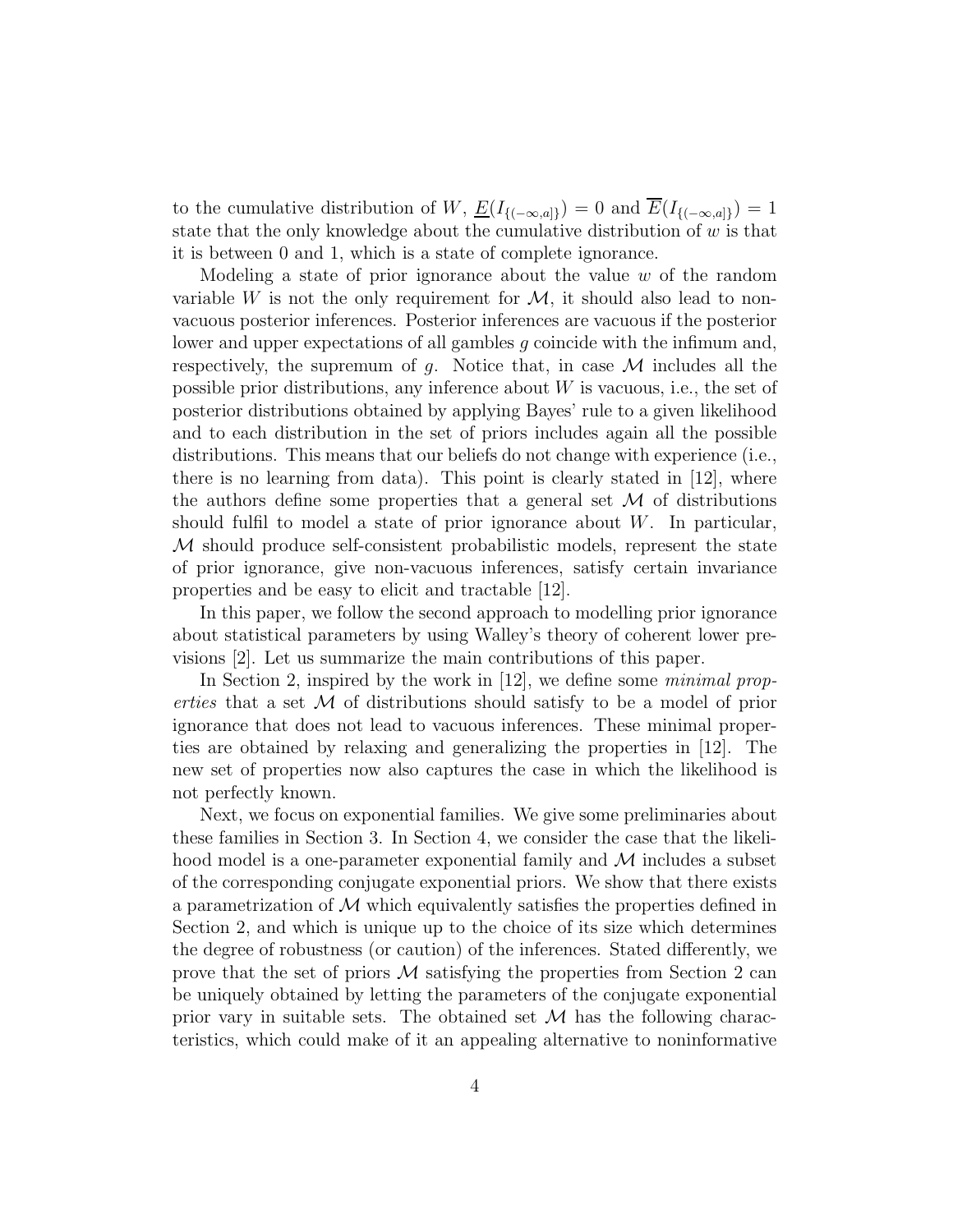to the cumulative distribution of $W$, $\underline{E}(I_{\{(-\infty,a]\}}) = 0$ and $\overline{E}(I_{\{(-\infty,a]\}}) = 1$ state that the only knowledge about the cumulative distribution of $w$ is that it is between 0 and 1, which is a state of complete ignorance.

Modeling a state of prior ignorance about the value $w$ of the random variable $W$ is not the only requirement for $\mathcal{M}$, it should also lead to non-vacuous posterior inferences. Posterior inferences are vacuous if the posterior lower and upper expectations of all gambles $g$ coincide with the infimum and, respectively, the supremum of $g$. Notice that, in case $\mathcal{M}$ includes all the possible prior distributions, any inference about $W$ is vacuous, i.e., the set of posterior distributions obtained by applying Bayes' rule to a given likelihood and to each distribution in the set of priors includes again all the possible distributions. This means that our beliefs do not change with experience (i.e., there is no learning from data). This point is clearly stated in [12], where the authors define some properties that a general set $\mathcal{M}$ of distributions should fulfil to model a state of prior ignorance about $W$. In particular, $\mathcal{M}$ should produce self-consistent probabilistic models, represent the state of prior ignorance, give non-vacuous inferences, satisfy certain invariance properties and be easy to elicit and tractable [12].

In this paper, we follow the second approach to modelling prior ignorance about statistical parameters by using Walley's theory of coherent lower previsions [2]. Let us summarize the main contributions of this paper.

In Section 2, inspired by the work in [12], we define some *minimal properties* that a set $\mathcal{M}$ of distributions should satisfy to be a model of prior ignorance that does not lead to vacuous inferences. These minimal properties are obtained by relaxing and generalizing the properties in [12]. The new set of properties now also captures the case in which the likelihood is not perfectly known.

Next, we focus on exponential families. We give some preliminaries about these families in Section 3. In Section 4, we consider the case that the likelihood model is a one-parameter exponential family and $\mathcal{M}$ includes a subset of the corresponding conjugate exponential priors. We show that there exists a parametrization of $\mathcal{M}$ which equivalently satisfies the properties defined in Section 2, and which is unique up to the choice of its size which determines the degree of robustness (or caution) of the inferences. Stated differently, we prove that the set of priors $\mathcal{M}$ satisfying the properties from Section 2 can be uniquely obtained by letting the parameters of the conjugate exponential prior vary in suitable sets. The obtained set $\mathcal{M}$ has the following characteristics, which could make of it an appealing alternative to noninformative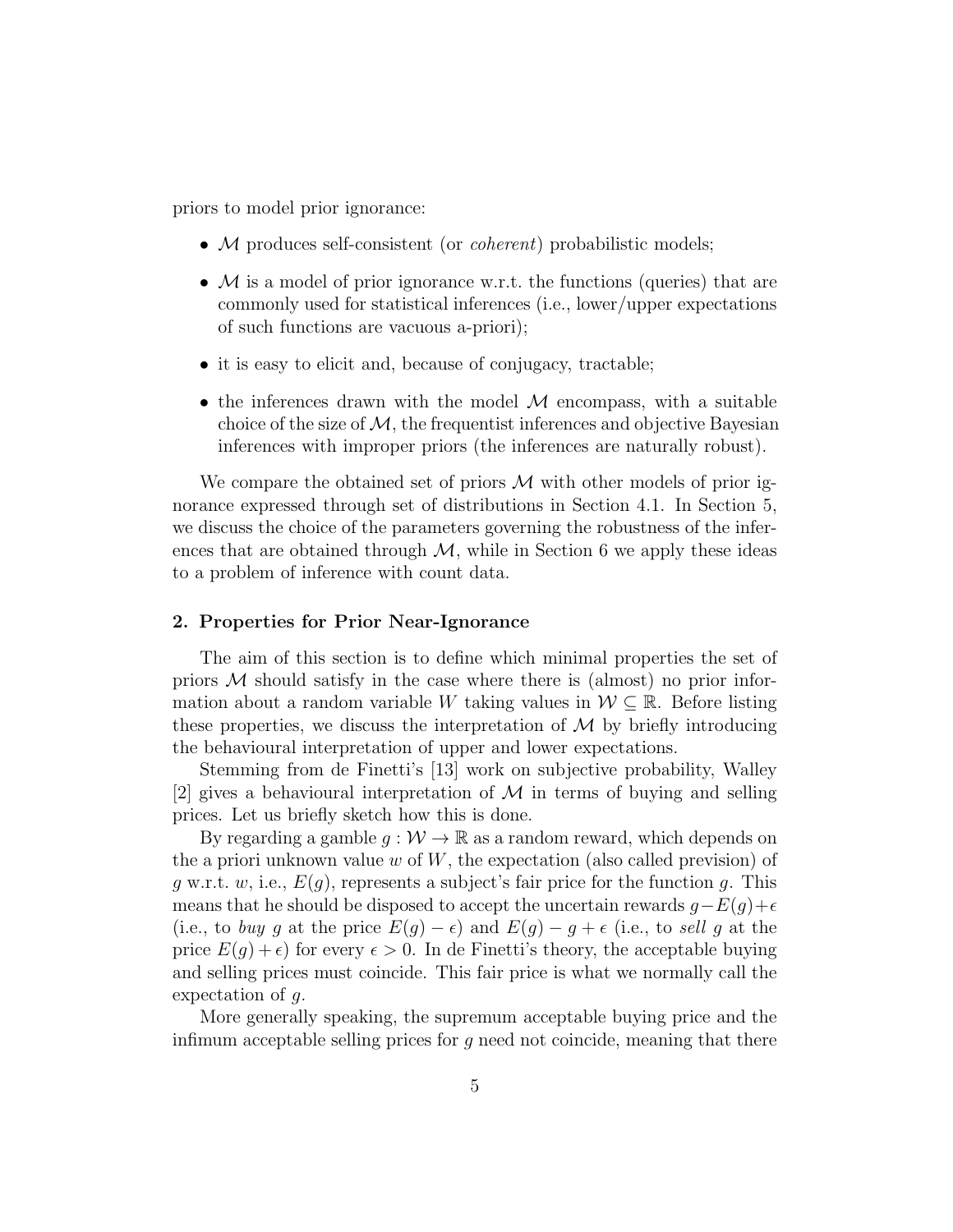priors to model prior ignorance:

- $\mathcal{M}$ produces self-consistent (or *coherent*) probabilistic models;
- $\mathcal{M}$ is a model of prior ignorance w.r.t. the functions (queries) that are commonly used for statistical inferences (i.e., lower/upper expectations of such functions are vacuous a-priori);
- it is easy to elicit and, because of conjugacy, tractable;
- the inferences drawn with the model $\mathcal{M}$ encompass, with a suitable choice of the size of $\mathcal{M}$, the frequentist inferences and objective Bayesian inferences with improper priors (the inferences are naturally robust).

We compare the obtained set of priors $\mathcal{M}$ with other models of prior ignorance expressed through set of distributions in Section 4.1. In Section 5, we discuss the choice of the parameters governing the robustness of the inferences that are obtained through $\mathcal{M}$, while in Section 6 we apply these ideas to a problem of inference with count data.

## 2. Properties for Prior Near-Ignorance

The aim of this section is to define which minimal properties the set of priors $\mathcal{M}$ should satisfy in the case where there is (almost) no prior information about a random variable $W$ taking values in $\mathcal{W} \subseteq \mathbb{R}$. Before listing these properties, we discuss the interpretation of $\mathcal{M}$ by briefly introducing the behavioural interpretation of upper and lower expectations.

Stemming from de Finetti's [13] work on subjective probability, Walley [2] gives a behavioural interpretation of $\mathcal{M}$ in terms of buying and selling prices. Let us briefly sketch how this is done.

By regarding a gamble $g : \mathcal{W} \to \mathbb{R}$ as a random reward, which depends on the a priori unknown value $w$ of $W$, the expectation (also called prevision) of $g$ w.r.t. $w$, i.e., $E(g)$, represents a subject's fair price for the function $g$. This means that he should be disposed to accept the uncertain rewards $g - E(g) + \epsilon$ (i.e., to *buy* $g$ at the price $E(g) - \epsilon$) and $E(g) - g + \epsilon$ (i.e., to *sell* $g$ at the price $E(g) + \epsilon$) for every $\epsilon > 0$. In de Finetti's theory, the acceptable buying and selling prices must coincide. This fair price is what we normally call the expectation of $g$.

More generally speaking, the supremum acceptable buying price and the infimum acceptable selling prices for $g$ need not coincide, meaning that there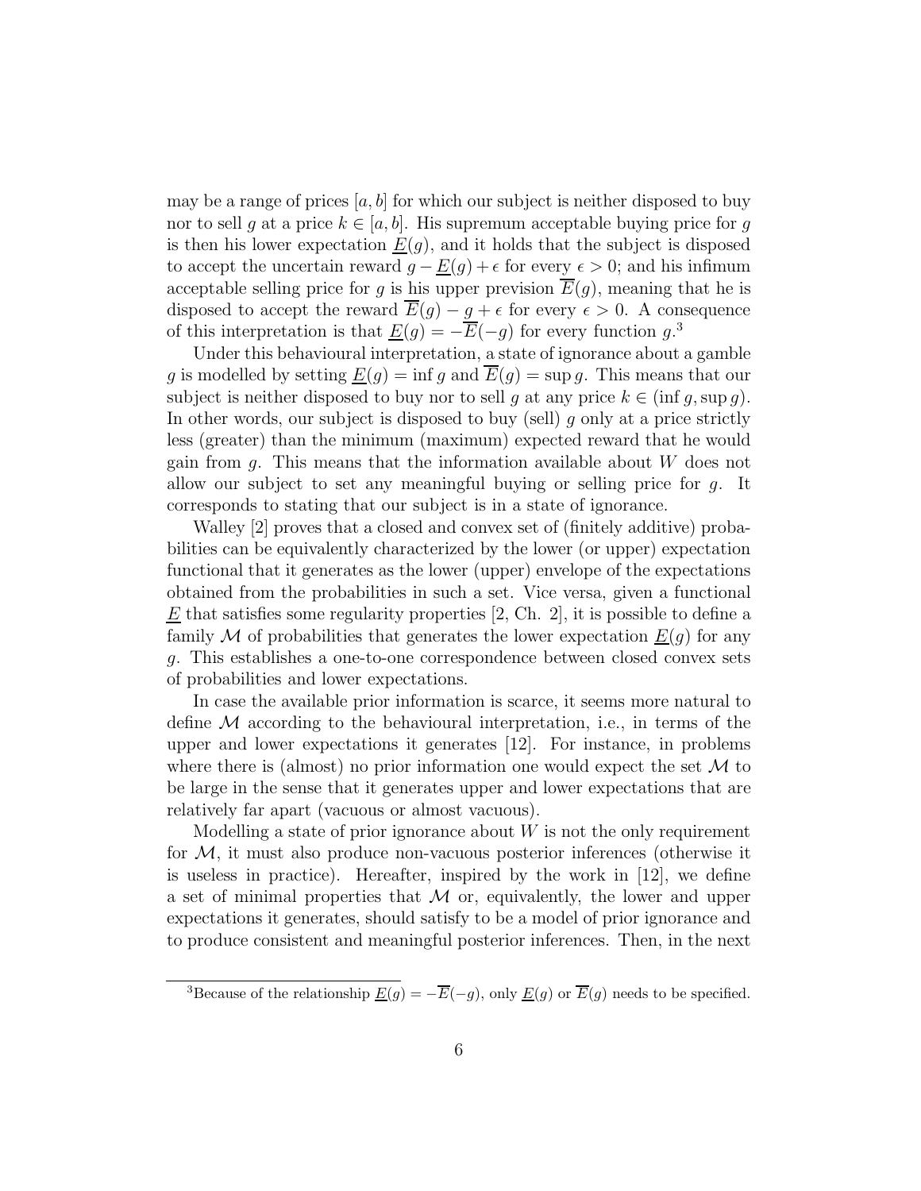may be a range of prices $[a, b]$ for which our subject is neither disposed to buy nor to sell $g$ at a price $k \in [a, b]$. His supremum acceptable buying price for $g$ is then his lower expectation $\underline{E}(g)$, and it holds that the subject is disposed to accept the uncertain reward $g - \underline{E}(g) + \epsilon$ for every $\epsilon > 0$; and his infimum acceptable selling price for $g$ is his upper prevision $\overline{E}(g)$, meaning that he is disposed to accept the reward $\overline{E}(g) - g + \epsilon$ for every $\epsilon > 0$. A consequence of this interpretation is that $\underline{E}(g) = -\overline{E}(-g)$ for every function $g$.[3]

Under this behavioural interpretation, a state of ignorance about a gamble $g$ is modelled by setting $\underline{E}(g) = \inf g$ and $\overline{E}(g) = \sup g$. This means that our subject is neither disposed to buy nor to sell $g$ at any price $k \in (\inf g, \sup g)$. In other words, our subject is disposed to buy (sell) $g$ only at a price strictly less (greater) than the minimum (maximum) expected reward that he would gain from $g$. This means that the information available about $W$ does not allow our subject to set any meaningful buying or selling price for $g$. It corresponds to stating that our subject is in a state of ignorance.

Walley [2] proves that a closed and convex set of (finitely additive) probabilities can be equivalently characterized by the lower (or upper) expectation functional that it generates as the lower (upper) envelope of the expectations obtained from the probabilities in such a set. Vice versa, given a functional $\underline{E}$ that satisfies some regularity properties [2, Ch. 2], it is possible to define a family $\mathcal{M}$ of probabilities that generates the lower expectation $\underline{E}(g)$ for any $g$. This establishes a one-to-one correspondence between closed convex sets of probabilities and lower expectations.

In case the available prior information is scarce, it seems more natural to define $\mathcal{M}$ according to the behavioural interpretation, i.e., in terms of the upper and lower expectations it generates [12]. For instance, in problems where there is (almost) no prior information one would expect the set $\mathcal{M}$ to be large in the sense that it generates upper and lower expectations that are relatively far apart (vacuous or almost vacuous).

Modelling a state of prior ignorance about $W$ is not the only requirement for $\mathcal{M}$, it must also produce non-vacuous posterior inferences (otherwise it is useless in practice). Hereafter, inspired by the work in [12], we define a set of minimal properties that $\mathcal{M}$ or, equivalently, the lower and upper expectations it generates, should satisfy to be a model of prior ignorance and to produce consistent and meaningful posterior inferences. Then, in the next

[3]Because of the relationship $\underline{E}(g) = -\overline{E}(-g)$, only $\underline{E}(g)$ or $\overline{E}(g)$ needs to be specified.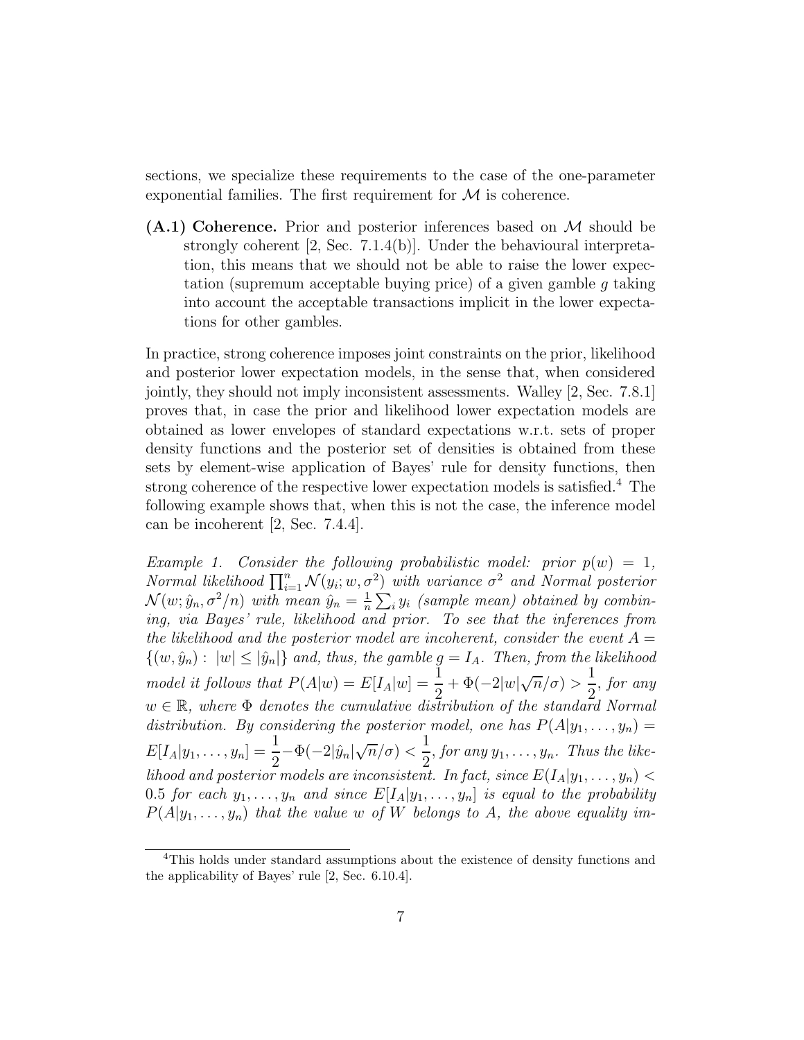sections, we specialize these requirements to the case of the one-parameter exponential families. The first requirement for $\mathcal{M}$ is coherence.

**(A.1) Coherence.** Prior and posterior inferences based on $\mathcal{M}$ should be strongly coherent [2, Sec. 7.1.4(b)]. Under the behavioural interpretation, this means that we should not be able to raise the lower expectation (supremum acceptable buying price) of a given gamble $g$ taking into account the acceptable transactions implicit in the lower expectations for other gambles.

In practice, strong coherence imposes joint constraints on the prior, likelihood and posterior lower expectation models, in the sense that, when considered jointly, they should not imply inconsistent assessments. Walley [2, Sec. 7.8.1] proves that, in case the prior and likelihood lower expectation models are obtained as lower envelopes of standard expectations w.r.t. sets of proper density functions and the posterior set of densities is obtained from these sets by element-wise application of Bayes' rule for density functions, then strong coherence of the respective lower expectation models is satisfied.[4] The following example shows that, when this is not the case, the inference model can be incoherent [2, Sec. 7.4.4].

*Example 1. Consider the following probabilistic model: prior $p(w) = 1$, Normal likelihood $\prod_{i=1}^{n} \mathcal{N}(y_i; w, \sigma^2)$ with variance $\sigma^2$ and Normal posterior $\mathcal{N}(w; \hat{y}_n, \sigma^2/n)$ with mean $\hat{y}_n = \frac{1}{n}\sum_i y_i$ (sample mean) obtained by combining, via Bayes' rule, likelihood and prior. To see that the inferences from the likelihood and the posterior model are incoherent, consider the event $A = \{(w, \hat{y}_n) : |w| \leq |\hat{y}_n|\}$ and, thus, the gamble $g = I_A$. Then, from the likelihood model it follows that $P(A|w) = E[I_A|w] = \dfrac{1}{2} + \Phi(-2|w|\sqrt{n}/\sigma) > \dfrac{1}{2}$, for any $w \in \mathbb{R}$, where $\Phi$ denotes the cumulative distribution of the standard Normal distribution. By considering the posterior model, one has $P(A|y_1, \ldots, y_n) = E[I_A|y_1, \ldots, y_n] = \dfrac{1}{2} - \Phi(-2|\hat{y}_n|\sqrt{n}/\sigma) < \dfrac{1}{2}$, for any $y_1, \ldots, y_n$. Thus the likelihood and posterior models are inconsistent. In fact, since $E(I_A|y_1, \ldots, y_n) < 0.5$ for each $y_1, \ldots, y_n$ and since $E[I_A|y_1, \ldots, y_n]$ is equal to the probability $P(A|y_1, \ldots, y_n)$ that the value $w$ of $W$ belongs to $A$, the above equality im-*

[4] This holds under standard assumptions about the existence of density functions and the applicability of Bayes' rule [2, Sec. 6.10.4].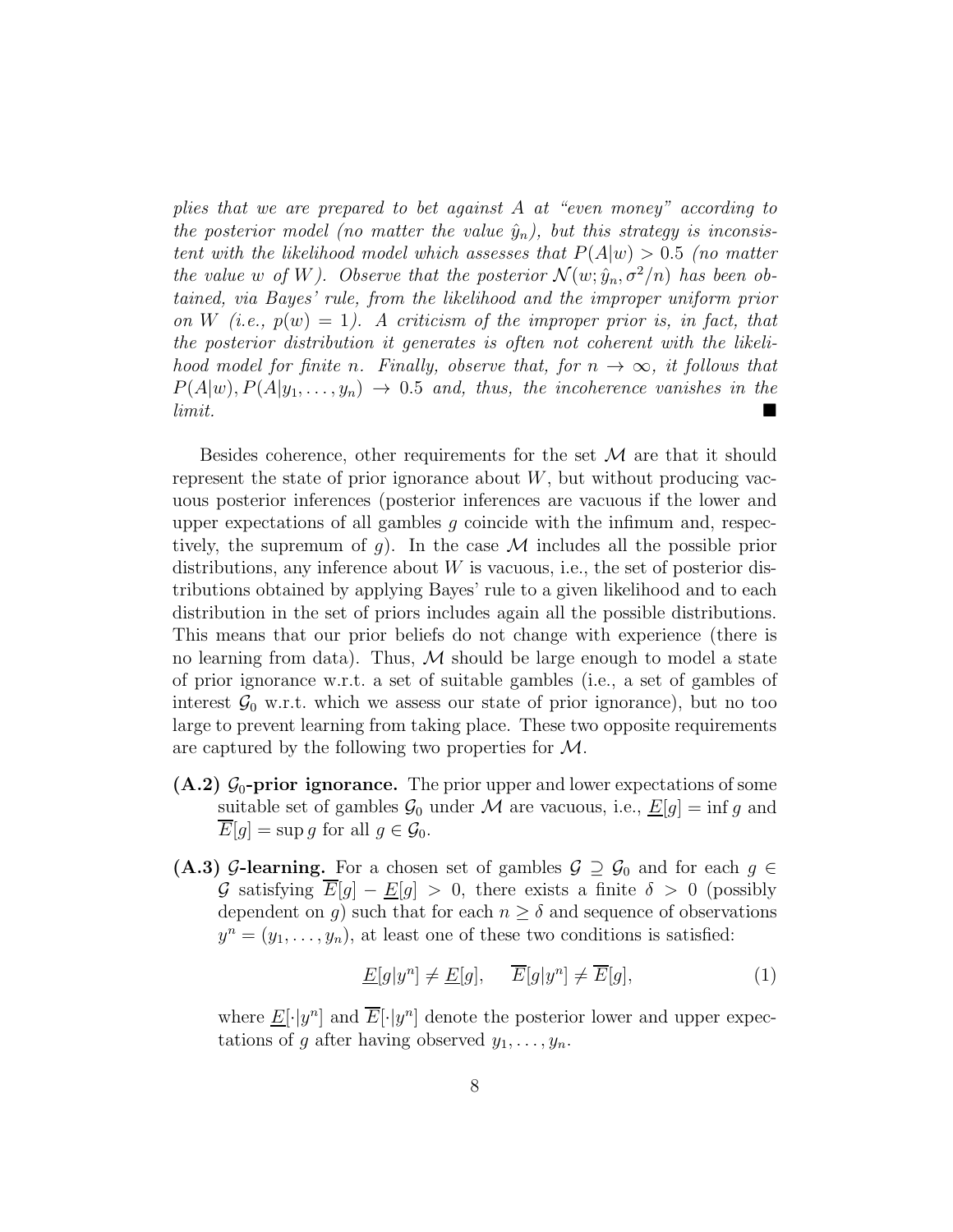*plies that we are prepared to bet against $A$ at "even money" according to the posterior model (no matter the value $\hat{y}_n$), but this strategy is inconsistent with the likelihood model which assesses that $P(A|w) > 0.5$ (no matter the value $w$ of $W$). Observe that the posterior $\mathcal{N}(w; \hat{y}_n, \sigma^2/n)$ has been obtained, via Bayes' rule, from the likelihood and the improper uniform prior on $W$ (i.e., $p(w) = 1$). A criticism of the improper prior is, in fact, that the posterior distribution it generates is often not coherent with the likelihood model for finite $n$. Finally, observe that, for $n \to \infty$, it follows that $P(A|w), P(A|y_1, \ldots, y_n) \to 0.5$ and, thus, the incoherence vanishes in the limit.* ■

Besides coherence, other requirements for the set $\mathcal{M}$ are that it should represent the state of prior ignorance about $W$, but without producing vacuous posterior inferences (posterior inferences are vacuous if the lower and upper expectations of all gambles $g$ coincide with the infimum and, respectively, the supremum of $g$). In the case $\mathcal{M}$ includes all the possible prior distributions, any inference about $W$ is vacuous, i.e., the set of posterior distributions obtained by applying Bayes' rule to a given likelihood and to each distribution in the set of priors includes again all the possible distributions. This means that our prior beliefs do not change with experience (there is no learning from data). Thus, $\mathcal{M}$ should be large enough to model a state of prior ignorance w.r.t. a set of suitable gambles (i.e., a set of gambles of interest $\mathcal{G}_0$ w.r.t. which we assess our state of prior ignorance), but no too large to prevent learning from taking place. These two opposite requirements are captured by the following two properties for $\mathcal{M}$.

- **(A.2) $\mathcal{G}_0$-prior ignorance.** The prior upper and lower expectations of some suitable set of gambles $\mathcal{G}_0$ under $\mathcal{M}$ are vacuous, i.e., $\underline{E}[g] = \inf g$ and $\overline{E}[g] = \sup g$ for all $g \in \mathcal{G}_0$.

- **(A.3) $\mathcal{G}$-learning.** For a chosen set of gambles $\mathcal{G} \supseteq \mathcal{G}_0$ and for each $g \in \mathcal{G}$ satisfying $\overline{E}[g] - \underline{E}[g] > 0$, there exists a finite $\delta > 0$ (possibly dependent on $g$) such that for each $n \geq \delta$ and sequence of observations $y^n = (y_1, \ldots, y_n)$, at least one of these two conditions is satisfied:

$$\underline{E}[g|y^n] \neq \underline{E}[g], \quad \overline{E}[g|y^n] \neq \overline{E}[g], \tag{1}$$

  where $\underline{E}[\cdot|y^n]$ and $\overline{E}[\cdot|y^n]$ denote the posterior lower and upper expectations of $g$ after having observed $y_1, \ldots, y_n$.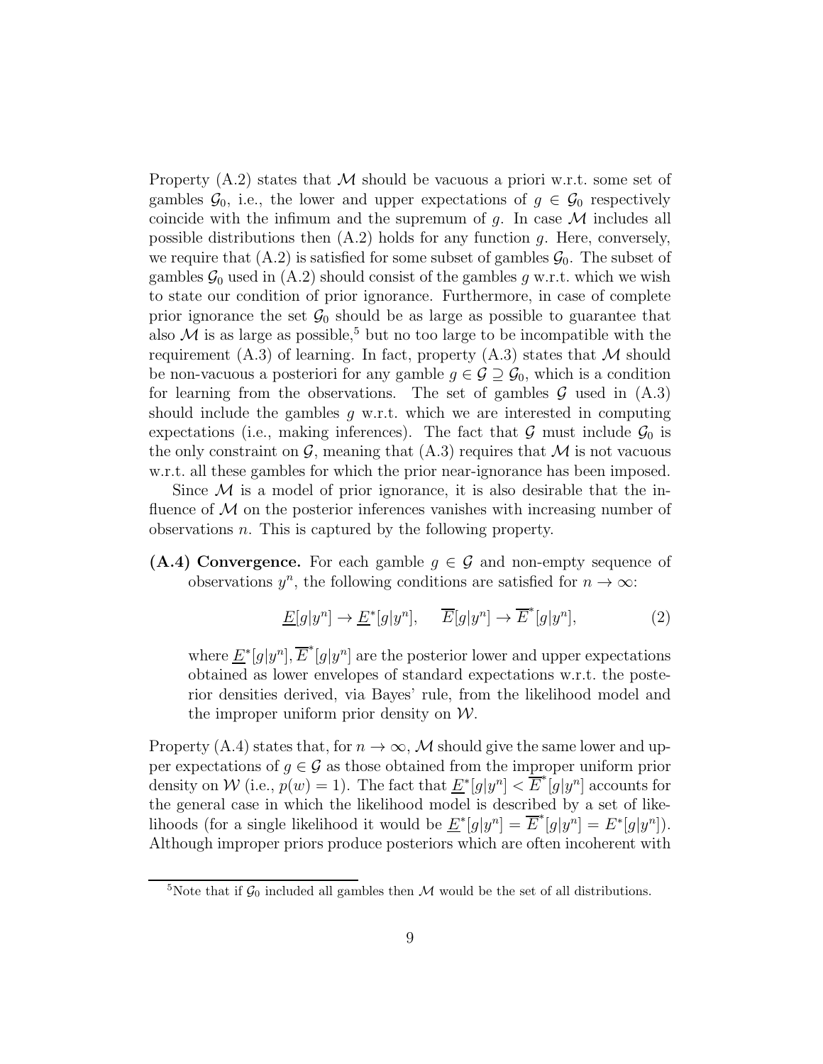Property (A.2) states that $\mathcal{M}$ should be vacuous a priori w.r.t. some set of gambles $\mathcal{G}_0$, i.e., the lower and upper expectations of $g \in \mathcal{G}_0$ respectively coincide with the infimum and the supremum of $g$. In case $\mathcal{M}$ includes all possible distributions then (A.2) holds for any function $g$. Here, conversely, we require that (A.2) is satisfied for some subset of gambles $\mathcal{G}_0$. The subset of gambles $\mathcal{G}_0$ used in (A.2) should consist of the gambles $g$ w.r.t. which we wish to state our condition of prior ignorance. Furthermore, in case of complete prior ignorance the set $\mathcal{G}_0$ should be as large as possible to guarantee that also $\mathcal{M}$ is as large as possible,[5] but no too large to be incompatible with the requirement (A.3) of learning. In fact, property (A.3) states that $\mathcal{M}$ should be non-vacuous a posteriori for any gamble $g \in \mathcal{G} \supseteq \mathcal{G}_0$, which is a condition for learning from the observations. The set of gambles $\mathcal{G}$ used in (A.3) should include the gambles $g$ w.r.t. which we are interested in computing expectations (i.e., making inferences). The fact that $\mathcal{G}$ must include $\mathcal{G}_0$ is the only constraint on $\mathcal{G}$, meaning that (A.3) requires that $\mathcal{M}$ is not vacuous w.r.t. all these gambles for which the prior near-ignorance has been imposed.

Since $\mathcal{M}$ is a model of prior ignorance, it is also desirable that the influence of $\mathcal{M}$ on the posterior inferences vanishes with increasing number of observations $n$. This is captured by the following property.

**(A.4) Convergence.** For each gamble $g \in \mathcal{G}$ and non-empty sequence of observations $y^n$, the following conditions are satisfied for $n \to \infty$:

$$\underline{E}[g|y^n] \to \underline{E}^*[g|y^n], \quad \overline{E}[g|y^n] \to \overline{E}^*[g|y^n], \tag{2}$$

where $\underline{E}^*[g|y^n], \overline{E}^*[g|y^n]$ are the posterior lower and upper expectations obtained as lower envelopes of standard expectations w.r.t. the posterior densities derived, via Bayes' rule, from the likelihood model and the improper uniform prior density on $\mathcal{W}$.

Property (A.4) states that, for $n \to \infty$, $\mathcal{M}$ should give the same lower and upper expectations of $g \in \mathcal{G}$ as those obtained from the improper uniform prior density on $\mathcal{W}$ (i.e., $p(w) = 1$). The fact that $\underline{E}^*[g|y^n] < \overline{E}^*[g|y^n]$ accounts for the general case in which the likelihood model is described by a set of likelihoods (for a single likelihood it would be $\underline{E}^*[g|y^n] = \overline{E}^*[g|y^n] = E^*[g|y^n]$). Although improper priors produce posteriors which are often incoherent with

[5] Note that if $\mathcal{G}_0$ included all gambles then $\mathcal{M}$ would be the set of all distributions.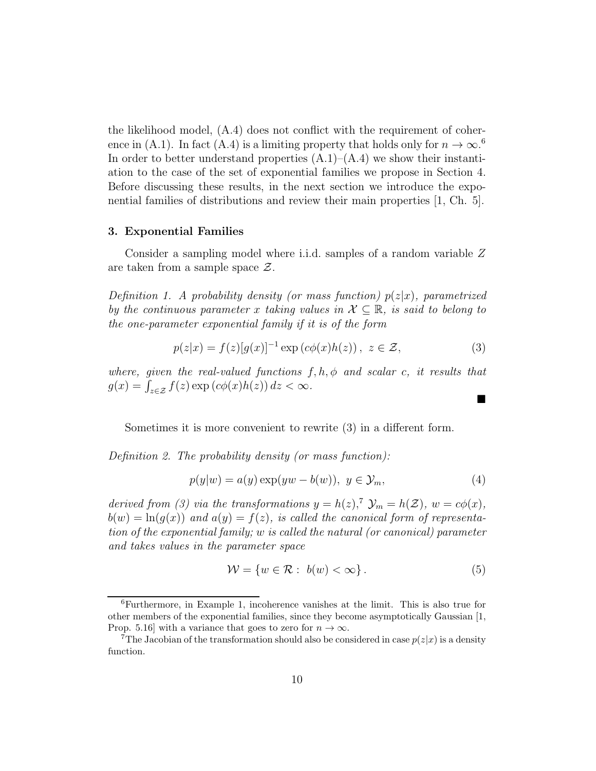the likelihood model, (A.4) does not conflict with the requirement of coherence in (A.1). In fact (A.4) is a limiting property that holds only for $n \to \infty$.[6] In order to better understand properties (A.1)–(A.4) we show their instantiation to the case of the set of exponential families we propose in Section 4. Before discussing these results, in the next section we introduce the exponential families of distributions and review their main properties [1, Ch. 5].

## 3. Exponential Families

Consider a sampling model where i.i.d. samples of a random variable $Z$ are taken from a sample space $\mathcal{Z}$.

*Definition 1. A probability density (or mass function) $p(z|x)$, parametrized by the continuous parameter $x$ taking values in $\mathcal{X} \subseteq \mathbb{R}$, is said to belong to the one-parameter exponential family if it is of the form*

$$p(z|x) = f(z)[g(x)]^{-1} \exp\left(c\phi(x)h(z)\right),\ z \in \mathcal{Z}, \tag{3}$$

*where, given the real-valued functions $f, h, \phi$ and scalar $c$, it results that $g(x) = \int_{z\in\mathcal{Z}} f(z) \exp\left(c\phi(x)h(z)\right) dz < \infty$.*

■

Sometimes it is more convenient to rewrite (3) in a different form.

*Definition 2. The probability density (or mass function):*

$$p(y|w) = a(y) \exp(yw - b(w)),\ y \in \mathcal{Y}_m, \tag{4}$$

*derived from (3) via the transformations $y = h(z)$,[7] $\mathcal{Y}_m = h(\mathcal{Z})$, $w = c\phi(x)$, $b(w) = \ln(g(x))$ and $a(y) = f(z)$, is called the canonical form of representation of the exponential family; $w$ is called the natural (or canonical) parameter and takes values in the parameter space*

$$\mathcal{W} = \{w \in \mathcal{R} :\ b(w) < \infty\}. \tag{5}$$

---

[6] Furthermore, in Example 1, incoherence vanishes at the limit. This is also true for other members of the exponential families, since they become asymptotically Gaussian [1, Prop. 5.16] with a variance that goes to zero for $n \to \infty$.

[7] The Jacobian of the transformation should also be considered in case $p(z|x)$ is a density function.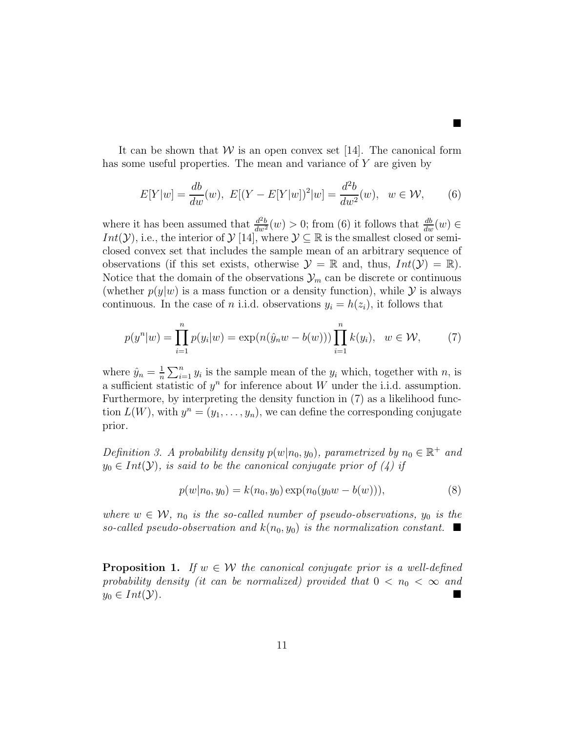■

It can be shown that $\mathcal{W}$ is an open convex set [14]. The canonical form has some useful properties. The mean and variance of $Y$ are given by

$$E[Y|w] = \frac{db}{dw}(w),\ E[(Y - E[Y|w])^2|w] = \frac{d^2b}{dw^2}(w),\quad w \in \mathcal{W}, \tag{6}$$

where it has been assumed that $\frac{d^2b}{dw^2}(w) > 0$; from (6) it follows that $\frac{db}{dw}(w) \in Int(\mathcal{Y})$, i.e., the interior of $\mathcal{Y}$ [14], where $\mathcal{Y} \subseteq \mathbb{R}$ is the smallest closed or semi-closed convex set that includes the sample mean of an arbitrary sequence of observations (if this set exists, otherwise $\mathcal{Y} = \mathbb{R}$ and, thus, $Int(\mathcal{Y}) = \mathbb{R}$). Notice that the domain of the observations $\mathcal{Y}_m$ can be discrete or continuous (whether $p(y|w)$ is a mass function or a density function), while $\mathcal{Y}$ is always continuous. In the case of $n$ i.i.d. observations $y_i = h(z_i)$, it follows that

$$p(y^n|w) = \prod_{i=1}^{n} p(y_i|w) = \exp(n(\hat{y}_n w - b(w))) \prod_{i=1}^{n} k(y_i),\quad w \in \mathcal{W}, \tag{7}$$

where $\hat{y}_n = \frac{1}{n}\sum_{i=1}^{n} y_i$ is the sample mean of the $y_i$ which, together with $n$, is a sufficient statistic of $y^n$ for inference about $W$ under the i.i.d. assumption. Furthermore, by interpreting the density function in (7) as a likelihood function $L(W)$, with $y^n = (y_1, \ldots, y_n)$, we can define the corresponding conjugate prior.

*Definition 3. A probability density $p(w|n_0, y_0)$, parametrized by $n_0 \in \mathbb{R}^+$ and $y_0 \in Int(\mathcal{Y})$, is said to be the canonical conjugate prior of (4) if*

$$p(w|n_0, y_0) = k(n_0, y_0) \exp(n_0(y_0 w - b(w))), \tag{8}$$

*where $w \in \mathcal{W}$, $n_0$ is the so-called number of pseudo-observations, $y_0$ is the so-called pseudo-observation and $k(n_0, y_0)$ is the normalization constant.* ■

**Proposition 1.** *If $w \in \mathcal{W}$ the canonical conjugate prior is a well-defined probability density (it can be normalized) provided that $0 < n_0 < \infty$ and $y_0 \in Int(\mathcal{Y})$.* ■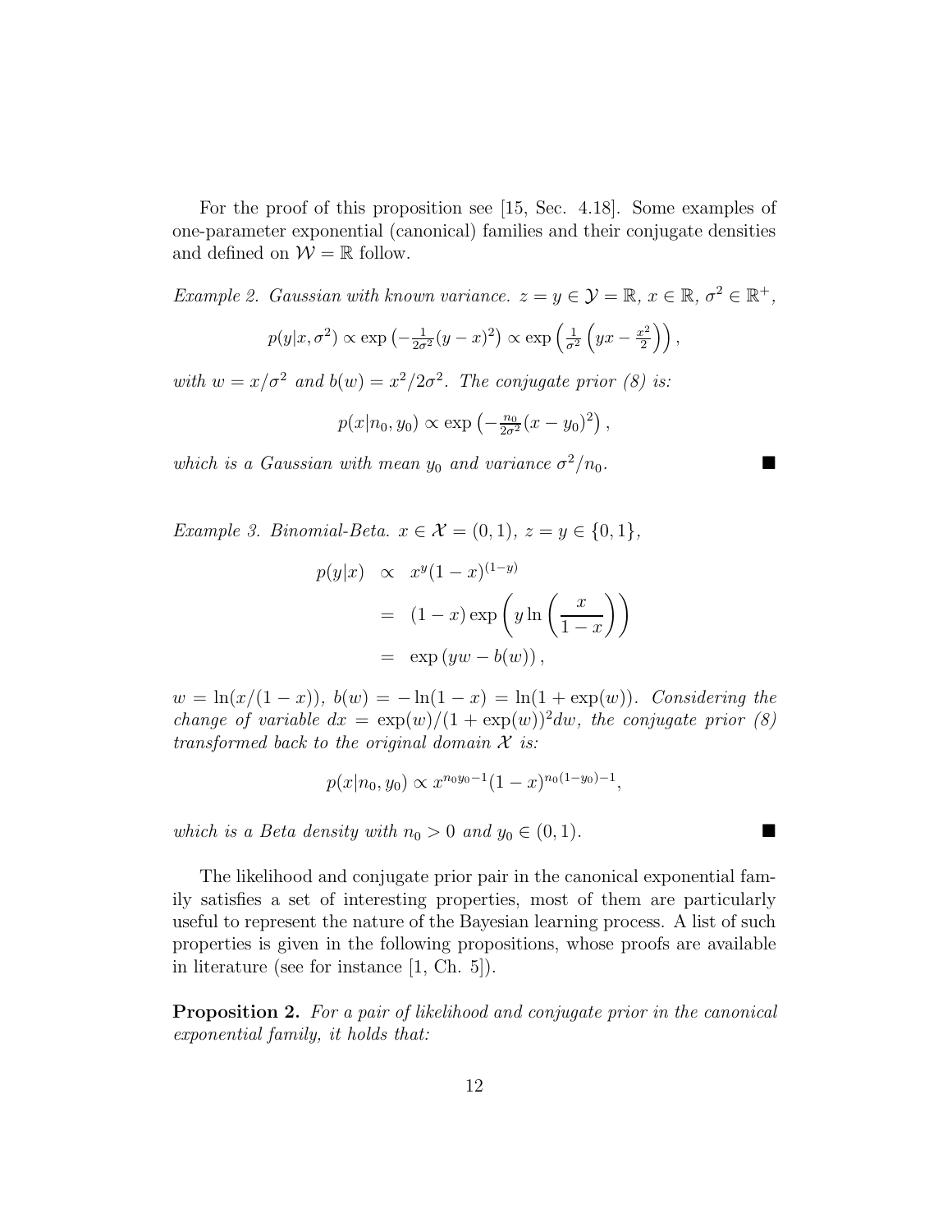For the proof of this proposition see [15, Sec. 4.18]. Some examples of one-parameter exponential (canonical) families and their conjugate densities and defined on $\mathcal{W} = \mathbb{R}$ follow.

*Example 2. Gaussian with known variance.* $z = y \in \mathcal{Y} = \mathbb{R}$, $x \in \mathbb{R}$, $\sigma^2 \in \mathbb{R}^+$,

$$p(y|x, \sigma^2) \propto \exp\left(-\tfrac{1}{2\sigma^2}(y - x)^2\right) \propto \exp\left(\tfrac{1}{\sigma^2}\left(yx - \tfrac{x^2}{2}\right)\right),$$

*with* $w = x/\sigma^2$ *and* $b(w) = x^2/2\sigma^2$*. The conjugate prior (8) is:*

$$p(x|n_0, y_0) \propto \exp\left(-\tfrac{n_0}{2\sigma^2}(x - y_0)^2\right),$$

*which is a Gaussian with mean* $y_0$ *and variance* $\sigma^2/n_0$*.* ■

*Example 3. Binomial-Beta.* $x \in \mathcal{X} = (0, 1)$, $z = y \in \{0, 1\}$,

$$\begin{aligned} p(y|x) &\propto x^y(1 - x)^{(1-y)} \\ &= (1 - x)\exp\left(y \ln\left(\frac{x}{1 - x}\right)\right) \\ &= \exp\left(yw - b(w)\right), \end{aligned}$$

$w = \ln(x/(1 - x))$, $b(w) = -\ln(1 - x) = \ln(1 + \exp(w))$*. Considering the change of variable* $dx = \exp(w)/(1 + \exp(w))^2 dw$*, the conjugate prior (8) transformed back to the original domain* $\mathcal{X}$ *is:*

$$p(x|n_0, y_0) \propto x^{n_0 y_0 - 1}(1 - x)^{n_0(1-y_0)-1},$$

*which is a Beta density with* $n_0 > 0$ *and* $y_0 \in (0, 1)$*.* ■

The likelihood and conjugate prior pair in the canonical exponential family satisfies a set of interesting properties, most of them are particularly useful to represent the nature of the Bayesian learning process. A list of such properties is given in the following propositions, whose proofs are available in literature (see for instance [1, Ch. 5]).

**Proposition 2.** *For a pair of likelihood and conjugate prior in the canonical exponential family, it holds that:*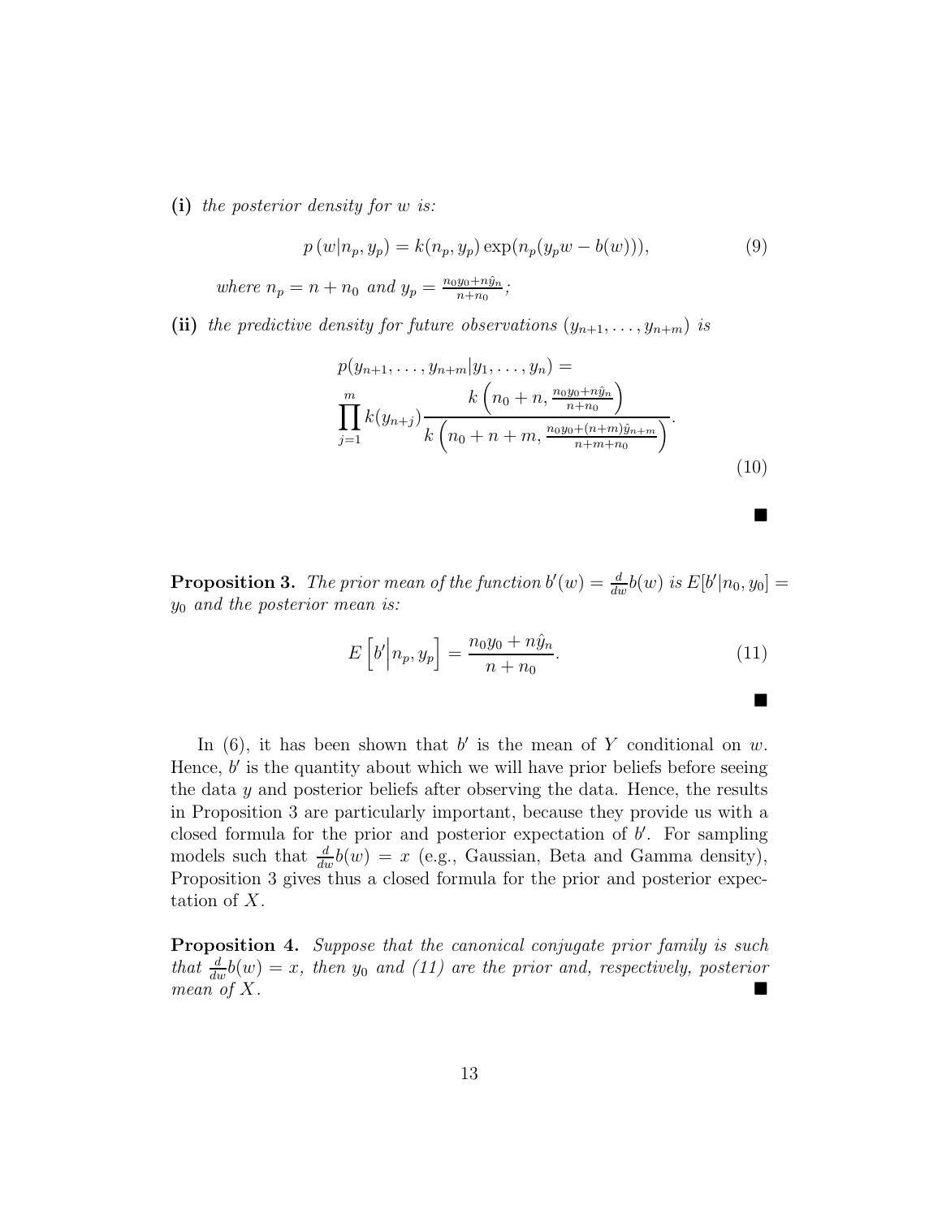**(i)** *the posterior density for $w$ is:*

$$p\left(w|n_p, y_p\right) = k(n_p, y_p) \exp(n_p(y_p w - b(w))), \tag{9}$$

*where $n_p = n + n_0$ and $y_p = \frac{n_0 y_0 + n\hat{y}_n}{n+n_0}$;*

**(ii)** *the predictive density for future observations $(y_{n+1}, \ldots, y_{n+m})$ is*

$$p(y_{n+1}, \ldots, y_{n+m}|y_1, \ldots, y_n) = \prod_{j=1}^{m} k(y_{n+j}) \frac{k\left(n_0 + n, \frac{n_0 y_0 + n\hat{y}_n}{n+n_0}\right)}{k\left(n_0 + n + m, \frac{n_0 y_0 + (n+m)\hat{y}_{n+m}}{n+m+n_0}\right)}. \tag{10}$$

■

**Proposition 3.** *The prior mean of the function $b'(w) = \frac{d}{dw}b(w)$ is $E[b'|n_0, y_0] = y_0$ and the posterior mean is:*

$$E\left[b'\middle|n_p, y_p\right] = \frac{n_0 y_0 + n\hat{y}_n}{n + n_0}. \tag{11}$$

■

In (6), it has been shown that $b'$ is the mean of $Y$ conditional on $w$. Hence, $b'$ is the quantity about which we will have prior beliefs before seeing the data $y$ and posterior beliefs after observing the data. Hence, the results in Proposition 3 are particularly important, because they provide us with a closed formula for the prior and posterior expectation of $b'$. For sampling models such that $\frac{d}{dw}b(w) = x$ (e.g., Gaussian, Beta and Gamma density), Proposition 3 gives thus a closed formula for the prior and posterior expectation of $X$.

**Proposition 4.** *Suppose that the canonical conjugate prior family is such that $\frac{d}{dw}b(w) = x$, then $y_0$ and (11) are the prior and, respectively, posterior mean of $X$.* ■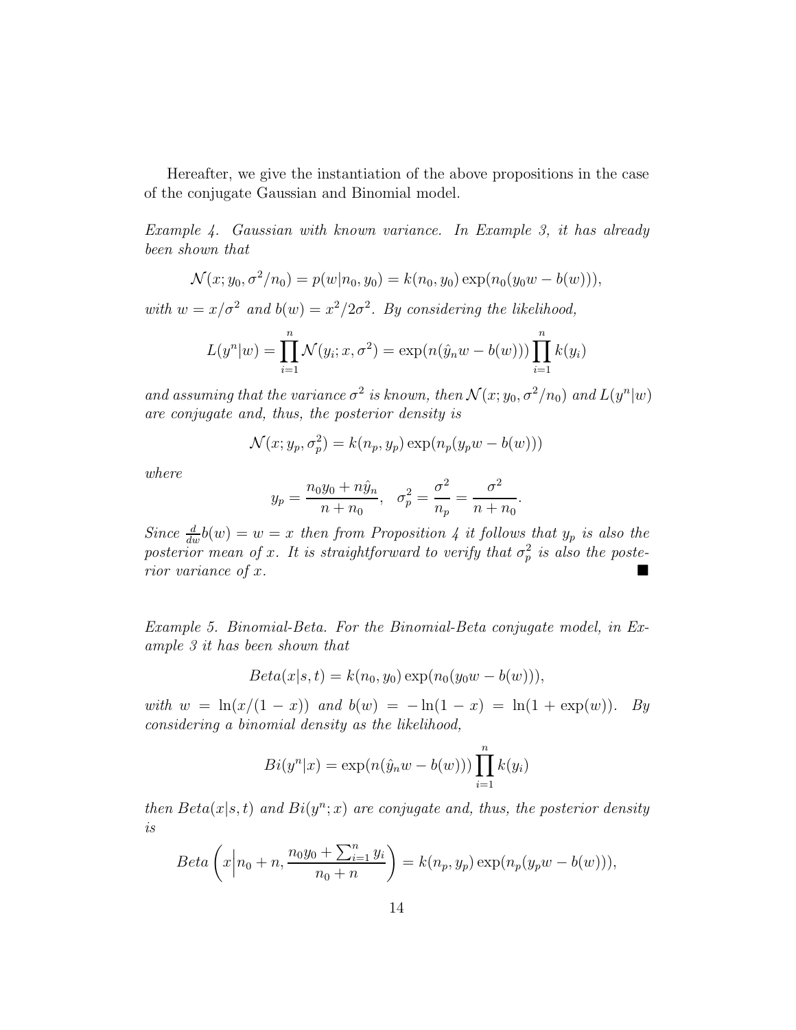Hereafter, we give the instantiation of the above propositions in the case of the conjugate Gaussian and Binomial model.

*Example 4. Gaussian with known variance. In Example 3, it has already been shown that*

$$\mathcal{N}(x; y_0, \sigma^2/n_0) = p(w|n_0, y_0) = k(n_0, y_0) \exp(n_0(y_0 w - b(w))),$$

*with* $w = x/\sigma^2$ *and* $b(w) = x^2/2\sigma^2$. *By considering the likelihood,*

$$L(y^n|w) = \prod_{i=1}^{n} \mathcal{N}(y_i; x, \sigma^2) = \exp(n(\hat{y}_n w - b(w))) \prod_{i=1}^{n} k(y_i)$$

*and assuming that the variance* $\sigma^2$ *is known, then* $\mathcal{N}(x; y_0, \sigma^2/n_0)$ *and* $L(y^n|w)$ *are conjugate and, thus, the posterior density is*

$$\mathcal{N}(x; y_p, \sigma_p^2) = k(n_p, y_p) \exp(n_p(y_p w - b(w)))$$

*where*

$$y_p = \frac{n_0 y_0 + n\hat{y}_n}{n + n_0}, \quad \sigma_p^2 = \frac{\sigma^2}{n_p} = \frac{\sigma^2}{n + n_0}.$$

*Since* $\frac{d}{dw} b(w) = w = x$ *then from Proposition 4 it follows that* $y_p$ *is also the posterior mean of* $x$. *It is straightforward to verify that* $\sigma_p^2$ *is also the posterior variance of* $x$. ■

*Example 5. Binomial-Beta. For the Binomial-Beta conjugate model, in Example 3 it has been shown that*

$$Beta(x|s, t) = k(n_0, y_0) \exp(n_0(y_0 w - b(w))),$$

*with* $w = \ln(x/(1 - x))$ *and* $b(w) = -\ln(1 - x) = \ln(1 + \exp(w))$. *By considering a binomial density as the likelihood,*

$$Bi(y^n|x) = \exp(n(\hat{y}_n w - b(w))) \prod_{i=1}^{n} k(y_i)$$

*then* $Beta(x|s, t)$ *and* $Bi(y^n; x)$ *are conjugate and, thus, the posterior density is*

$$Beta\left(x \middle| n_0 + n, \frac{n_0 y_0 + \sum_{i=1}^{n} y_i}{n_0 + n}\right) = k(n_p, y_p) \exp(n_p(y_p w - b(w))),$$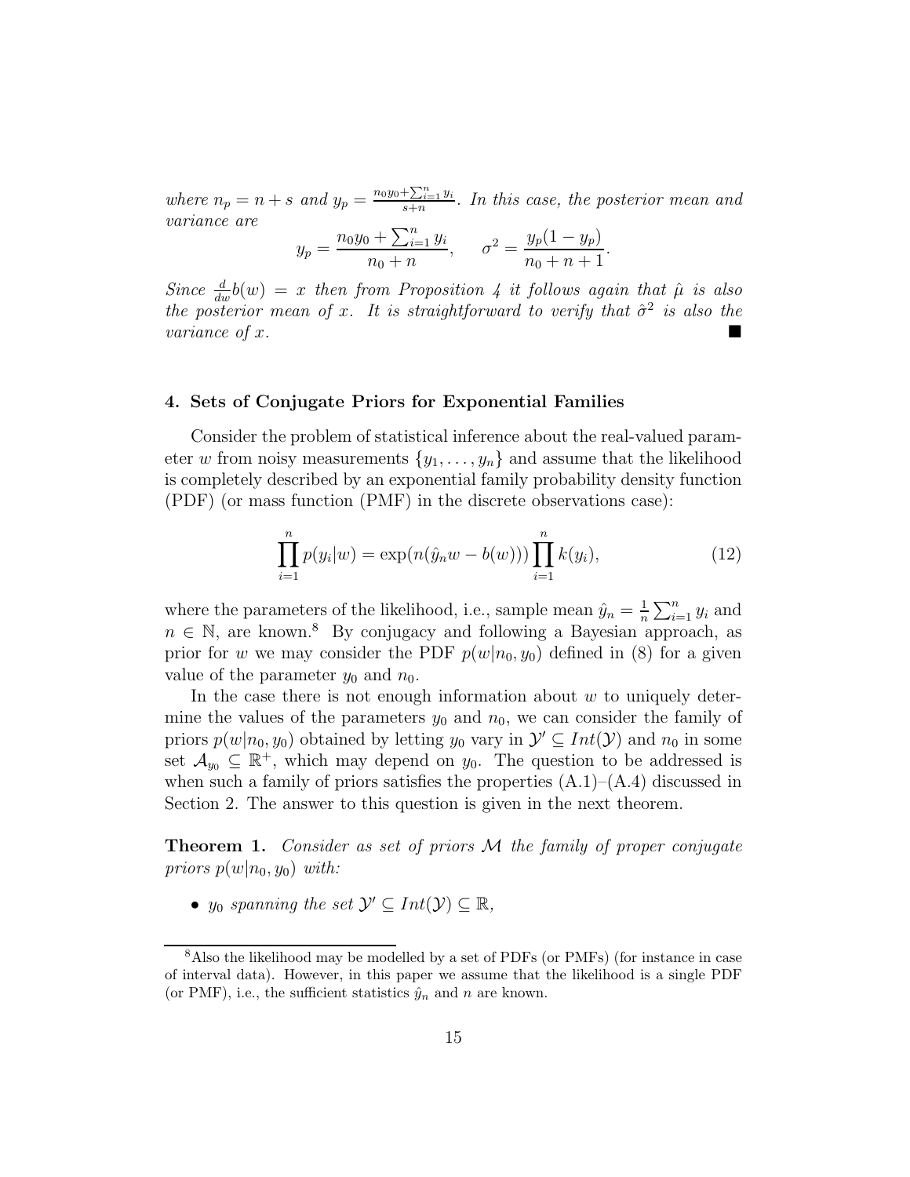*where* $n_p = n + s$ *and* $y_p = \frac{n_0 y_0 + \sum_{i=1}^n y_i}{s+n}$*. In this case, the posterior mean and variance are*

$$y_p = \frac{n_0 y_0 + \sum_{i=1}^n y_i}{n_0 + n}, \qquad \sigma^2 = \frac{y_p(1 - y_p)}{n_0 + n + 1}.$$

*Since* $\frac{d}{dw} b(w) = x$ *then from Proposition 4 it follows again that* $\hat{\mu}$ *is also the posterior mean of* $x$*. It is straightforward to verify that* $\hat{\sigma}^2$ *is also the variance of* $x$*.* ■

## 4. Sets of Conjugate Priors for Exponential Families

Consider the problem of statistical inference about the real-valued parameter $w$ from noisy measurements $\{y_1, \ldots, y_n\}$ and assume that the likelihood is completely described by an exponential family probability density function (PDF) (or mass function (PMF) in the discrete observations case):

$$\prod_{i=1}^{n} p(y_i | w) = \exp(n(\hat{y}_n w - b(w))) \prod_{i=1}^{n} k(y_i), \tag{12}$$

where the parameters of the likelihood, i.e., sample mean $\hat{y}_n = \frac{1}{n} \sum_{i=1}^n y_i$ and $n \in \mathbb{N}$, are known.[8] By conjugacy and following a Bayesian approach, as prior for $w$ we may consider the PDF $p(w|n_0, y_0)$ defined in (8) for a given value of the parameter $y_0$ and $n_0$.

In the case there is not enough information about $w$ to uniquely determine the values of the parameters $y_0$ and $n_0$, we can consider the family of priors $p(w|n_0, y_0)$ obtained by letting $y_0$ vary in $\mathcal{Y}' \subseteq Int(\mathcal{Y})$ and $n_0$ in some set $\mathcal{A}_{y_0} \subseteq \mathbb{R}^+$, which may depend on $y_0$. The question to be addressed is when such a family of priors satisfies the properties (A.1)–(A.4) discussed in Section 2. The answer to this question is given in the next theorem.

**Theorem 1.** *Consider as set of priors* $\mathcal{M}$ *the family of proper conjugate priors* $p(w|n_0, y_0)$ *with:*

- $y_0$ *spanning the set* $\mathcal{Y}' \subseteq Int(\mathcal{Y}) \subseteq \mathbb{R}$*,*

[8] Also the likelihood may be modelled by a set of PDFs (or PMFs) (for instance in case of interval data). However, in this paper we assume that the likelihood is a single PDF (or PMF), i.e., the sufficient statistics $\hat{y}_n$ and $n$ are known.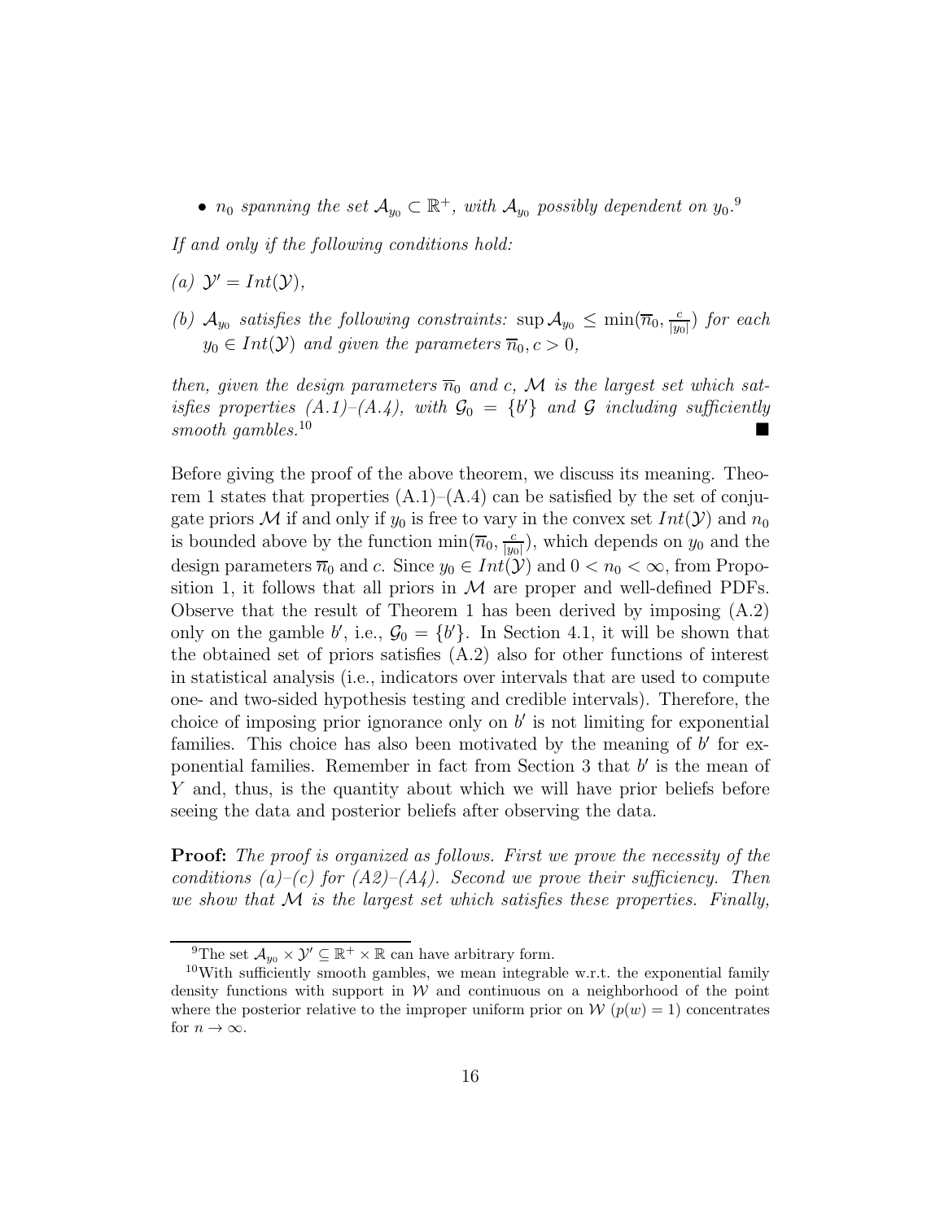- *$n_0$ spanning the set $\mathcal{A}_{y_0} \subset \mathbb{R}^+$, with $\mathcal{A}_{y_0}$ possibly dependent on $y_0$.*[9]

*If and only if the following conditions hold:*

*(a) $\mathcal{Y}' = Int(\mathcal{Y})$,*

*(b) $\mathcal{A}_{y_0}$ satisfies the following constraints: $\sup \mathcal{A}_{y_0} \leq \min(\overline{n}_0, \frac{c}{|y_0|})$ for each $y_0 \in Int(\mathcal{Y})$ and given the parameters $\overline{n}_0, c > 0$,*

*then, given the design parameters $\overline{n}_0$ and $c$, $\mathcal{M}$ is the largest set which satisfies properties (A.1)–(A.4), with $\mathcal{G}_0 = \{b'\}$ and $\mathcal{G}$ including sufficiently smooth gambles.*[10] ■

Before giving the proof of the above theorem, we discuss its meaning. Theorem 1 states that properties (A.1)–(A.4) can be satisfied by the set of conjugate priors $\mathcal{M}$ if and only if $y_0$ is free to vary in the convex set $Int(\mathcal{Y})$ and $n_0$ is bounded above by the function $\min(\overline{n}_0, \frac{c}{|y_0|})$, which depends on $y_0$ and the design parameters $\overline{n}_0$ and $c$. Since $y_0 \in Int(\mathcal{Y})$ and $0 < n_0 < \infty$, from Proposition 1, it follows that all priors in $\mathcal{M}$ are proper and well-defined PDFs. Observe that the result of Theorem 1 has been derived by imposing (A.2) only on the gamble $b'$, i.e., $\mathcal{G}_0 = \{b'\}$. In Section 4.1, it will be shown that the obtained set of priors satisfies (A.2) also for other functions of interest in statistical analysis (i.e., indicators over intervals that are used to compute one- and two-sided hypothesis testing and credible intervals). Therefore, the choice of imposing prior ignorance only on $b'$ is not limiting for exponential families. This choice has also been motivated by the meaning of $b'$ for exponential families. Remember in fact from Section 3 that $b'$ is the mean of $Y$ and, thus, is the quantity about which we will have prior beliefs before seeing the data and posterior beliefs after observing the data.

**Proof:** *The proof is organized as follows. First we prove the necessity of the conditions (a)–(c) for (A2)–(A4). Second we prove their sufficiency. Then we show that $\mathcal{M}$ is the largest set which satisfies these properties. Finally,*

[9] The set $\mathcal{A}_{y_0} \times \mathcal{Y}' \subseteq \mathbb{R}^+ \times \mathbb{R}$ can have arbitrary form.

[10] With sufficiently smooth gambles, we mean integrable w.r.t. the exponential family density functions with support in $\mathcal{W}$ and continuous on a neighborhood of the point where the posterior relative to the improper uniform prior on $\mathcal{W}$ ($p(w) = 1$) concentrates for $n \to \infty$.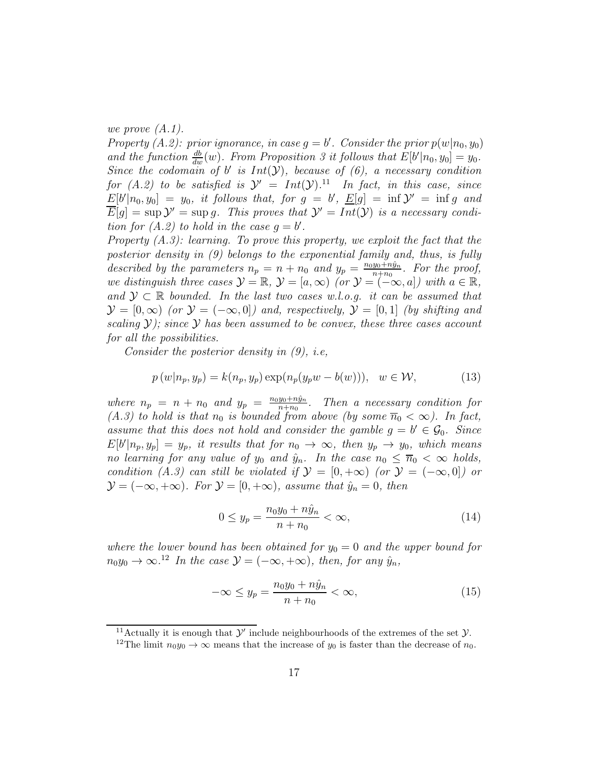*we prove (A.1).*

*Property (A.2): prior ignorance, in case $g = b'$. Consider the prior $p(w|n_0, y_0)$ and the function $\frac{db}{dw}(w)$. From Proposition 3 it follows that $E[b'|n_0, y_0] = y_0$. Since the codomain of $b'$ is $Int(\mathcal{Y})$, because of (6), a necessary condition for (A.2) to be satisfied is $\mathcal{Y}' = Int(\mathcal{Y})$.*[11] *In fact, in this case, since $\underline{E}[b'|n_0, y_0] = y_0$, it follows that, for $g = b'$, $\underline{E}[g] = \inf \mathcal{Y}' = \inf g$ and $\overline{E}[g] = \sup \mathcal{Y}' = \sup g$. This proves that $\mathcal{Y}' = Int(\mathcal{Y})$ is a necessary condition for (A.2) to hold in the case $g = b'$.*

*Property (A.3): learning. To prove this property, we exploit the fact that the posterior density in (9) belongs to the exponential family and, thus, is fully described by the parameters $n_p = n + n_0$ and $y_p = \frac{n_0 y_0 + n\hat{y}_n}{n+n_0}$. For the proof, we distinguish three cases $\mathcal{Y} = \mathbb{R}$, $\mathcal{Y} = [a, \infty)$ (or $\mathcal{Y} = (-\infty, a]$) with $a \in \mathbb{R}$, and $\mathcal{Y} \subset \mathbb{R}$ bounded. In the last two cases w.l.o.g. it can be assumed that $\mathcal{Y} = [0, \infty)$ (or $\mathcal{Y} = (-\infty, 0]$) and, respectively, $\mathcal{Y} = [0, 1]$ (by shifting and scaling $\mathcal{Y}$); since $\mathcal{Y}$ has been assumed to be convex, these three cases account for all the possibilities.*

*Consider the posterior density in (9), i.e,*

$$p\,(w|n_p, y_p) = k(n_p, y_p) \exp(n_p(y_p w - b(w))), \quad w \in \mathcal{W}, \tag{13}$$

*where $n_p = n + n_0$ and $y_p = \frac{n_0 y_0 + n\hat{y}_n}{n+n_0}$. Then a necessary condition for (A.3) to hold is that $n_0$ is bounded from above (by some $\overline{n}_0 < \infty$). In fact, assume that this does not hold and consider the gamble $g = b' \in \mathcal{G}_0$. Since $E[b'|n_p, y_p] = y_p$, it results that for $n_0 \to \infty$, then $y_p \to y_0$, which means no learning for any value of $y_0$ and $\hat{y}_n$. In the case $n_0 \leq \overline{n}_0 < \infty$ holds, condition (A.3) can still be violated if $\mathcal{Y} = [0, +\infty)$ (or $\mathcal{Y} = (-\infty, 0]$) or $\mathcal{Y} = (-\infty, +\infty)$. For $\mathcal{Y} = [0, +\infty)$, assume that $\hat{y}_n = 0$, then*

$$0 \leq y_p = \frac{n_0 y_0 + n\hat{y}_n}{n + n_0} < \infty, \tag{14}$$

*where the lower bound has been obtained for $y_0 = 0$ and the upper bound for $n_0 y_0 \to \infty$.*[12] *In the case $\mathcal{Y} = (-\infty, +\infty)$, then, for any $\hat{y}_n$,*

$$-\infty \leq y_p = \frac{n_0 y_0 + n\hat{y}_n}{n + n_0} < \infty, \tag{15}$$

---

[11] Actually it is enough that $\mathcal{Y}'$ include neighbourhoods of the extremes of the set $\mathcal{Y}$.

[12] The limit $n_0 y_0 \to \infty$ means that the increase of $y_0$ is faster than the decrease of $n_0$.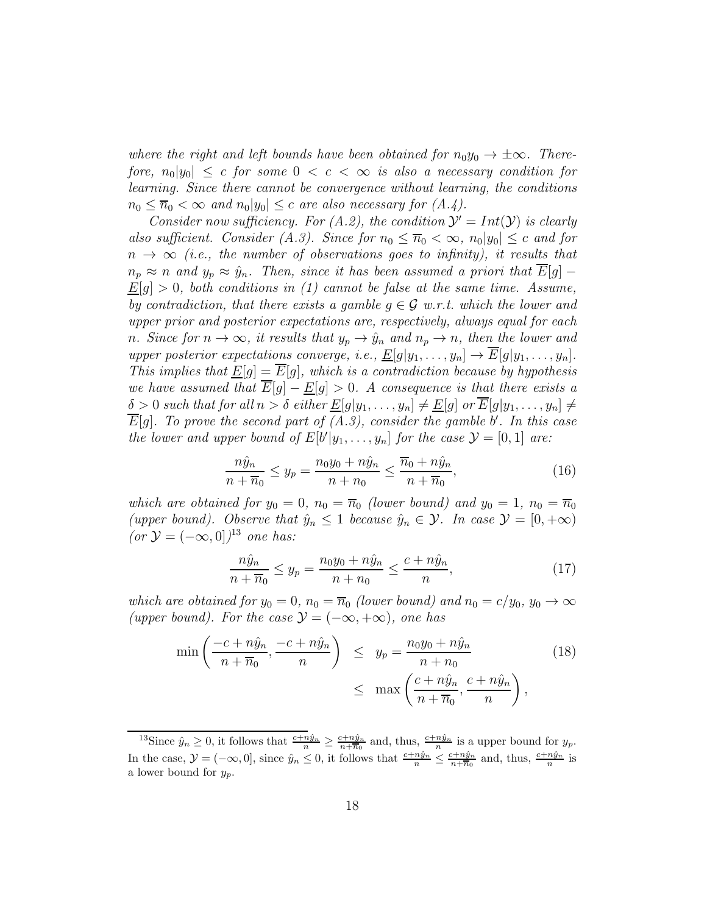*where the right and left bounds have been obtained for $n_0 y_0 \to \pm\infty$. Therefore, $n_0|y_0| \leq c$ for some $0 < c < \infty$ is also a necessary condition for learning. Since there cannot be convergence without learning, the conditions $n_0 \leq \overline{n}_0 < \infty$ and $n_0|y_0| \leq c$ are also necessary for (A.4).*

*Consider now sufficiency. For (A.2), the condition $\mathcal{Y}' = Int(\mathcal{Y})$ is clearly also sufficient. Consider (A.3). Since for $n_0 \leq \overline{n}_0 < \infty$, $n_0|y_0| \leq c$ and for $n \to \infty$ (i.e., the number of observations goes to infinity), it results that $n_p \approx n$ and $y_p \approx \hat{y}_n$. Then, since it has been assumed a priori that $\overline{E}[g] - \underline{E}[g] > 0$, both conditions in (1) cannot be false at the same time. Assume, by contradiction, that there exists a gamble $g \in \mathcal{G}$ w.r.t. which the lower and upper prior and posterior expectations are, respectively, always equal for each $n$. Since for $n \to \infty$, it results that $y_p \to \hat{y}_n$ and $n_p \to n$, then the lower and upper posterior expectations converge, i.e., $\underline{E}[g|y_1, \ldots, y_n] \to \overline{E}[g|y_1, \ldots, y_n]$. This implies that $\underline{E}[g] = \overline{E}[g]$, which is a contradiction because by hypothesis we have assumed that $\overline{E}[g] - \underline{E}[g] > 0$. A consequence is that there exists a $\delta > 0$ such that for all $n > \delta$ either $\underline{E}[g|y_1, \ldots, y_n] \neq \underline{E}[g]$ or $\overline{E}[g|y_1, \ldots, y_n] \neq \overline{E}[g]$. To prove the second part of (A.3), consider the gamble $b'$. In this case the lower and upper bound of $E[b'|y_1, \ldots, y_n]$ for the case $\mathcal{Y} = [0, 1]$ are:*

$$\frac{n\hat{y}_n}{n + \overline{n}_0} \leq y_p = \frac{n_0 y_0 + n\hat{y}_n}{n + n_0} \leq \frac{\overline{n}_0 + n\hat{y}_n}{n + \overline{n}_0}, \tag{16}$$

*which are obtained for $y_0 = 0$, $n_0 = \overline{n}_0$ (lower bound) and $y_0 = 1$, $n_0 = \overline{n}_0$ (upper bound). Observe that $\hat{y}_n \leq 1$ because $\hat{y}_n \in \mathcal{Y}$. In case $\mathcal{Y} = [0, +\infty)$ (or $\mathcal{Y} = (-\infty, 0]$)[13] one has:*

$$\frac{n\hat{y}_n}{n + \overline{n}_0} \leq y_p = \frac{n_0 y_0 + n\hat{y}_n}{n + n_0} \leq \frac{c + n\hat{y}_n}{n}, \tag{17}$$

*which are obtained for $y_0 = 0$, $n_0 = \overline{n}_0$ (lower bound) and $n_0 = c/y_0$, $y_0 \to \infty$ (upper bound). For the case $\mathcal{Y} = (-\infty, +\infty)$, one has*

$$\begin{aligned} \min\left(\frac{-c + n\hat{y}_n}{n + \overline{n}_0}, \frac{-c + n\hat{y}_n}{n}\right) &\leq y_p = \frac{n_0 y_0 + n\hat{y}_n}{n + n_0} \\ &\leq \max\left(\frac{c + n\hat{y}_n}{n + \overline{n}_0}, \frac{c + n\hat{y}_n}{n}\right), \end{aligned} \tag{18}$$

[13] Since $\hat{y}_n \geq 0$, it follows that $\frac{c+n\hat{y}_n}{n} \geq \frac{c+n\hat{y}_n}{n+\overline{n}_0}$ and, thus, $\frac{c+n\hat{y}_n}{n}$ is a upper bound for $y_p$. In the case, $\mathcal{Y} = (-\infty, 0]$, since $\hat{y}_n \leq 0$, it follows that $\frac{c+n\hat{y}_n}{n} \leq \frac{c+n\hat{y}_n}{n+\overline{n}_0}$ and, thus, $\frac{c+n\hat{y}_n}{n}$ is a lower bound for $y_p$.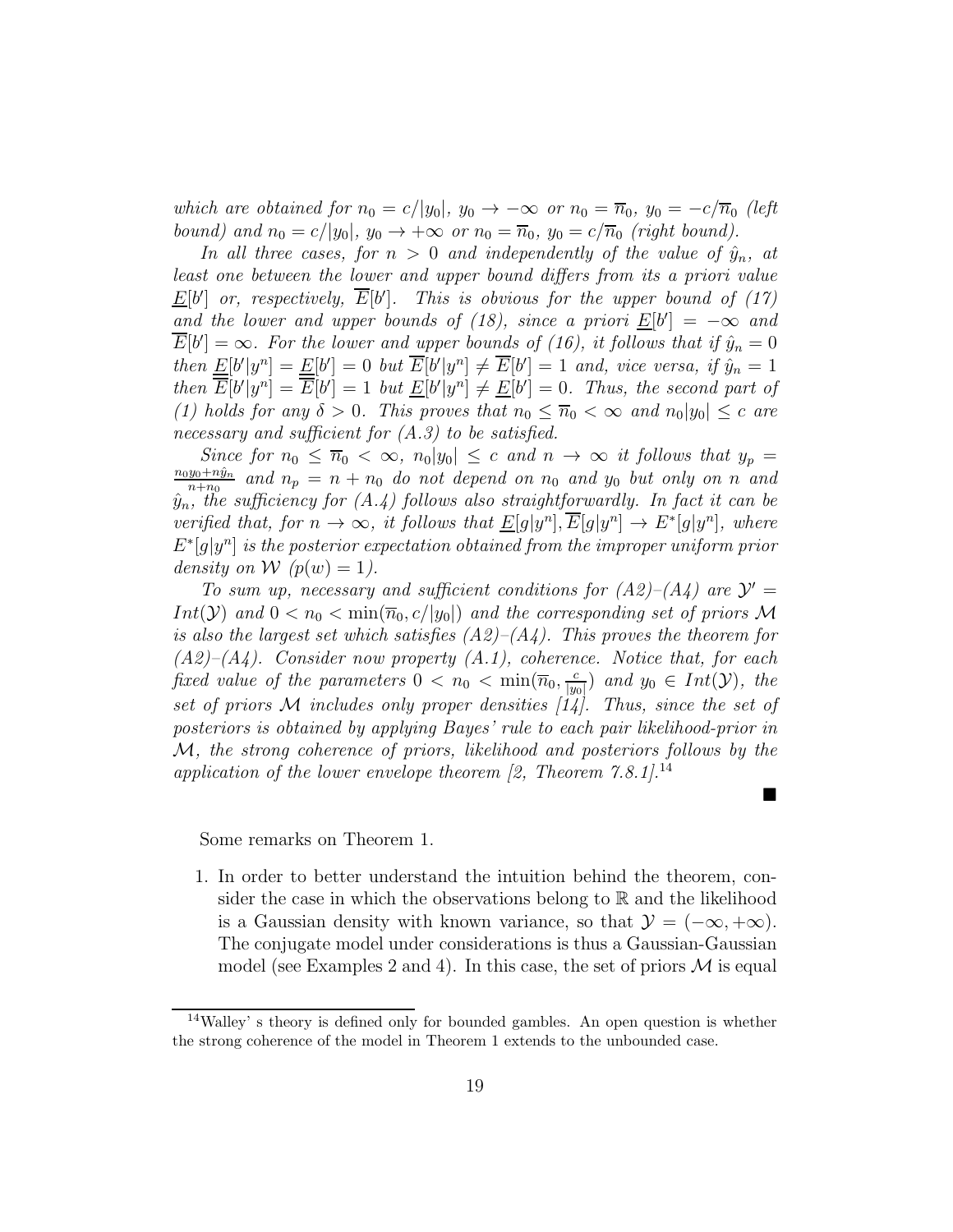*which are obtained for $n_0 = c/|y_0|$, $y_0 \to -\infty$ or $n_0 = \overline{n}_0$, $y_0 = -c/\overline{n}_0$ (left bound) and $n_0 = c/|y_0|$, $y_0 \to +\infty$ or $n_0 = \overline{n}_0$, $y_0 = c/\overline{n}_0$ (right bound).*

*In all three cases, for $n > 0$ and independently of the value of $\hat{y}_n$, at least one between the lower and upper bound differs from its a priori value $\underline{E}[b']$ or, respectively, $\overline{E}[b']$. This is obvious for the upper bound of (17) and the lower and upper bounds of (18), since a priori $\underline{E}[b'] = -\infty$ and $\overline{E}[b'] = \infty$. For the lower and upper bounds of (16), it follows that if $\hat{y}_n = 0$ then $\underline{E}[b'|y^n] = \underline{E}[b'] = 0$ but $\overline{E}[b'|y^n] \neq \overline{E}[b'] = 1$ and, vice versa, if $\hat{y}_n = 1$ then $\overline{E}[b'|y^n] = \overline{E}[b'] = 1$ but $\underline{E}[b'|y^n] \neq \underline{E}[b'] = 0$. Thus, the second part of (1) holds for any $\delta > 0$. This proves that $n_0 \leq \overline{n}_0 < \infty$ and $n_0|y_0| \leq c$ are necessary and sufficient for (A.3) to be satisfied.*

*Since for $n_0 \leq \overline{n}_0 < \infty$, $n_0|y_0| \leq c$ and $n \to \infty$ it follows that $y_p = \frac{n_0 y_0 + n\hat{y}_n}{n+n_0}$ and $n_p = n + n_0$ do not depend on $n_0$ and $y_0$ but only on $n$ and $\hat{y}_n$, the sufficiency for (A.4) follows also straightforwardly. In fact it can be verified that, for $n \to \infty$, it follows that $\underline{E}[g|y^n], \overline{E}[g|y^n] \to E^*[g|y^n]$, where $E^*[g|y^n]$ is the posterior expectation obtained from the improper uniform prior density on $\mathcal{W}$ ($p(w) = 1$).*

*To sum up, necessary and sufficient conditions for (A2)–(A4) are $\mathcal{Y}' = Int(\mathcal{Y})$ and $0 < n_0 < \min(\overline{n}_0, c/|y_0|)$ and the corresponding set of priors $\mathcal{M}$ is also the largest set which satisfies (A2)–(A4). This proves the theorem for (A2)–(A4). Consider now property (A.1), coherence. Notice that, for each fixed value of the parameters $0 < n_0 < \min(\overline{n}_0, \frac{c}{|y_0|})$ and $y_0 \in Int(\mathcal{Y})$, the set of priors $\mathcal{M}$ includes only proper densities [14]. Thus, since the set of posteriors is obtained by applying Bayes' rule to each pair likelihood-prior in $\mathcal{M}$, the strong coherence of priors, likelihood and posteriors follows by the application of the lower envelope theorem [2, Theorem 7.8.1].*[14]

■

Some remarks on Theorem 1.

1. In order to better understand the intuition behind the theorem, consider the case in which the observations belong to $\mathbb{R}$ and the likelihood is a Gaussian density with known variance, so that $\mathcal{Y} = (-\infty, +\infty)$. The conjugate model under considerations is thus a Gaussian-Gaussian model (see Examples 2 and 4). In this case, the set of priors $\mathcal{M}$ is equal

[14] Walley' s theory is defined only for bounded gambles. An open question is whether the strong coherence of the model in Theorem 1 extends to the unbounded case.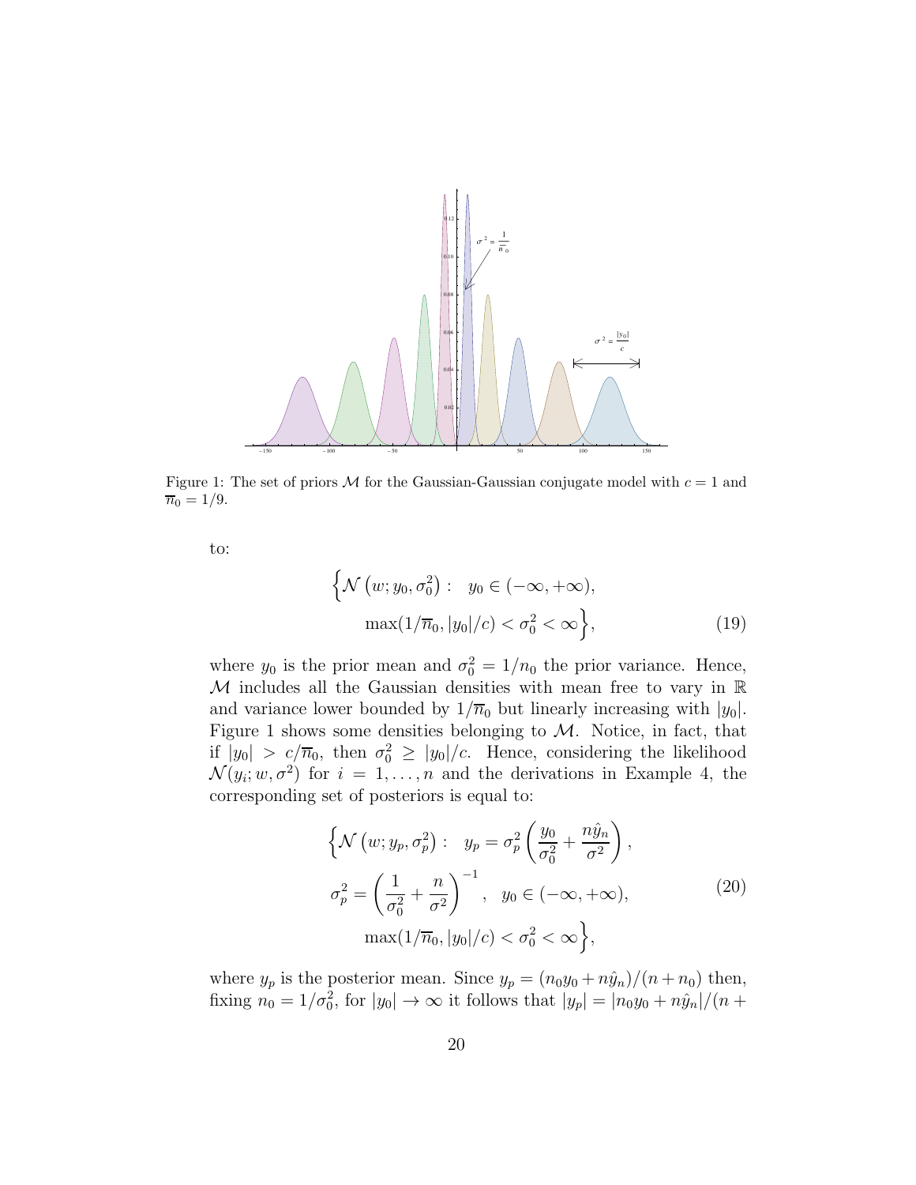Figure 1: The set of priors $\mathcal{M}$ for the Gaussian-Gaussian conjugate model with $c = 1$ and $\overline{n}_0 = 1/9$.

to:

$$
\begin{aligned}
\Big\{\mathcal{N}\left(w; y_0, \sigma_0^2\right): \quad & y_0 \in (-\infty, +\infty), \\
& \max(1/\overline{n}_0, |y_0|/c) < \sigma_0^2 < \infty\Big\},
\end{aligned} \tag{19}
$$

where $y_0$ is the prior mean and $\sigma_0^2 = 1/n_0$ the prior variance. Hence, $\mathcal{M}$ includes all the Gaussian densities with mean free to vary in $\mathbb{R}$ and variance lower bounded by $1/\overline{n}_0$ but linearly increasing with $|y_0|$. Figure 1 shows some densities belonging to $\mathcal{M}$. Notice, in fact, that if $|y_0| > c/\overline{n}_0$, then $\sigma_0^2 \geq |y_0|/c$. Hence, considering the likelihood $\mathcal{N}(y_i; w, \sigma^2)$ for $i = 1, \ldots, n$ and the derivations in Example 4, the corresponding set of posteriors is equal to:

$$
\begin{aligned}
\Big\{\mathcal{N}\left(w; y_p, \sigma_p^2\right): \quad & y_p = \sigma_p^2 \left(\frac{y_0}{\sigma_0^2} + \frac{n\hat{y}_n}{\sigma^2}\right), \\
\sigma_p^2 = \left(\frac{1}{\sigma_0^2} + \frac{n}{\sigma^2}\right)^{-1}, \quad & y_0 \in (-\infty, +\infty), \\
& \max(1/\overline{n}_0, |y_0|/c) < \sigma_0^2 < \infty\Big\},
\end{aligned} \tag{20}
$$

where $y_p$ is the posterior mean. Since $y_p = (n_0 y_0 + n\hat{y}_n)/(n + n_0)$ then, fixing $n_0 = 1/\sigma_0^2$, for $|y_0| \to \infty$ it follows that $|y_p| = |n_0 y_0 + n\hat{y}_n|/(n +$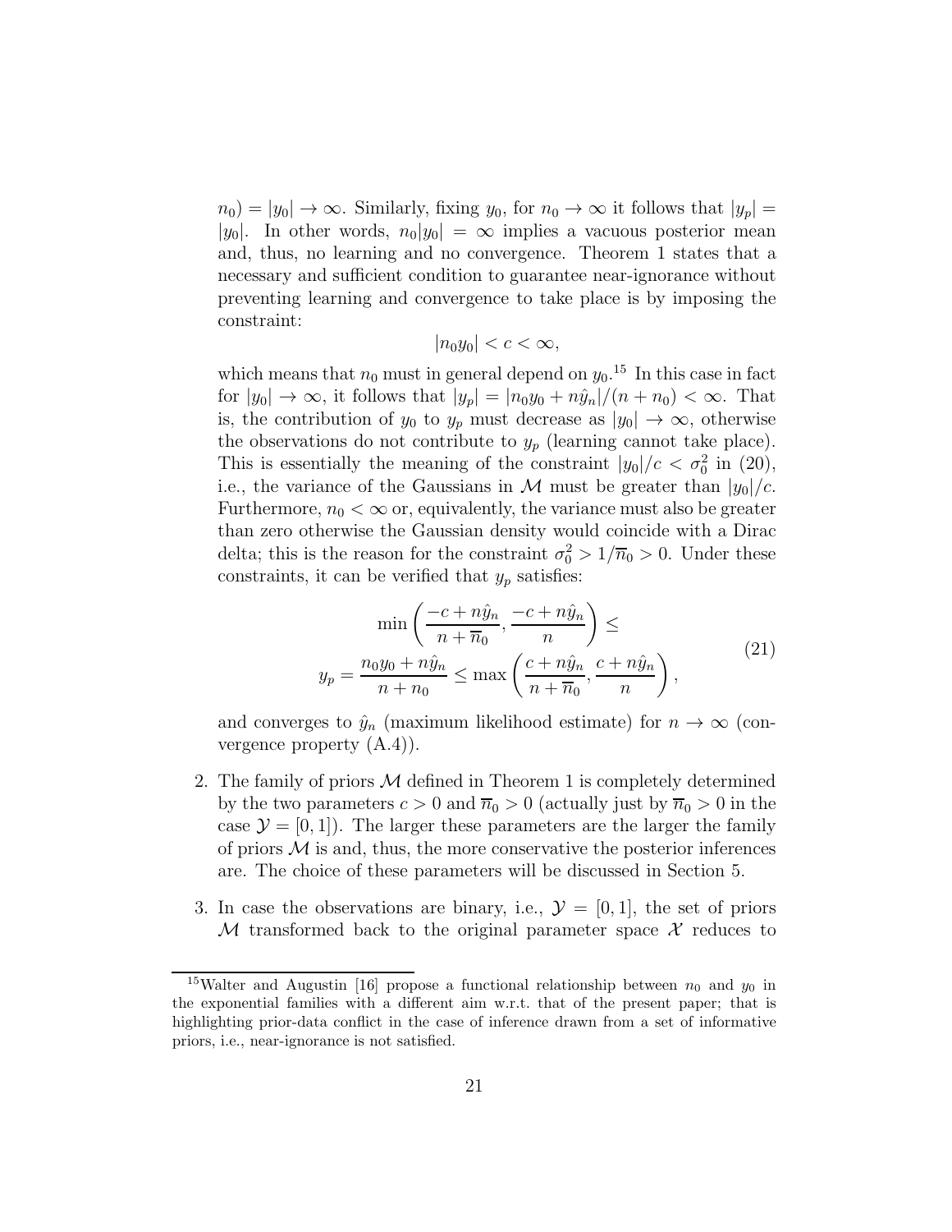$n_0) = |y_0| \to \infty$. Similarly, fixing $y_0$, for $n_0 \to \infty$ it follows that $|y_p| = |y_0|$. In other words, $n_0|y_0| = \infty$ implies a vacuous posterior mean and, thus, no learning and no convergence. Theorem 1 states that a necessary and sufficient condition to guarantee near-ignorance without preventing learning and convergence to take place is by imposing the constraint:

$$|n_0 y_0| < c < \infty,$$

which means that $n_0$ must in general depend on $y_0$.[15] In this case in fact for $|y_0| \to \infty$, it follows that $|y_p| = |n_0 y_0 + n\hat{y}_n|/(n + n_0) < \infty$. That is, the contribution of $y_0$ to $y_p$ must decrease as $|y_0| \to \infty$, otherwise the observations do not contribute to $y_p$ (learning cannot take place). This is essentially the meaning of the constraint $|y_0|/c < \sigma_0^2$ in (20), i.e., the variance of the Gaussians in $\mathcal{M}$ must be greater than $|y_0|/c$. Furthermore, $n_0 < \infty$ or, equivalently, the variance must also be greater than zero otherwise the Gaussian density would coincide with a Dirac delta; this is the reason for the constraint $\sigma_0^2 > 1/\overline{n}_0 > 0$. Under these constraints, it can be verified that $y_p$ satisfies:

$$\begin{gathered}\min\left(\frac{-c + n\hat{y}_n}{n + \overline{n}_0}, \frac{-c + n\hat{y}_n}{n}\right) \leq \\ y_p = \frac{n_0 y_0 + n\hat{y}_n}{n + n_0} \leq \max\left(\frac{c + n\hat{y}_n}{n + \overline{n}_0}, \frac{c + n\hat{y}_n}{n}\right),\end{gathered} \tag{21}$$

and converges to $\hat{y}_n$ (maximum likelihood estimate) for $n \to \infty$ (convergence property (A.4)).

2. The family of priors $\mathcal{M}$ defined in Theorem 1 is completely determined by the two parameters $c > 0$ and $\overline{n}_0 > 0$ (actually just by $\overline{n}_0 > 0$ in the case $\mathcal{Y} = [0, 1]$). The larger these parameters are the larger the family of priors $\mathcal{M}$ is and, thus, the more conservative the posterior inferences are. The choice of these parameters will be discussed in Section 5.

3. In case the observations are binary, i.e., $\mathcal{Y} = [0, 1]$, the set of priors $\mathcal{M}$ transformed back to the original parameter space $\mathcal{X}$ reduces to

---

[15] Walter and Augustin [16] propose a functional relationship between $n_0$ and $y_0$ in the exponential families with a different aim w.r.t. that of the present paper; that is highlighting prior-data conflict in the case of inference drawn from a set of informative priors, i.e., near-ignorance is not satisfied.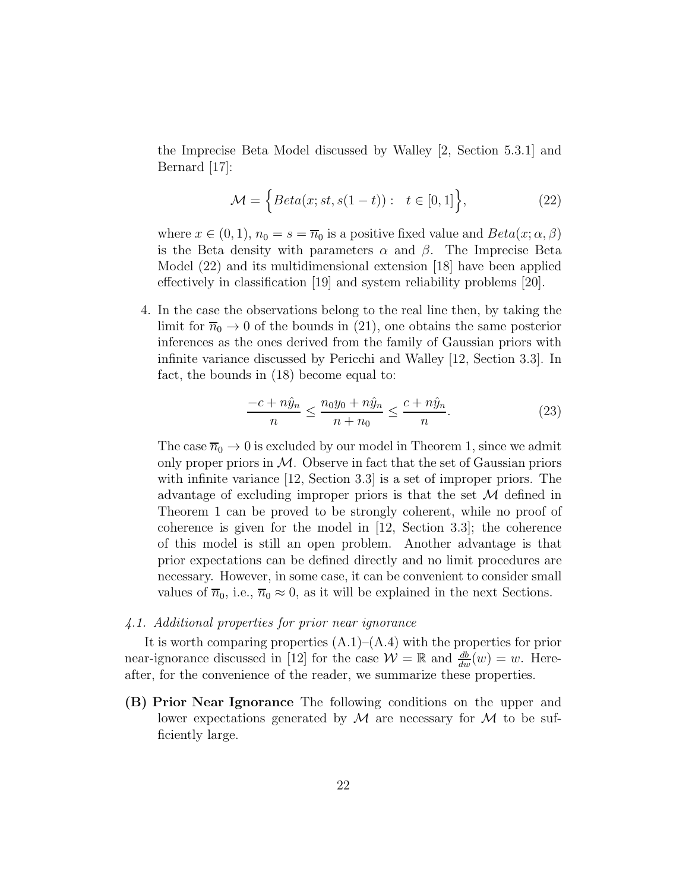the Imprecise Beta Model discussed by Walley [2, Section 5.3.1] and Bernard [17]:

$$\mathcal{M} = \Big\{ Beta(x; st, s(1-t)) : \quad t \in [0,1] \Big\}, \tag{22}$$

where $x \in (0,1)$, $n_0 = s = \overline{n}_0$ is a positive fixed value and $Beta(x; \alpha, \beta)$ is the Beta density with parameters $\alpha$ and $\beta$. The Imprecise Beta Model (22) and its multidimensional extension [18] have been applied effectively in classification [19] and system reliability problems [20].

4. In the case the observations belong to the real line then, by taking the limit for $\overline{n}_0 \to 0$ of the bounds in (21), one obtains the same posterior inferences as the ones derived from the family of Gaussian priors with infinite variance discussed by Pericchi and Walley [12, Section 3.3]. In fact, the bounds in (18) become equal to:

$$\frac{-c + n\hat{y}_n}{n} \leq \frac{n_0 y_0 + n\hat{y}_n}{n + n_0} \leq \frac{c + n\hat{y}_n}{n}. \tag{23}$$

The case $\overline{n}_0 \to 0$ is excluded by our model in Theorem 1, since we admit only proper priors in $\mathcal{M}$. Observe in fact that the set of Gaussian priors with infinite variance [12, Section 3.3] is a set of improper priors. The advantage of excluding improper priors is that the set $\mathcal{M}$ defined in Theorem 1 can be proved to be strongly coherent, while no proof of coherence is given for the model in [12, Section 3.3]; the coherence of this model is still an open problem. Another advantage is that prior expectations can be defined directly and no limit procedures are necessary. However, in some case, it can be convenient to consider small values of $\overline{n}_0$, i.e., $\overline{n}_0 \approx 0$, as it will be explained in the next Sections.

### 4.1. Additional properties for prior near ignorance

It is worth comparing properties (A.1)–(A.4) with the properties for prior near-ignorance discussed in [12] for the case $\mathcal{W} = \mathbb{R}$ and $\frac{db}{dw}(w) = w$. Hereafter, for the convenience of the reader, we summarize these properties.

**(B) Prior Near Ignorance** The following conditions on the upper and lower expectations generated by $\mathcal{M}$ are necessary for $\mathcal{M}$ to be sufficiently large.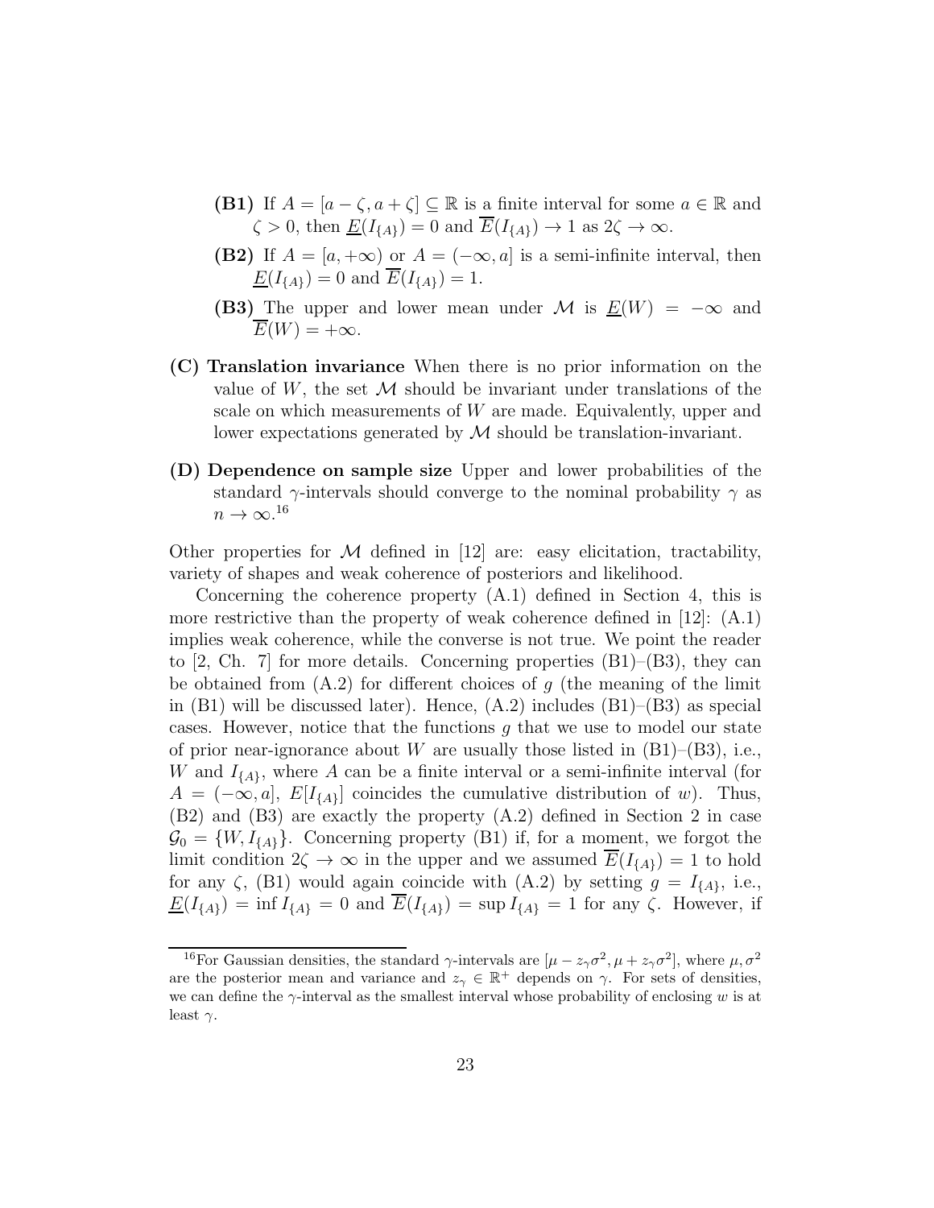- **(B1)** If $A = [a - \zeta, a + \zeta] \subseteq \mathbb{R}$ is a finite interval for some $a \in \mathbb{R}$ and $\zeta > 0$, then $\underline{E}(I_{\{A\}}) = 0$ and $\overline{E}(I_{\{A\}}) \to 1$ as $2\zeta \to \infty$.
- **(B2)** If $A = [a, +\infty)$ or $A = (-\infty, a]$ is a semi-infinite interval, then $\underline{E}(I_{\{A\}}) = 0$ and $\overline{E}(I_{\{A\}}) = 1$.
- **(B3)** The upper and lower mean under $\mathcal{M}$ is $\underline{E}(W) = -\infty$ and $\overline{E}(W) = +\infty$.

**(C) Translation invariance** When there is no prior information on the value of $W$, the set $\mathcal{M}$ should be invariant under translations of the scale on which measurements of $W$ are made. Equivalently, upper and lower expectations generated by $\mathcal{M}$ should be translation-invariant.

**(D) Dependence on sample size** Upper and lower probabilities of the standard $\gamma$-intervals should converge to the nominal probability $\gamma$ as $n \to \infty$.[16]

Other properties for $\mathcal{M}$ defined in [12] are: easy elicitation, tractability, variety of shapes and weak coherence of posteriors and likelihood.

Concerning the coherence property (A.1) defined in Section 4, this is more restrictive than the property of weak coherence defined in [12]: (A.1) implies weak coherence, while the converse is not true. We point the reader to [2, Ch. 7] for more details. Concerning properties (B1)–(B3), they can be obtained from (A.2) for different choices of $g$ (the meaning of the limit in (B1) will be discussed later). Hence, (A.2) includes (B1)–(B3) as special cases. However, notice that the functions $g$ that we use to model our state of prior near-ignorance about $W$ are usually those listed in (B1)–(B3), i.e., $W$ and $I_{\{A\}}$, where $A$ can be a finite interval or a semi-infinite interval (for $A = (-\infty, a]$, $E[I_{\{A\}}]$ coincides the cumulative distribution of $w$). Thus, (B2) and (B3) are exactly the property (A.2) defined in Section 2 in case $\mathcal{G}_0 = \{W, I_{\{A\}}\}$. Concerning property (B1) if, for a moment, we forgot the limit condition $2\zeta \to \infty$ in the upper and we assumed $\overline{E}(I_{\{A\}}) = 1$ to hold for any $\zeta$, (B1) would again coincide with (A.2) by setting $g = I_{\{A\}}$, i.e., $\underline{E}(I_{\{A\}}) = \inf I_{\{A\}} = 0$ and $\overline{E}(I_{\{A\}}) = \sup I_{\{A\}} = 1$ for any $\zeta$. However, if

[16] For Gaussian densities, the standard $\gamma$-intervals are $[\mu - z_\gamma \sigma^2, \mu + z_\gamma \sigma^2]$, where $\mu, \sigma^2$ are the posterior mean and variance and $z_\gamma \in \mathbb{R}^+$ depends on $\gamma$. For sets of densities, we can define the $\gamma$-interval as the smallest interval whose probability of enclosing $w$ is at least $\gamma$.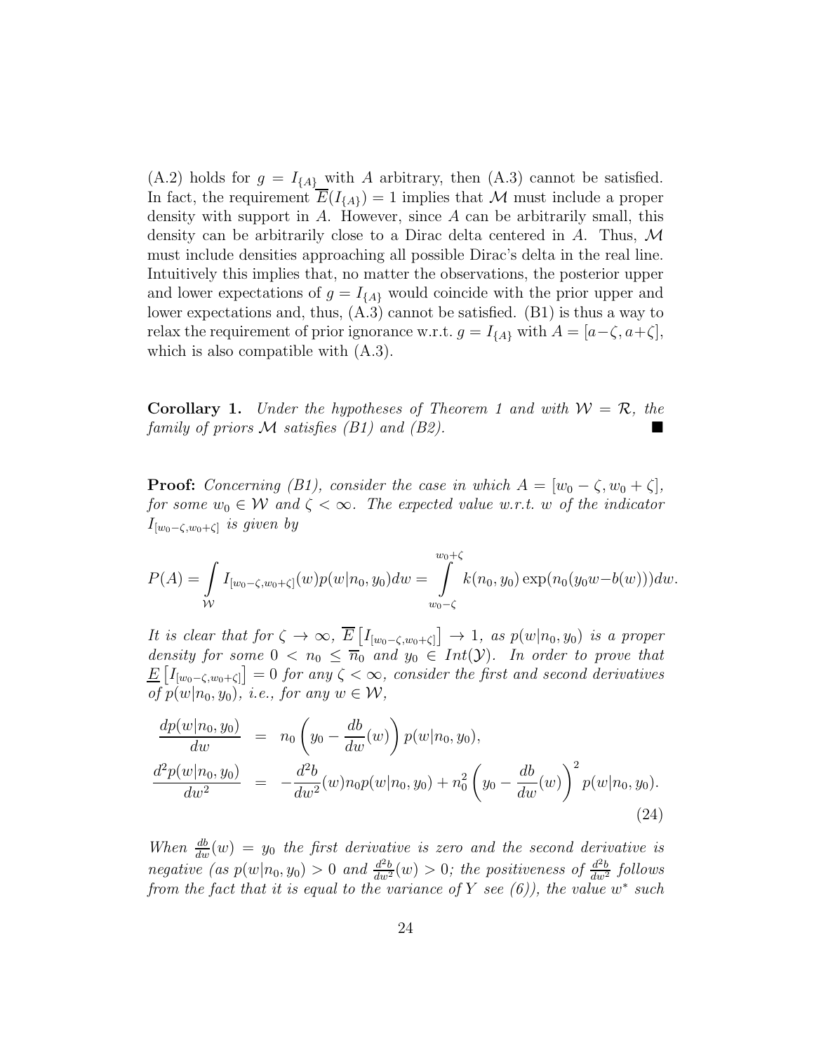(A.2) holds for $g = I_{\{A\}}$ with $A$ arbitrary, then (A.3) cannot be satisfied. In fact, the requirement $\overline{E}(I_{\{A\}}) = 1$ implies that $\mathcal{M}$ must include a proper density with support in $A$. However, since $A$ can be arbitrarily small, this density can be arbitrarily close to a Dirac delta centered in $A$. Thus, $\mathcal{M}$ must include densities approaching all possible Dirac's delta in the real line. Intuitively this implies that, no matter the observations, the posterior upper and lower expectations of $g = I_{\{A\}}$ would coincide with the prior upper and lower expectations and, thus, (A.3) cannot be satisfied. (B1) is thus a way to relax the requirement of prior ignorance w.r.t. $g = I_{\{A\}}$ with $A = [a-\zeta, a+\zeta]$, which is also compatible with (A.3).

**Corollary 1.** *Under the hypotheses of Theorem 1 and with $\mathcal{W} = \mathcal{R}$, the family of priors $\mathcal{M}$ satisfies (B1) and (B2).* ■

**Proof:** *Concerning (B1), consider the case in which $A = [w_0 - \zeta, w_0 + \zeta]$, for some $w_0 \in \mathcal{W}$ and $\zeta < \infty$. The expected value w.r.t. $w$ of the indicator $I_{[w_0-\zeta,w_0+\zeta]}$ is given by*

$$P(A) = \int_{\mathcal{W}} I_{[w_0-\zeta,w_0+\zeta]}(w) p(w|n_0, y_0) dw = \int_{w_0-\zeta}^{w_0+\zeta} k(n_0, y_0) \exp(n_0(y_0 w - b(w))) dw.$$

*It is clear that for $\zeta \to \infty$, $\overline{E}\left[I_{[w_0-\zeta,w_0+\zeta]}\right] \to 1$, as $p(w|n_0, y_0)$ is a proper density for some $0 < n_0 \leq \overline{n}_0$ and $y_0 \in Int(\mathcal{Y})$. In order to prove that $\underline{E}\left[I_{[w_0-\zeta,w_0+\zeta]}\right] = 0$ for any $\zeta < \infty$, consider the first and second derivatives of $p(w|n_0, y_0)$, i.e., for any $w \in \mathcal{W}$,*

$$\begin{aligned}
\frac{dp(w|n_0, y_0)}{dw} &= n_0 \left( y_0 - \frac{db}{dw}(w) \right) p(w|n_0, y_0), \\
\frac{d^2 p(w|n_0, y_0)}{dw^2} &= -\frac{d^2 b}{dw^2}(w) n_0 p(w|n_0, y_0) + n_0^2 \left( y_0 - \frac{db}{dw}(w) \right)^2 p(w|n_0, y_0).
\end{aligned} \tag{24}$$

*When $\frac{db}{dw}(w) = y_0$ the first derivative is zero and the second derivative is negative (as $p(w|n_0, y_0) > 0$ and $\frac{d^2 b}{dw^2}(w) > 0$; the positiveness of $\frac{d^2 b}{dw^2}$ follows from the fact that it is equal to the variance of $Y$ see (6)), the value $w^*$ such*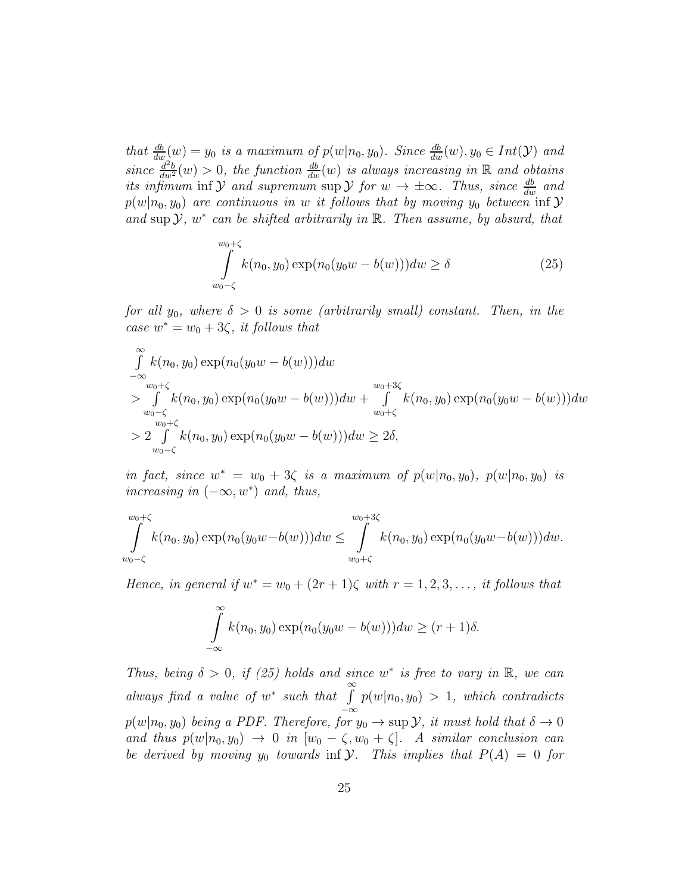*that $\frac{db}{dw}(w) = y_0$ is a maximum of $p(w|n_0, y_0)$. Since $\frac{db}{dw}(w), y_0 \in Int(\mathcal{Y})$ and since $\frac{d^2b}{dw^2}(w) > 0$, the function $\frac{db}{dw}(w)$ is always increasing in $\mathbb{R}$ and obtains its infimum $\inf \mathcal{Y}$ and supremum $\sup \mathcal{Y}$ for $w \to \pm\infty$. Thus, since $\frac{db}{dw}$ and $p(w|n_0, y_0)$ are continuous in $w$ it follows that by moving $y_0$ between $\inf \mathcal{Y}$ and $\sup \mathcal{Y}$, $w^*$ can be shifted arbitrarily in $\mathbb{R}$. Then assume, by absurd, that*

$$\int_{w_0-\zeta}^{w_0+\zeta} k(n_0, y_0) \exp(n_0(y_0 w - b(w)))dw \geq \delta \tag{25}$$

*for all $y_0$, where $\delta > 0$ is some (arbitrarily small) constant. Then, in the case $w^* = w_0 + 3\zeta$, it follows that*

$$\begin{aligned}
&\int_{-\infty}^{\infty} k(n_0, y_0) \exp(n_0(y_0 w - b(w)))dw \\
&> \int_{w_0-\zeta}^{w_0+\zeta} k(n_0, y_0) \exp(n_0(y_0 w - b(w)))dw + \int_{w_0+\zeta}^{w_0+3\zeta} k(n_0, y_0) \exp(n_0(y_0 w - b(w)))dw \\
&> 2 \int_{w_0-\zeta}^{w_0+\zeta} k(n_0, y_0) \exp(n_0(y_0 w - b(w)))dw \geq 2\delta,
\end{aligned}$$

*in fact, since $w^* = w_0 + 3\zeta$ is a maximum of $p(w|n_0, y_0)$, $p(w|n_0, y_0)$ is increasing in $(-\infty, w^*)$ and, thus,*

$$\int_{w_0-\zeta}^{w_0+\zeta} k(n_0, y_0) \exp(n_0(y_0 w - b(w)))dw \leq \int_{w_0+\zeta}^{w_0+3\zeta} k(n_0, y_0) \exp(n_0(y_0 w - b(w)))dw.$$

*Hence, in general if $w^* = w_0 + (2r+1)\zeta$ with $r = 1, 2, 3, \ldots$, it follows that*

$$\int_{-\infty}^{\infty} k(n_0, y_0) \exp(n_0(y_0 w - b(w)))dw \geq (r+1)\delta.$$

*Thus, being $\delta > 0$, if (25) holds and since $w^*$ is free to vary in $\mathbb{R}$, we can always find a value of $w^*$ such that $\int_{-\infty}^{\infty} p(w|n_0, y_0) > 1$, which contradicts $p(w|n_0, y_0)$ being a PDF. Therefore, for $y_0 \to \sup \mathcal{Y}$, it must hold that $\delta \to 0$ and thus $p(w|n_0, y_0) \to 0$ in $[w_0 - \zeta, w_0 + \zeta]$. A similar conclusion can be derived by moving $y_0$ towards $\inf \mathcal{Y}$. This implies that $P(A) = 0$ for*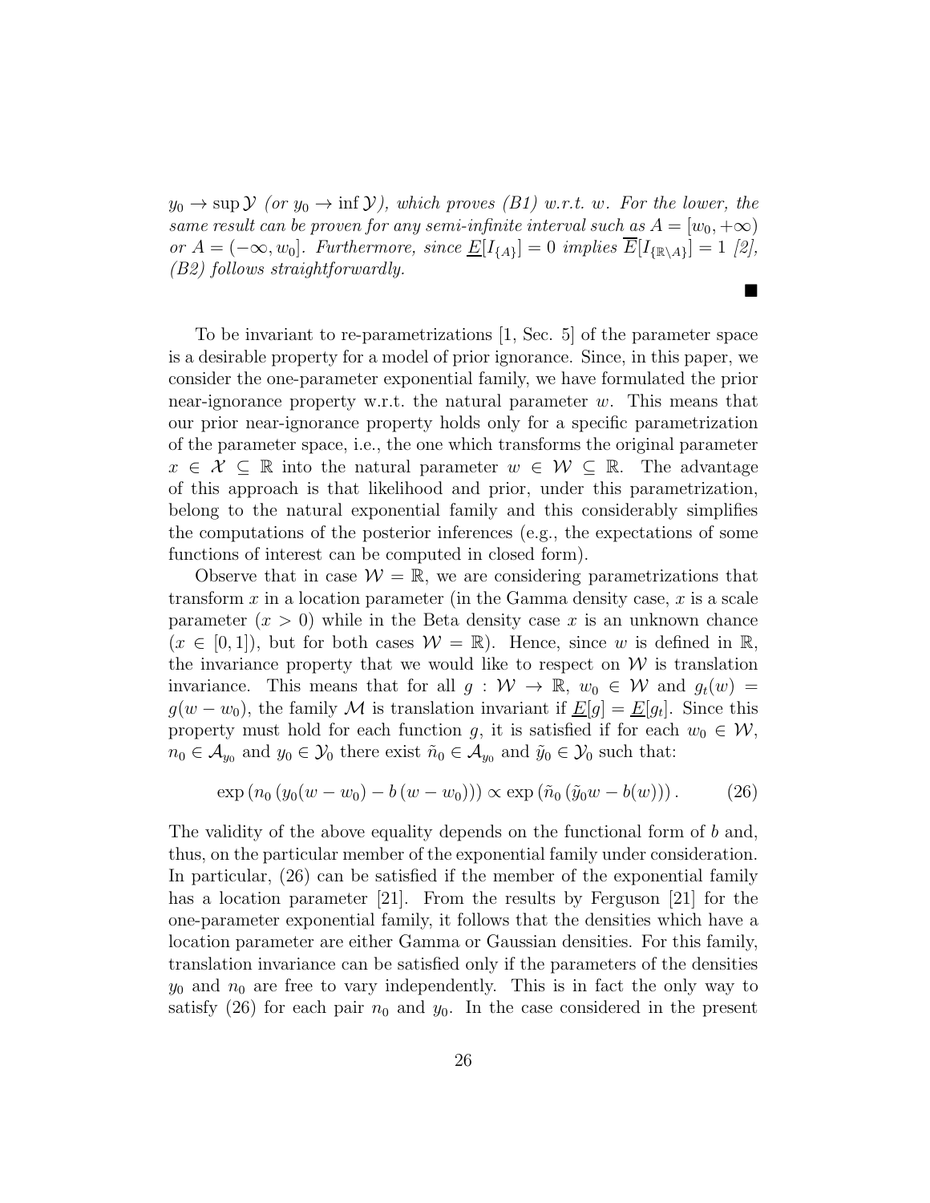*$y_0 \to \sup \mathcal{Y}$ (or $y_0 \to \inf \mathcal{Y}$), which proves (B1) w.r.t. $w$. For the lower, the same result can be proven for any semi-infinite interval such as $A = [w_0, +\infty)$ or $A = (-\infty, w_0]$. Furthermore, since $\underline{E}[I_{\{A\}}] = 0$ implies $\overline{E}[I_{\{\mathbb{R}\setminus A\}}] = 1$ [2], (B2) follows straightforwardly.*

■

To be invariant to re-parametrizations [1, Sec. 5] of the parameter space is a desirable property for a model of prior ignorance. Since, in this paper, we consider the one-parameter exponential family, we have formulated the prior near-ignorance property w.r.t. the natural parameter $w$. This means that our prior near-ignorance property holds only for a specific parametrization of the parameter space, i.e., the one which transforms the original parameter $x \in \mathcal{X} \subseteq \mathbb{R}$ into the natural parameter $w \in \mathcal{W} \subseteq \mathbb{R}$. The advantage of this approach is that likelihood and prior, under this parametrization, belong to the natural exponential family and this considerably simplifies the computations of the posterior inferences (e.g., the expectations of some functions of interest can be computed in closed form).

Observe that in case $\mathcal{W} = \mathbb{R}$, we are considering parametrizations that transform $x$ in a location parameter (in the Gamma density case, $x$ is a scale parameter ($x > 0$) while in the Beta density case $x$ is an unknown chance ($x \in [0, 1]$), but for both cases $\mathcal{W} = \mathbb{R}$). Hence, since $w$ is defined in $\mathbb{R}$, the invariance property that we would like to respect on $\mathcal{W}$ is translation invariance. This means that for all $g : \mathcal{W} \to \mathbb{R}$, $w_0 \in \mathcal{W}$ and $g_t(w) = g(w - w_0)$, the family $\mathcal{M}$ is translation invariant if $\underline{E}[g] = \underline{E}[g_t]$. Since this property must hold for each function $g$, it is satisfied if for each $w_0 \in \mathcal{W}$, $n_0 \in \mathcal{A}_{y_0}$ and $y_0 \in \mathcal{Y}_0$ there exist $\tilde{n}_0 \in \mathcal{A}_{y_0}$ and $\tilde{y}_0 \in \mathcal{Y}_0$ such that:

$$\exp\left(n_0\left(y_0(w - w_0) - b\left(w - w_0\right)\right)\right) \propto \exp\left(\tilde{n}_0\left(\tilde{y}_0 w - b(w)\right)\right). \tag{26}$$

The validity of the above equality depends on the functional form of $b$ and, thus, on the particular member of the exponential family under consideration. In particular, (26) can be satisfied if the member of the exponential family has a location parameter [21]. From the results by Ferguson [21] for the one-parameter exponential family, it follows that the densities which have a location parameter are either Gamma or Gaussian densities. For this family, translation invariance can be satisfied only if the parameters of the densities $y_0$ and $n_0$ are free to vary independently. This is in fact the only way to satisfy (26) for each pair $n_0$ and $y_0$. In the case considered in the present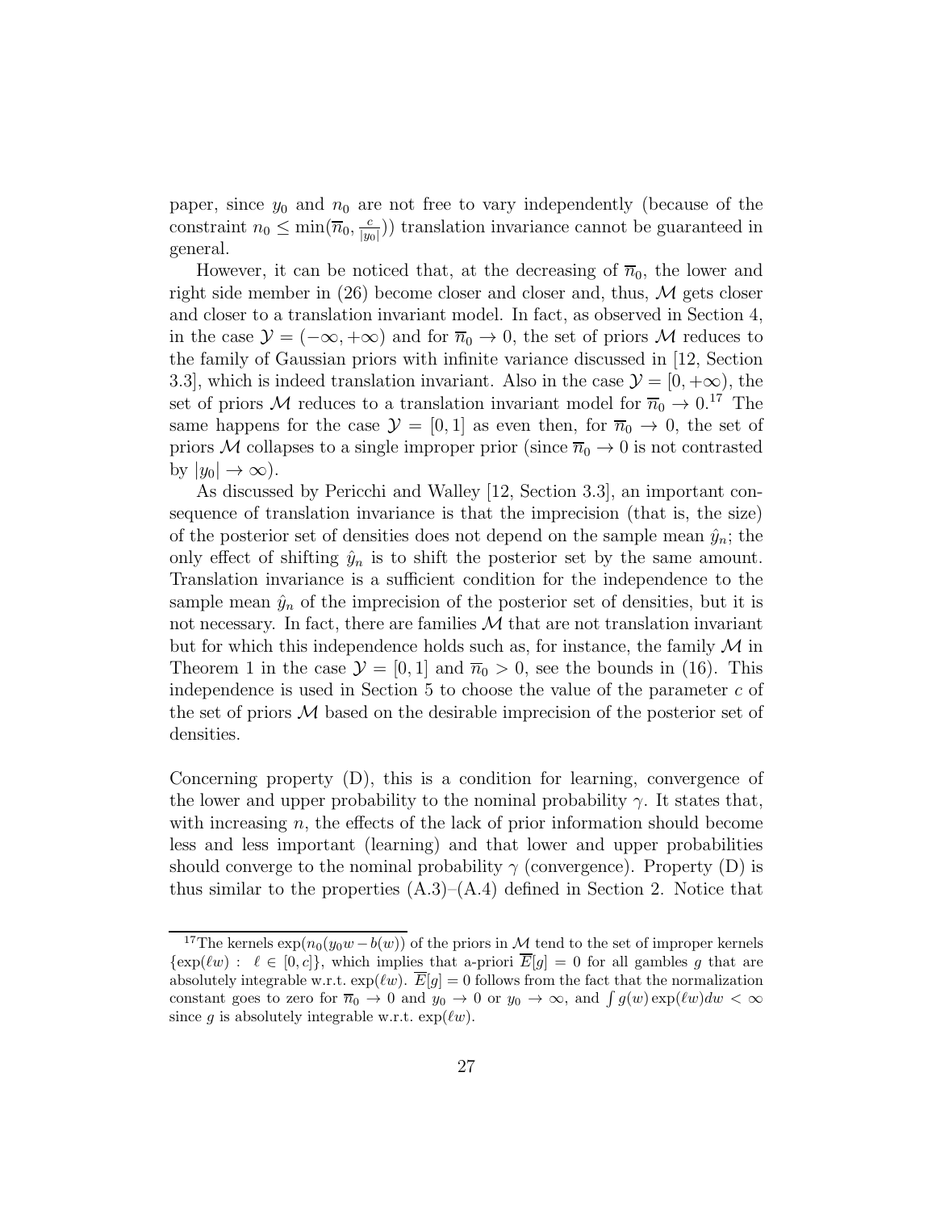paper, since $y_0$ and $n_0$ are not free to vary independently (because of the constraint $n_0 \leq \min(\overline{n}_0, \frac{c}{|y_0|})$) translation invariance cannot be guaranteed in general.

However, it can be noticed that, at the decreasing of $\overline{n}_0$, the lower and right side member in (26) become closer and closer and, thus, $\mathcal{M}$ gets closer and closer to a translation invariant model. In fact, as observed in Section 4, in the case $\mathcal{Y} = (-\infty, +\infty)$ and for $\overline{n}_0 \to 0$, the set of priors $\mathcal{M}$ reduces to the family of Gaussian priors with infinite variance discussed in [12, Section 3.3], which is indeed translation invariant. Also in the case $\mathcal{Y} = [0, +\infty)$, the set of priors $\mathcal{M}$ reduces to a translation invariant model for $\overline{n}_0 \to 0$.[17] The same happens for the case $\mathcal{Y} = [0, 1]$ as even then, for $\overline{n}_0 \to 0$, the set of priors $\mathcal{M}$ collapses to a single improper prior (since $\overline{n}_0 \to 0$ is not contrasted by $|y_0| \to \infty$).

As discussed by Pericchi and Walley [12, Section 3.3], an important consequence of translation invariance is that the imprecision (that is, the size) of the posterior set of densities does not depend on the sample mean $\hat{y}_n$; the only effect of shifting $\hat{y}_n$ is to shift the posterior set by the same amount. Translation invariance is a sufficient condition for the independence to the sample mean $\hat{y}_n$ of the imprecision of the posterior set of densities, but it is not necessary. In fact, there are families $\mathcal{M}$ that are not translation invariant but for which this independence holds such as, for instance, the family $\mathcal{M}$ in Theorem 1 in the case $\mathcal{Y} = [0, 1]$ and $\overline{n}_0 > 0$, see the bounds in (16). This independence is used in Section 5 to choose the value of the parameter $c$ of the set of priors $\mathcal{M}$ based on the desirable imprecision of the posterior set of densities.

Concerning property (D), this is a condition for learning, convergence of the lower and upper probability to the nominal probability $\gamma$. It states that, with increasing $n$, the effects of the lack of prior information should become less and less important (learning) and that lower and upper probabilities should converge to the nominal probability $\gamma$ (convergence). Property (D) is thus similar to the properties (A.3)–(A.4) defined in Section 2. Notice that

---

[17] The kernels $\exp(n_0(y_0 w - b(w))$ of the priors in $\mathcal{M}$ tend to the set of improper kernels $\{\exp(\ell w) : \ \ell \in [0, c]\}$, which implies that a-priori $\overline{E}[g] = 0$ for all gambles $g$ that are absolutely integrable w.r.t. $\exp(\ell w)$. $\overline{E}[g] = 0$ follows from the fact that the normalization constant goes to zero for $\overline{n}_0 \to 0$ and $y_0 \to 0$ or $y_0 \to \infty$, and $\int g(w) \exp(\ell w) dw < \infty$ since $g$ is absolutely integrable w.r.t. $\exp(\ell w)$.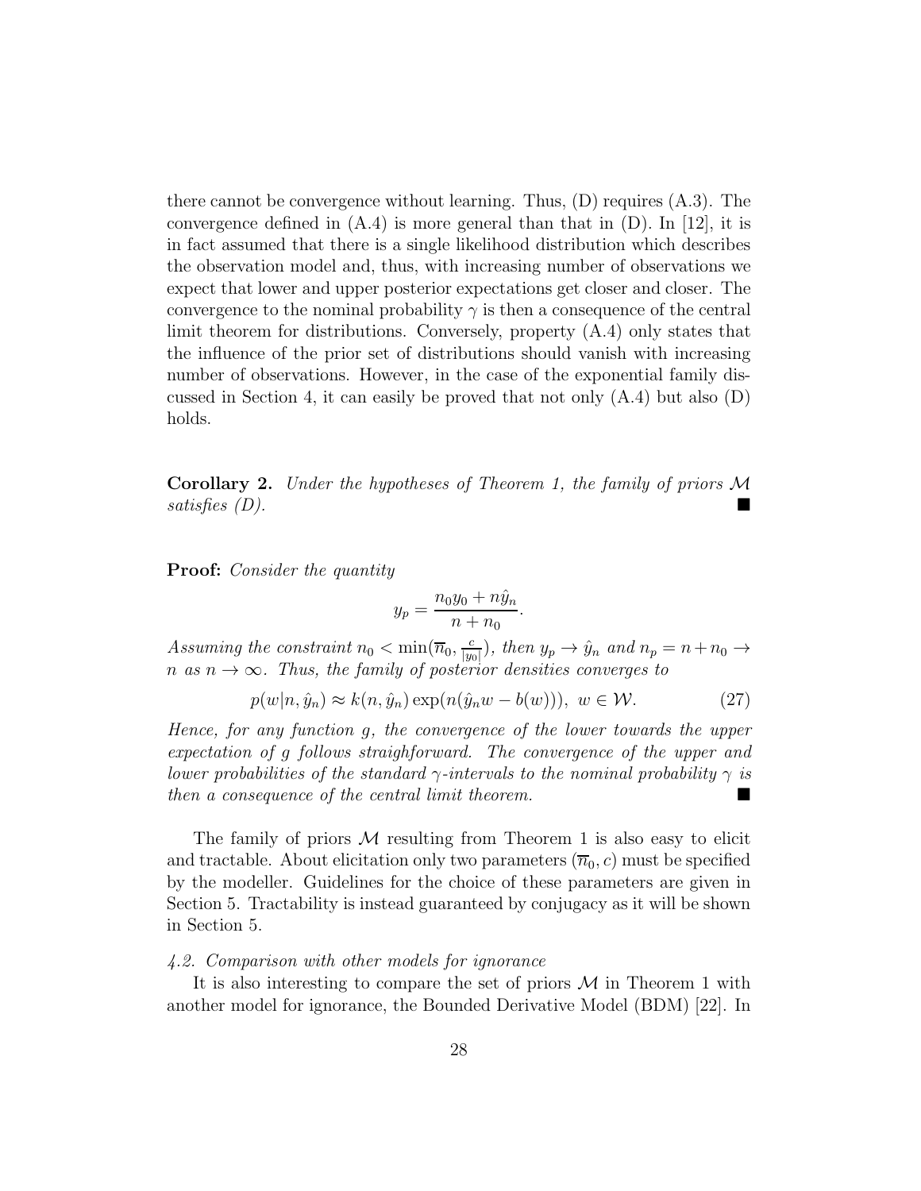there cannot be convergence without learning. Thus, (D) requires (A.3). The convergence defined in (A.4) is more general than that in (D). In [12], it is in fact assumed that there is a single likelihood distribution which describes the observation model and, thus, with increasing number of observations we expect that lower and upper posterior expectations get closer and closer. The convergence to the nominal probability $\gamma$ is then a consequence of the central limit theorem for distributions. Conversely, property (A.4) only states that the influence of the prior set of distributions should vanish with increasing number of observations. However, in the case of the exponential family discussed in Section 4, it can easily be proved that not only (A.4) but also (D) holds.

**Corollary 2.** *Under the hypotheses of Theorem 1, the family of priors $\mathcal{M}$ satisfies (D).* ∎

**Proof:** *Consider the quantity*

$$y_p = \frac{n_0 y_0 + n\hat{y}_n}{n + n_0}.$$

*Assuming the constraint $n_0 < \min(\overline{n}_0, \frac{c}{|y_0|})$, then $y_p \to \hat{y}_n$ and $n_p = n + n_0 \to n$ as $n \to \infty$. Thus, the family of posterior densities converges to*

$$p(w|n, \hat{y}_n) \approx k(n, \hat{y}_n) \exp(n(\hat{y}_n w - b(w))), \; w \in \mathcal{W}. \tag{27}$$

*Hence, for any function $g$, the convergence of the lower towards the upper expectation of $g$ follows straighforward. The convergence of the upper and lower probabilities of the standard $\gamma$-intervals to the nominal probability $\gamma$ is then a consequence of the central limit theorem.* ∎

The family of priors $\mathcal{M}$ resulting from Theorem 1 is also easy to elicit and tractable. About elicitation only two parameters $(\overline{n}_0, c)$ must be specified by the modeller. Guidelines for the choice of these parameters are given in Section 5. Tractability is instead guaranteed by conjugacy as it will be shown in Section 5.

### *4.2. Comparison with other models for ignorance*

It is also interesting to compare the set of priors $\mathcal{M}$ in Theorem 1 with another model for ignorance, the Bounded Derivative Model (BDM) [22]. In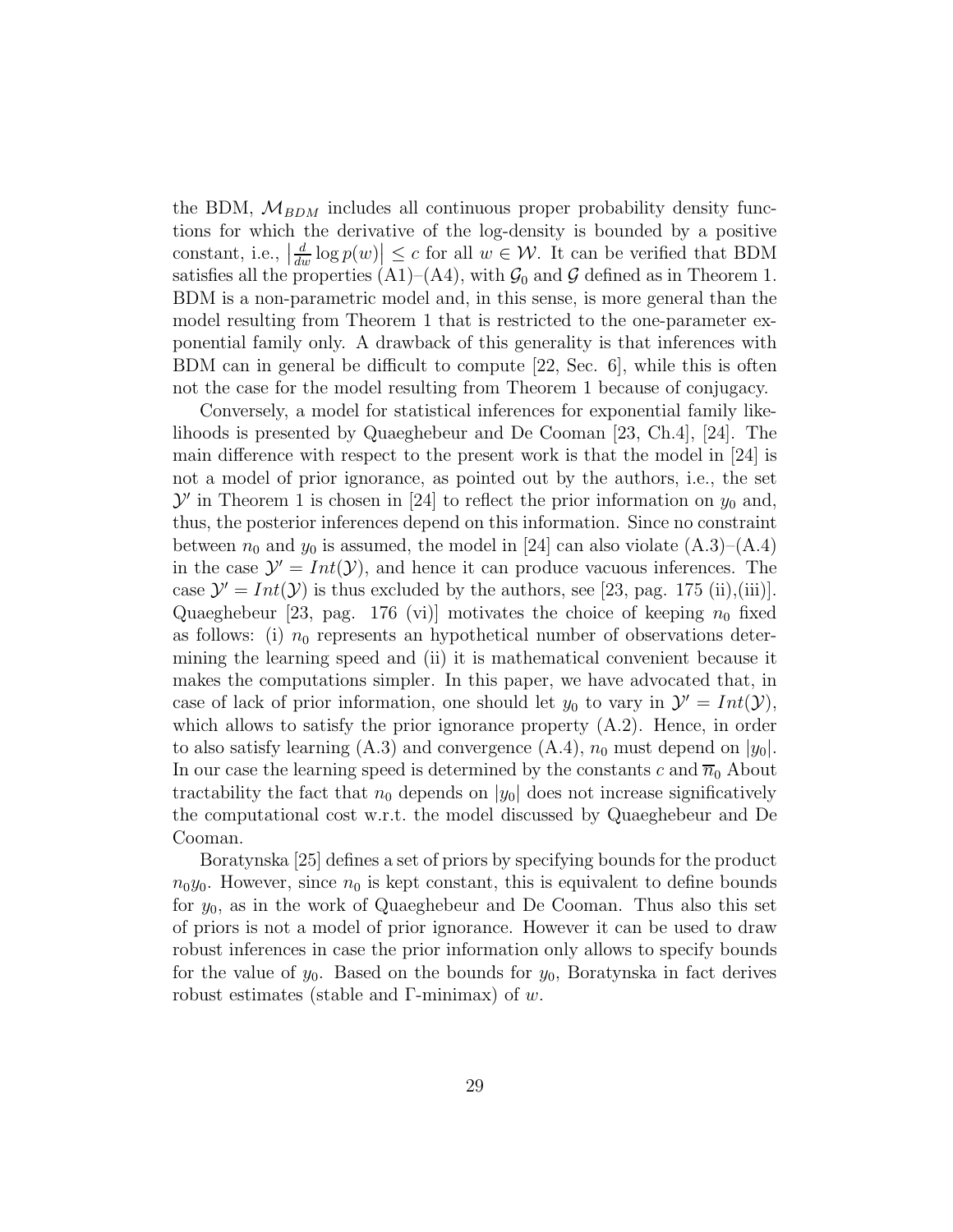the BDM, $\mathcal{M}_{BDM}$ includes all continuous proper probability density functions for which the derivative of the log-density is bounded by a positive constant, i.e., $\left|\frac{d}{dw}\log p(w)\right| \leq c$ for all $w \in \mathcal{W}$. It can be verified that BDM satisfies all the properties (A1)–(A4), with $\mathcal{G}_0$ and $\mathcal{G}$ defined as in Theorem 1. BDM is a non-parametric model and, in this sense, is more general than the model resulting from Theorem 1 that is restricted to the one-parameter exponential family only. A drawback of this generality is that inferences with BDM can in general be difficult to compute [22, Sec. 6], while this is often not the case for the model resulting from Theorem 1 because of conjugacy.

Conversely, a model for statistical inferences for exponential family likelihoods is presented by Quaeghebeur and De Cooman [23, Ch.4], [24]. The main difference with respect to the present work is that the model in [24] is not a model of prior ignorance, as pointed out by the authors, i.e., the set $\mathcal{Y}'$ in Theorem 1 is chosen in [24] to reflect the prior information on $y_0$ and, thus, the posterior inferences depend on this information. Since no constraint between $n_0$ and $y_0$ is assumed, the model in [24] can also violate (A.3)–(A.4) in the case $\mathcal{Y}' = Int(\mathcal{Y})$, and hence it can produce vacuous inferences. The case $\mathcal{Y}' = Int(\mathcal{Y})$ is thus excluded by the authors, see [23, pag. 175 (ii),(iii)]. Quaeghebeur [23, pag. 176 (vi)] motivates the choice of keeping $n_0$ fixed as follows: (i) $n_0$ represents an hypothetical number of observations determining the learning speed and (ii) it is mathematical convenient because it makes the computations simpler. In this paper, we have advocated that, in case of lack of prior information, one should let $y_0$ to vary in $\mathcal{Y}' = Int(\mathcal{Y})$, which allows to satisfy the prior ignorance property (A.2). Hence, in order to also satisfy learning (A.3) and convergence (A.4), $n_0$ must depend on $|y_0|$. In our case the learning speed is determined by the constants $c$ and $\overline{n}_0$ About tractability the fact that $n_0$ depends on $|y_0|$ does not increase significatively the computational cost w.r.t. the model discussed by Quaeghebeur and De Cooman.

Boratynska [25] defines a set of priors by specifying bounds for the product $n_0 y_0$. However, since $n_0$ is kept constant, this is equivalent to define bounds for $y_0$, as in the work of Quaeghebeur and De Cooman. Thus also this set of priors is not a model of prior ignorance. However it can be used to draw robust inferences in case the prior information only allows to specify bounds for the value of $y_0$. Based on the bounds for $y_0$, Boratynska in fact derives robust estimates (stable and $\Gamma$-minimax) of $w$.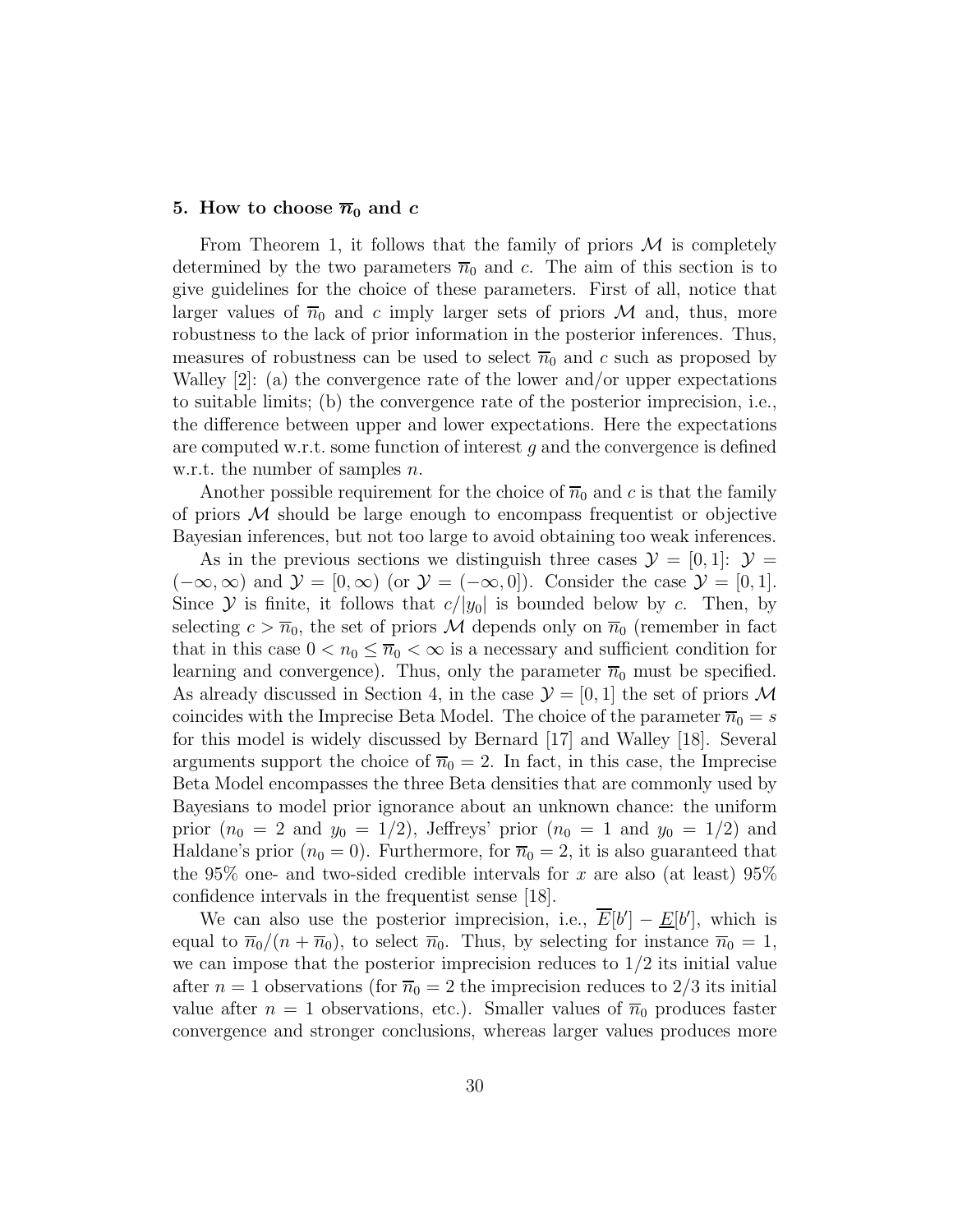## 5. How to choose $\overline{n}_0$ and $c$

From Theorem 1, it follows that the family of priors $\mathcal{M}$ is completely determined by the two parameters $\overline{n}_0$ and $c$. The aim of this section is to give guidelines for the choice of these parameters. First of all, notice that larger values of $\overline{n}_0$ and $c$ imply larger sets of priors $\mathcal{M}$ and, thus, more robustness to the lack of prior information in the posterior inferences. Thus, measures of robustness can be used to select $\overline{n}_0$ and $c$ such as proposed by Walley [2]: (a) the convergence rate of the lower and/or upper expectations to suitable limits; (b) the convergence rate of the posterior imprecision, i.e., the difference between upper and lower expectations. Here the expectations are computed w.r.t. some function of interest $g$ and the convergence is defined w.r.t. the number of samples $n$.

Another possible requirement for the choice of $\overline{n}_0$ and $c$ is that the family of priors $\mathcal{M}$ should be large enough to encompass frequentist or objective Bayesian inferences, but not too large to avoid obtaining too weak inferences.

As in the previous sections we distinguish three cases $\mathcal{Y} = [0, 1]$: $\mathcal{Y} = (-\infty, \infty)$ and $\mathcal{Y} = [0, \infty)$ (or $\mathcal{Y} = (-\infty, 0]$). Consider the case $\mathcal{Y} = [0, 1]$. Since $\mathcal{Y}$ is finite, it follows that $c/|y_0|$ is bounded below by $c$. Then, by selecting $c > \overline{n}_0$, the set of priors $\mathcal{M}$ depends only on $\overline{n}_0$ (remember in fact that in this case $0 < n_0 \leq \overline{n}_0 < \infty$ is a necessary and sufficient condition for learning and convergence). Thus, only the parameter $\overline{n}_0$ must be specified. As already discussed in Section 4, in the case $\mathcal{Y} = [0, 1]$ the set of priors $\mathcal{M}$ coincides with the Imprecise Beta Model. The choice of the parameter $\overline{n}_0 = s$ for this model is widely discussed by Bernard [17] and Walley [18]. Several arguments support the choice of $\overline{n}_0 = 2$. In fact, in this case, the Imprecise Beta Model encompasses the three Beta densities that are commonly used by Bayesians to model prior ignorance about an unknown chance: the uniform prior ($n_0 = 2$ and $y_0 = 1/2$), Jeffreys' prior ($n_0 = 1$ and $y_0 = 1/2$) and Haldane's prior ($n_0 = 0$). Furthermore, for $\overline{n}_0 = 2$, it is also guaranteed that the 95% one- and two-sided credible intervals for $x$ are also (at least) 95% confidence intervals in the frequentist sense [18].

We can also use the posterior imprecision, i.e., $\overline{E}[b'] - \underline{E}[b']$, which is equal to $\overline{n}_0/(n + \overline{n}_0)$, to select $\overline{n}_0$. Thus, by selecting for instance $\overline{n}_0 = 1$, we can impose that the posterior imprecision reduces to $1/2$ its initial value after $n = 1$ observations (for $\overline{n}_0 = 2$ the imprecision reduces to $2/3$ its initial value after $n = 1$ observations, etc.). Smaller values of $\overline{n}_0$ produces faster convergence and stronger conclusions, whereas larger values produces more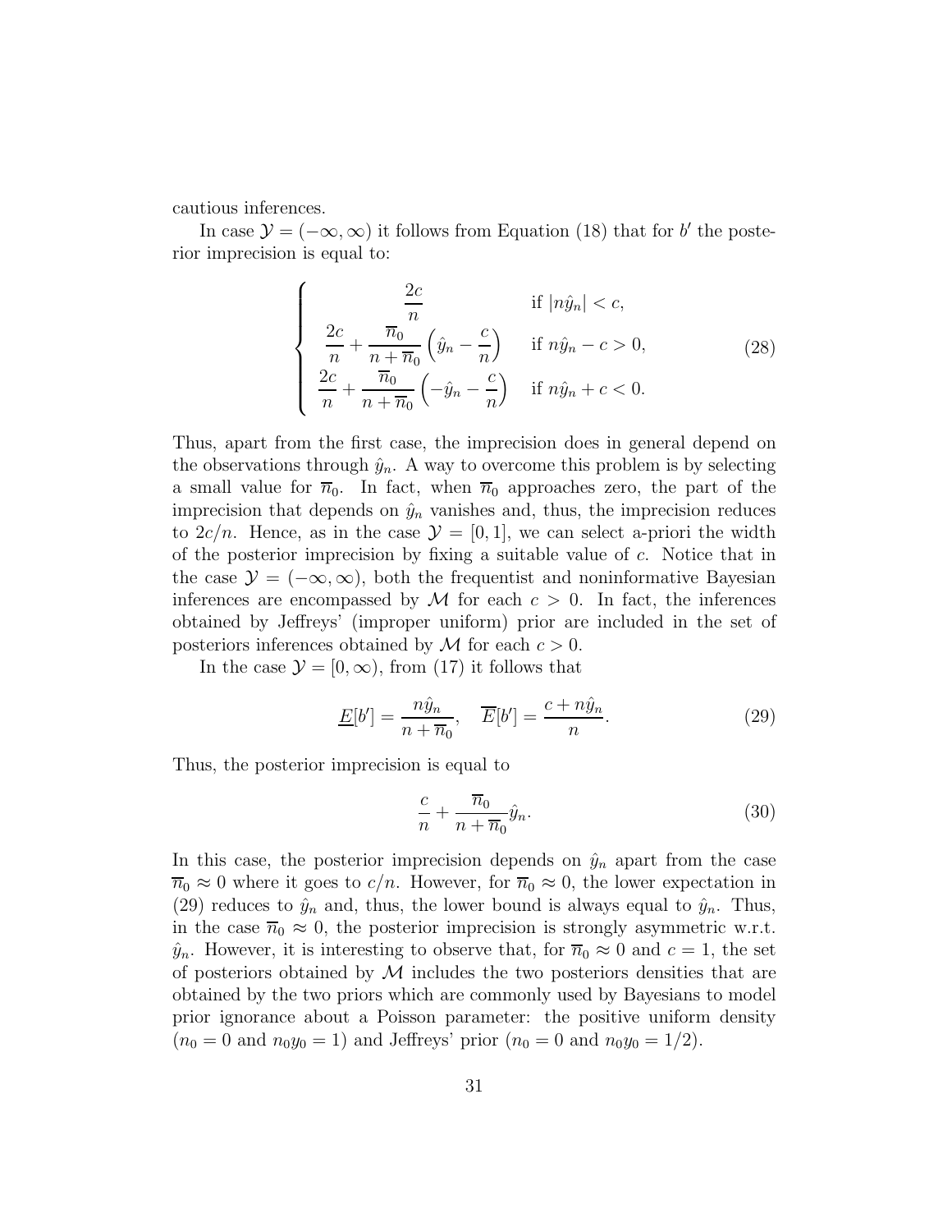cautious inferences.

In case $\mathcal{Y} = (-\infty, \infty)$ it follows from Equation (18) that for $b'$ the posterior imprecision is equal to:

$$
\begin{cases}
\dfrac{2c}{n} & \text{if } |n\hat{y}_n| < c, \\
\dfrac{2c}{n} + \dfrac{\overline{n}_0}{n+\overline{n}_0}\left(\hat{y}_n - \dfrac{c}{n}\right) & \text{if } n\hat{y}_n - c > 0, \\
\dfrac{2c}{n} + \dfrac{\overline{n}_0}{n+\overline{n}_0}\left(-\hat{y}_n - \dfrac{c}{n}\right) & \text{if } n\hat{y}_n + c < 0.
\end{cases}
\tag{28}
$$

Thus, apart from the first case, the imprecision does in general depend on the observations through $\hat{y}_n$. A way to overcome this problem is by selecting a small value for $\overline{n}_0$. In fact, when $\overline{n}_0$ approaches zero, the part of the imprecision that depends on $\hat{y}_n$ vanishes and, thus, the imprecision reduces to $2c/n$. Hence, as in the case $\mathcal{Y} = [0, 1]$, we can select a-priori the width of the posterior imprecision by fixing a suitable value of $c$. Notice that in the case $\mathcal{Y} = (-\infty, \infty)$, both the frequentist and noninformative Bayesian inferences are encompassed by $\mathcal{M}$ for each $c > 0$. In fact, the inferences obtained by Jeffreys' (improper uniform) prior are included in the set of posteriors inferences obtained by $\mathcal{M}$ for each $c > 0$.

In the case $\mathcal{Y} = [0, \infty)$, from (17) it follows that

$$
\underline{E}[b'] = \frac{n\hat{y}_n}{n+\overline{n}_0}, \quad \overline{E}[b'] = \frac{c + n\hat{y}_n}{n}. \tag{29}
$$

Thus, the posterior imprecision is equal to

$$
\frac{c}{n} + \frac{\overline{n}_0}{n+\overline{n}_0}\hat{y}_n. \tag{30}
$$

In this case, the posterior imprecision depends on $\hat{y}_n$ apart from the case $\overline{n}_0 \approx 0$ where it goes to $c/n$. However, for $\overline{n}_0 \approx 0$, the lower expectation in (29) reduces to $\hat{y}_n$ and, thus, the lower bound is always equal to $\hat{y}_n$. Thus, in the case $\overline{n}_0 \approx 0$, the posterior imprecision is strongly asymmetric w.r.t. $\hat{y}_n$. However, it is interesting to observe that, for $\overline{n}_0 \approx 0$ and $c = 1$, the set of posteriors obtained by $\mathcal{M}$ includes the two posteriors densities that are obtained by the two priors which are commonly used by Bayesians to model prior ignorance about a Poisson parameter: the positive uniform density ($n_0 = 0$ and $n_0 y_0 = 1$) and Jeffreys' prior ($n_0 = 0$ and $n_0 y_0 = 1/2$).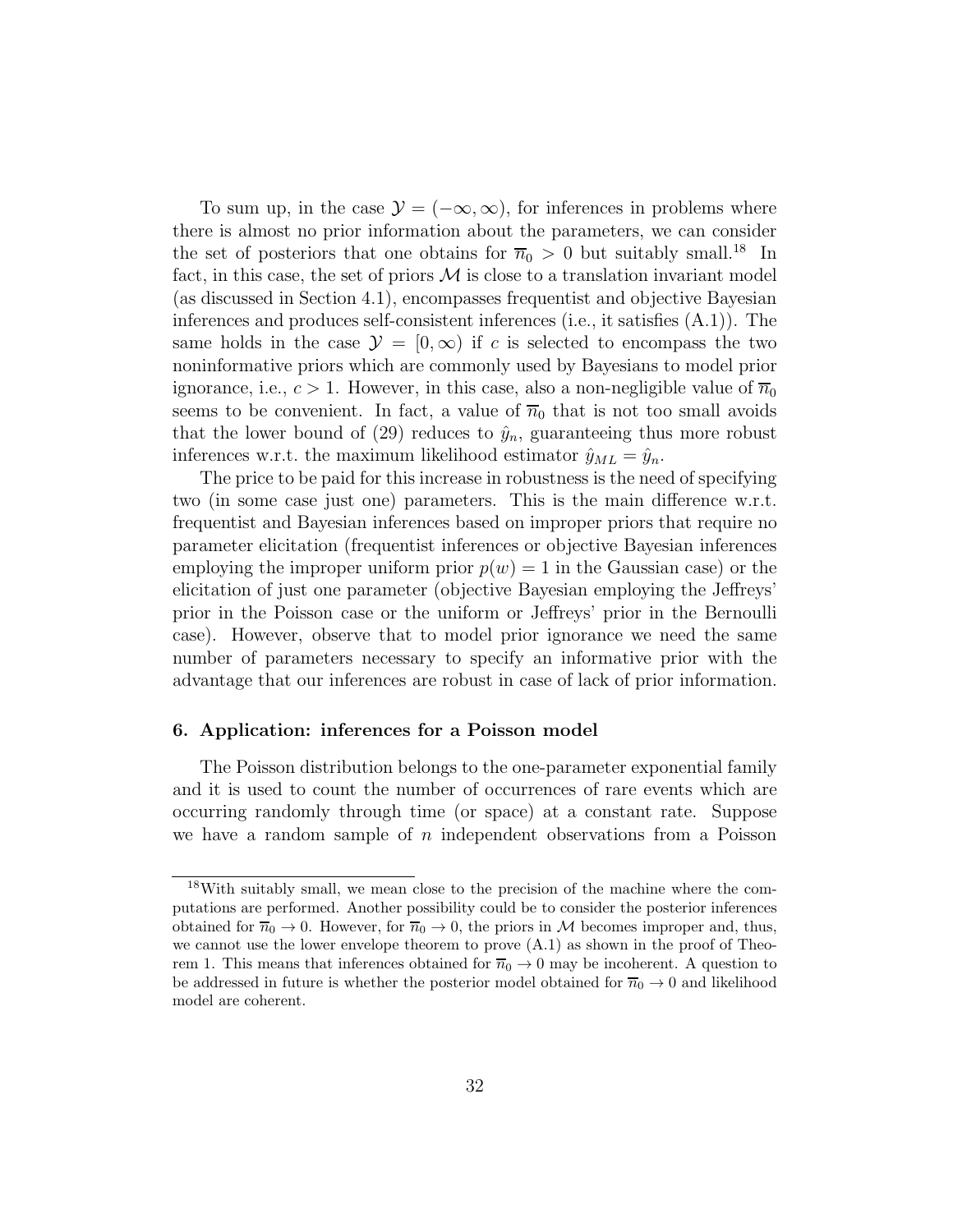To sum up, in the case $\mathcal{Y} = (-\infty, \infty)$, for inferences in problems where there is almost no prior information about the parameters, we can consider the set of posteriors that one obtains for $\overline{n}_0 > 0$ but suitably small.[18] In fact, in this case, the set of priors $\mathcal{M}$ is close to a translation invariant model (as discussed in Section 4.1), encompasses frequentist and objective Bayesian inferences and produces self-consistent inferences (i.e., it satisfies (A.1)). The same holds in the case $\mathcal{Y} = [0, \infty)$ if $c$ is selected to encompass the two noninformative priors which are commonly used by Bayesians to model prior ignorance, i.e., $c > 1$. However, in this case, also a non-negligible value of $\overline{n}_0$ seems to be convenient. In fact, a value of $\overline{n}_0$ that is not too small avoids that the lower bound of (29) reduces to $\hat{y}_n$, guaranteeing thus more robust inferences w.r.t. the maximum likelihood estimator $\hat{y}_{ML} = \hat{y}_n$.

The price to be paid for this increase in robustness is the need of specifying two (in some case just one) parameters. This is the main difference w.r.t. frequentist and Bayesian inferences based on improper priors that require no parameter elicitation (frequentist inferences or objective Bayesian inferences employing the improper uniform prior $p(w) = 1$ in the Gaussian case) or the elicitation of just one parameter (objective Bayesian employing the Jeffreys' prior in the Poisson case or the uniform or Jeffreys' prior in the Bernoulli case). However, observe that to model prior ignorance we need the same number of parameters necessary to specify an informative prior with the advantage that our inferences are robust in case of lack of prior information.

## 6. Application: inferences for a Poisson model

The Poisson distribution belongs to the one-parameter exponential family and it is used to count the number of occurrences of rare events which are occurring randomly through time (or space) at a constant rate. Suppose we have a random sample of $n$ independent observations from a Poisson

[18] With suitably small, we mean close to the precision of the machine where the computations are performed. Another possibility could be to consider the posterior inferences obtained for $\overline{n}_0 \to 0$. However, for $\overline{n}_0 \to 0$, the priors in $\mathcal{M}$ becomes improper and, thus, we cannot use the lower envelope theorem to prove (A.1) as shown in the proof of Theorem 1. This means that inferences obtained for $\overline{n}_0 \to 0$ may be incoherent. A question to be addressed in future is whether the posterior model obtained for $\overline{n}_0 \to 0$ and likelihood model are coherent.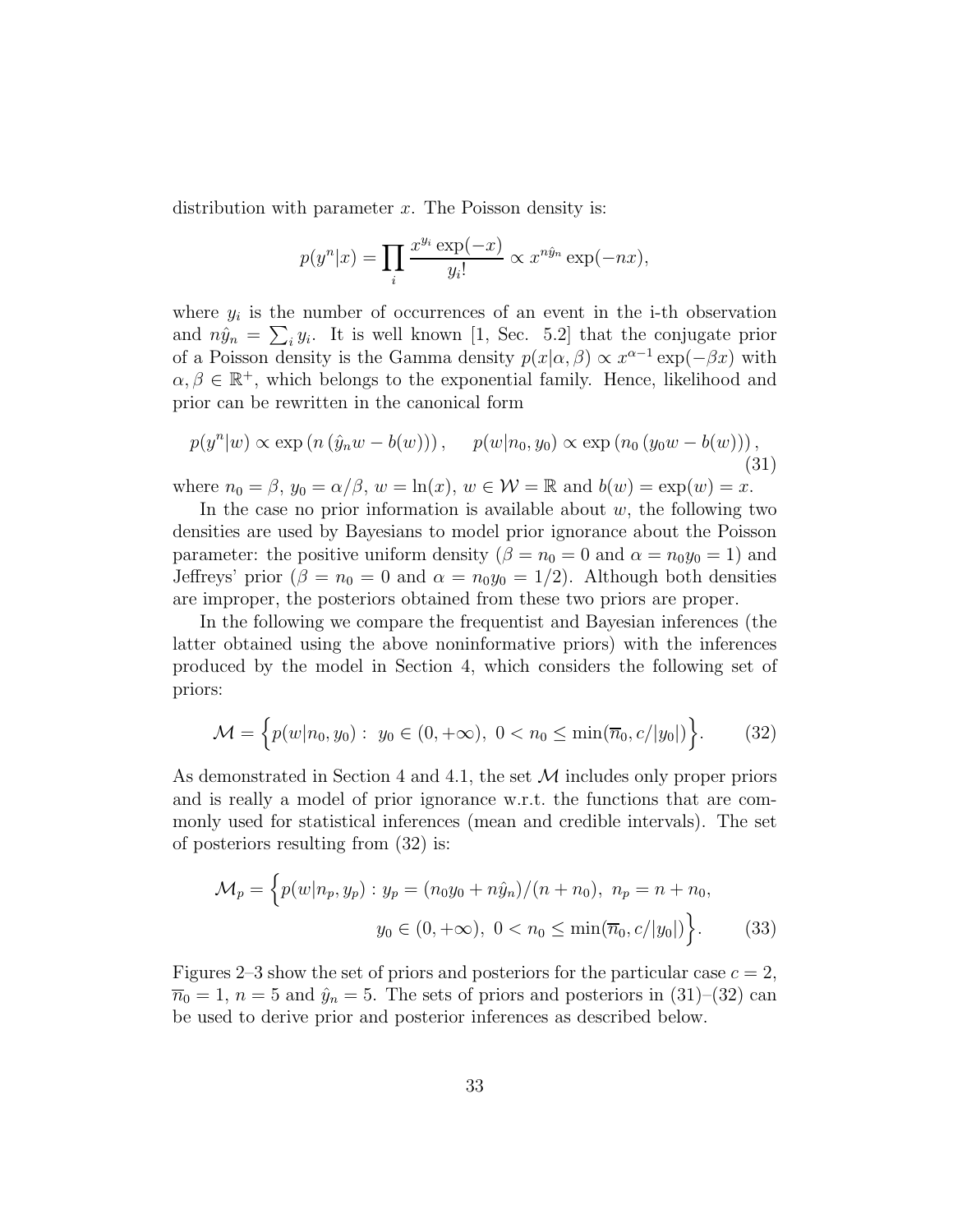distribution with parameter $x$. The Poisson density is:

$$p(y^n|x) = \prod_i \frac{x^{y_i} \exp(-x)}{y_i!} \propto x^{n\hat{y}_n} \exp(-nx),$$

where $y_i$ is the number of occurrences of an event in the i-th observation and $n\hat{y}_n = \sum_i y_i$. It is well known [1, Sec. 5.2] that the conjugate prior of a Poisson density is the Gamma density $p(x|\alpha, \beta) \propto x^{\alpha-1} \exp(-\beta x)$ with $\alpha, \beta \in \mathbb{R}^+$, which belongs to the exponential family. Hence, likelihood and prior can be rewritten in the canonical form

$$p(y^n|w) \propto \exp\left(n\left(\hat{y}_n w - b(w)\right)\right), \qquad p(w|n_0, y_0) \propto \exp\left(n_0\left(y_0 w - b(w)\right)\right), \tag{31}$$

where $n_0 = \beta$, $y_0 = \alpha/\beta$, $w = \ln(x)$, $w \in \mathcal{W} = \mathbb{R}$ and $b(w) = \exp(w) = x$.

In the case no prior information is available about $w$, the following two densities are used by Bayesians to model prior ignorance about the Poisson parameter: the positive uniform density ($\beta = n_0 = 0$ and $\alpha = n_0 y_0 = 1$) and Jeffreys' prior ($\beta = n_0 = 0$ and $\alpha = n_0 y_0 = 1/2$). Although both densities are improper, the posteriors obtained from these two priors are proper.

In the following we compare the frequentist and Bayesian inferences (the latter obtained using the above noninformative priors) with the inferences produced by the model in Section 4, which considers the following set of priors:

$$\mathcal{M} = \Big\{ p(w|n_0, y_0) : \; y_0 \in (0, +\infty), \; 0 < n_0 \leq \min(\overline{n}_0, c/|y_0|) \Big\}. \tag{32}$$

As demonstrated in Section 4 and 4.1, the set $\mathcal{M}$ includes only proper priors and is really a model of prior ignorance w.r.t. the functions that are commonly used for statistical inferences (mean and credible intervals). The set of posteriors resulting from (32) is:

$$\mathcal{M}_p = \Big\{ p(w|n_p, y_p) : y_p = (n_0 y_0 + n\hat{y}_n)/(n + n_0), \; n_p = n + n_0, \\ y_0 \in (0, +\infty), \; 0 < n_0 \leq \min(\overline{n}_0, c/|y_0|) \Big\}. \tag{33}$$

Figures 2–3 show the set of priors and posteriors for the particular case $c = 2$, $\overline{n}_0 = 1$, $n = 5$ and $\hat{y}_n = 5$. The sets of priors and posteriors in (31)–(32) can be used to derive prior and posterior inferences as described below.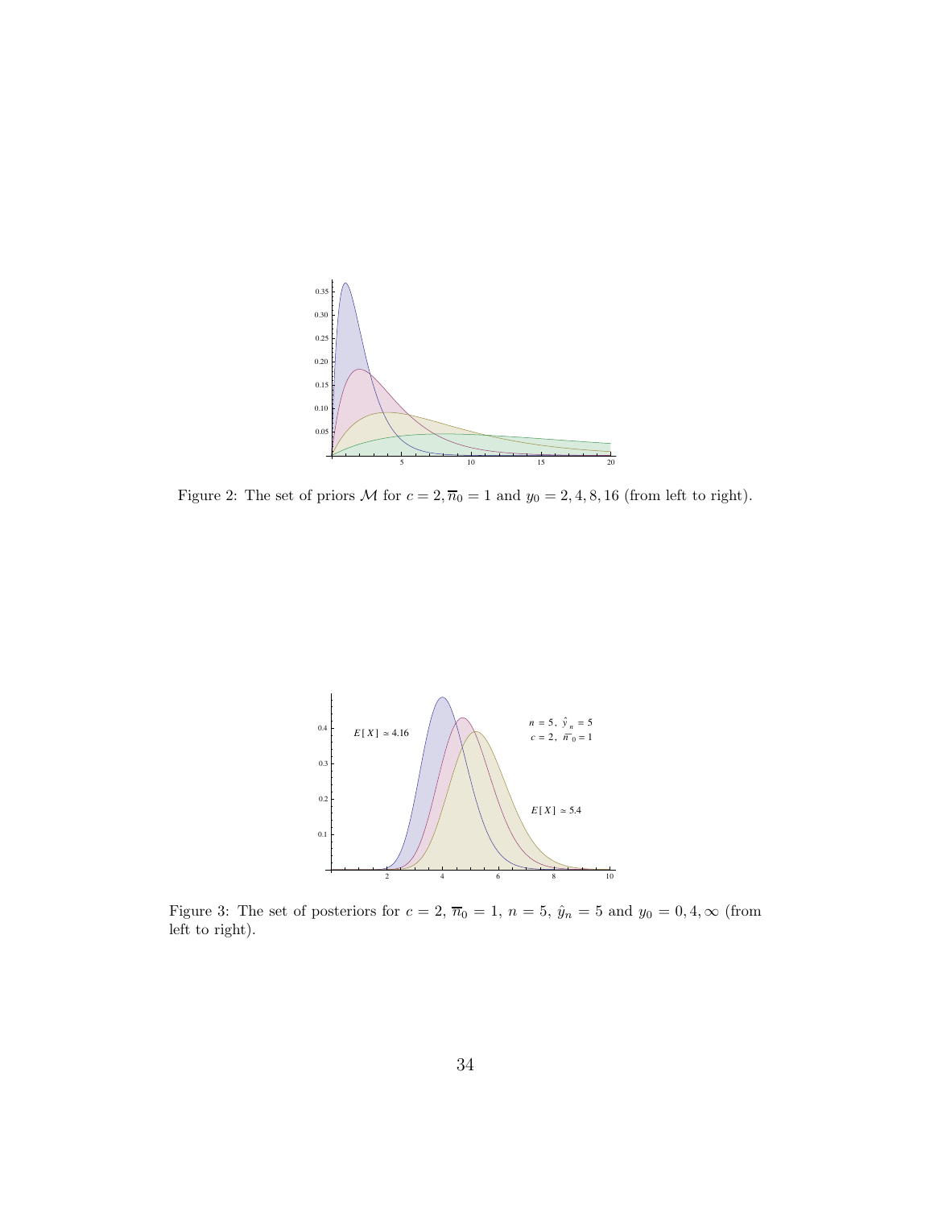Figure 2: The set of priors $\mathcal{M}$ for $c = 2, \overline{n}_0 = 1$ and $y_0 = 2, 4, 8, 16$ (from left to right).

Figure 3: The set of posteriors for $c = 2$, $\overline{n}_0 = 1$, $n = 5$, $\hat{y}_n = 5$ and $y_0 = 0, 4, \infty$ (from left to right).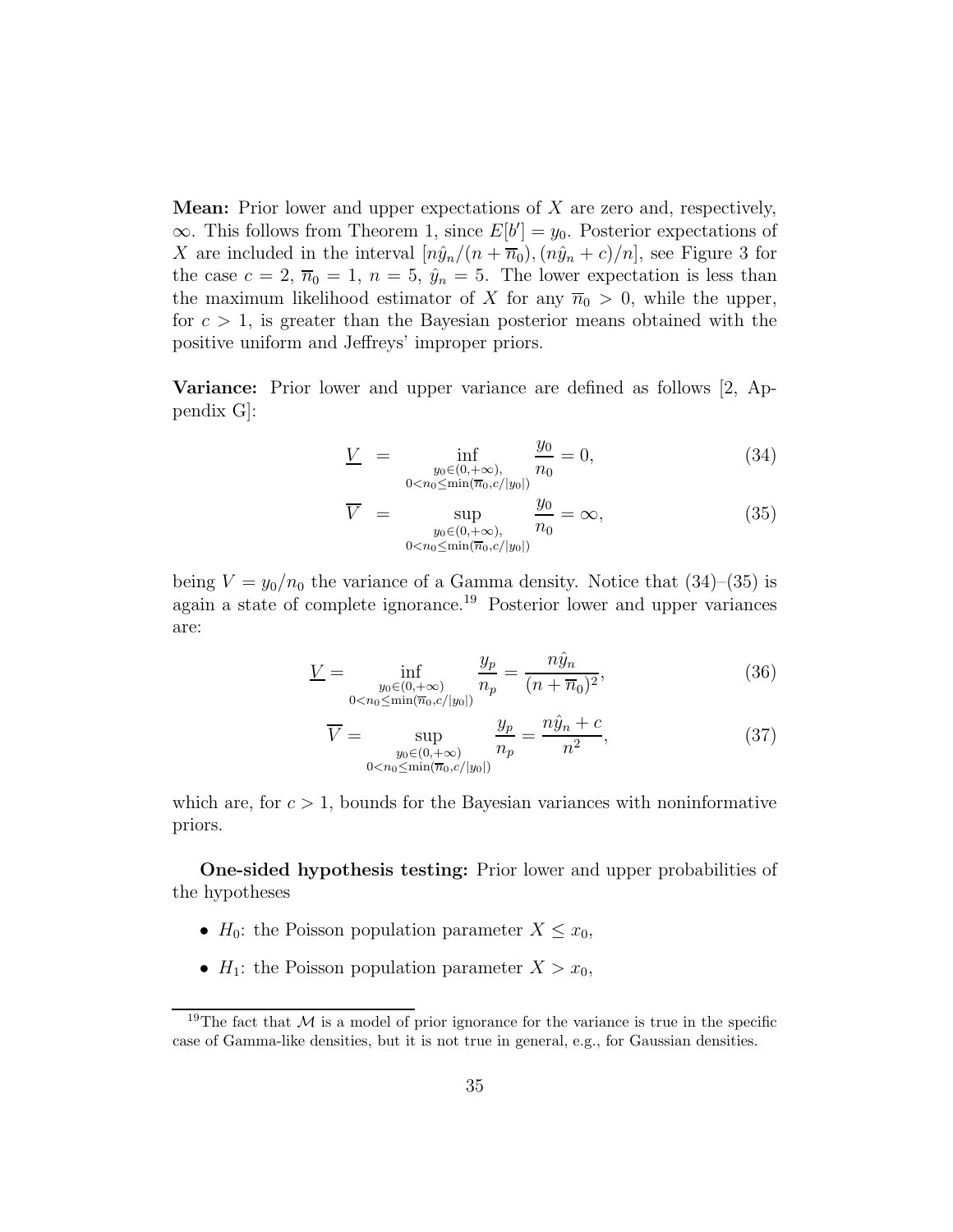**Mean:** Prior lower and upper expectations of $X$ are zero and, respectively, $\infty$. This follows from Theorem 1, since $E[b'] = y_0$. Posterior expectations of $X$ are included in the interval $[n\hat{y}_n/(n+\overline{n}_0), (n\hat{y}_n + c)/n]$, see Figure 3 for the case $c = 2$, $\overline{n}_0 = 1$, $n = 5$, $\hat{y}_n = 5$. The lower expectation is less than the maximum likelihood estimator of $X$ for any $\overline{n}_0 > 0$, while the upper, for $c > 1$, is greater than the Bayesian posterior means obtained with the positive uniform and Jeffreys' improper priors.

**Variance:** Prior lower and upper variance are defined as follows [2, Appendix G]:

$$\underline{V} = \inf_{\substack{y_0 \in (0,+\infty), \\ 0 < n_0 \leq \min(\overline{n}_0, c/|y_0|)}} \frac{y_0}{n_0} = 0, \tag{34}$$

$$\overline{V} = \sup_{\substack{y_0 \in (0,+\infty), \\ 0 < n_0 \leq \min(\overline{n}_0, c/|y_0|)}} \frac{y_0}{n_0} = \infty, \tag{35}$$

being $V = y_0/n_0$ the variance of a Gamma density. Notice that (34)–(35) is again a state of complete ignorance.[19] Posterior lower and upper variances are:

$$\underline{V} = \inf_{\substack{y_0 \in (0,+\infty) \\ 0 < n_0 \leq \min(\overline{n}_0, c/|y_0|)}} \frac{y_p}{n_p} = \frac{n\hat{y}_n}{(n+\overline{n}_0)^2}, \tag{36}$$

$$\overline{V} = \sup_{\substack{y_0 \in (0,+\infty) \\ 0 < n_0 \leq \min(\overline{n}_0, c/|y_0|)}} \frac{y_p}{n_p} = \frac{n\hat{y}_n + c}{n^2}, \tag{37}$$

which are, for $c > 1$, bounds for the Bayesian variances with noninformative priors.

**One-sided hypothesis testing:** Prior lower and upper probabilities of the hypotheses

- $H_0$: the Poisson population parameter $X \leq x_0$,
- $H_1$: the Poisson population parameter $X > x_0$,

[19] The fact that $\mathcal{M}$ is a model of prior ignorance for the variance is true in the specific case of Gamma-like densities, but it is not true in general, e.g., for Gaussian densities.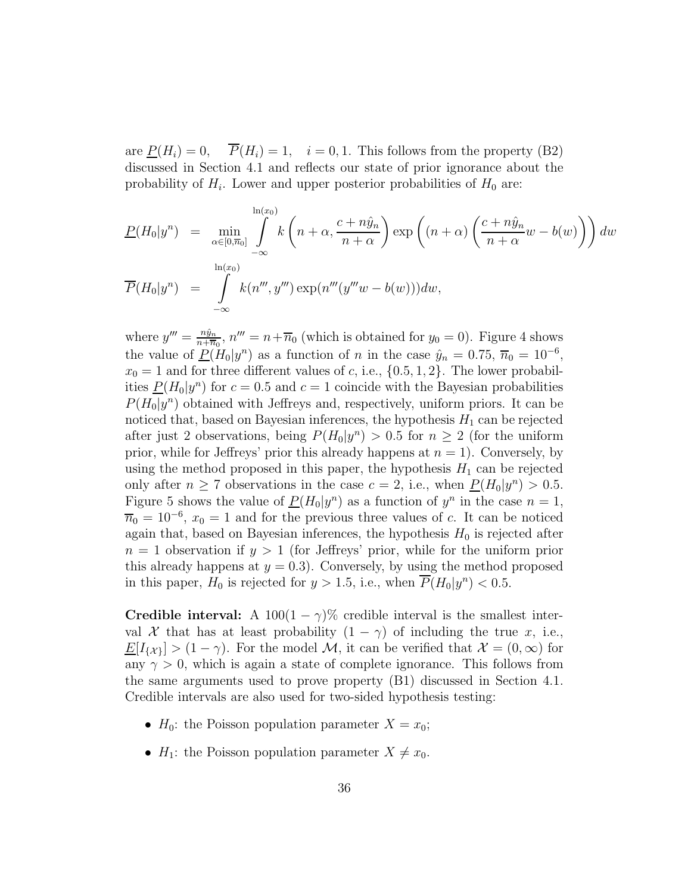are $\underline{P}(H_i) = 0$, $\quad \overline{P}(H_i) = 1$, $\quad i = 0, 1$. This follows from the property (B2) discussed in Section 4.1 and reflects our state of prior ignorance about the probability of $H_i$. Lower and upper posterior probabilities of $H_0$ are:

$$
\begin{aligned}
\underline{P}(H_0|y^n) &= \min_{\alpha \in [0, \overline{n}_0]} \int_{-\infty}^{\ln(x_0)} k\left(n + \alpha, \frac{c + n\hat{y}_n}{n + \alpha}\right) \exp\left((n + \alpha)\left(\frac{c + n\hat{y}_n}{n + \alpha} w - b(w)\right)\right) dw \\
\overline{P}(H_0|y^n) &= \int_{-\infty}^{\ln(x_0)} k(n''', y''') \exp(n'''(y''' w - b(w))) dw,
\end{aligned}
$$

where $y''' = \frac{n\hat{y}_n}{n + \overline{n}_0}$, $n''' = n + \overline{n}_0$ (which is obtained for $y_0 = 0$). Figure 4 shows the value of $\underline{P}(H_0|y^n)$ as a function of $n$ in the case $\hat{y}_n = 0.75$, $\overline{n}_0 = 10^{-6}$, $x_0 = 1$ and for three different values of $c$, i.e., $\{0.5, 1, 2\}$. The lower probabilities $\underline{P}(H_0|y^n)$ for $c = 0.5$ and $c = 1$ coincide with the Bayesian probabilities $P(H_0|y^n)$ obtained with Jeffreys and, respectively, uniform priors. It can be noticed that, based on Bayesian inferences, the hypothesis $H_1$ can be rejected after just 2 observations, being $P(H_0|y^n) > 0.5$ for $n \geq 2$ (for the uniform prior, while for Jeffreys' prior this already happens at $n = 1$). Conversely, by using the method proposed in this paper, the hypothesis $H_1$ can be rejected only after $n \geq 7$ observations in the case $c = 2$, i.e., when $\underline{P}(H_0|y^n) > 0.5$. Figure 5 shows the value of $\underline{P}(H_0|y^n)$ as a function of $y^n$ in the case $n = 1$, $\overline{n}_0 = 10^{-6}$, $x_0 = 1$ and for the previous three values of $c$. It can be noticed again that, based on Bayesian inferences, the hypothesis $H_0$ is rejected after $n = 1$ observation if $y > 1$ (for Jeffreys' prior, while for the uniform prior this already happens at $y = 0.3$). Conversely, by using the method proposed in this paper, $H_0$ is rejected for $y > 1.5$, i.e., when $\overline{P}(H_0|y^n) < 0.5$.

**Credible interval:** A $100(1-\gamma)\%$ credible interval is the smallest interval $\mathcal{X}$ that has at least probability $(1-\gamma)$ of including the true $x$, i.e., $\underline{E}[I_{\{\mathcal{X}\}}] > (1-\gamma)$. For the model $\mathcal{M}$, it can be verified that $\mathcal{X} = (0, \infty)$ for any $\gamma > 0$, which is again a state of complete ignorance. This follows from the same arguments used to prove property (B1) discussed in Section 4.1. Credible intervals are also used for two-sided hypothesis testing:

- $H_0$: the Poisson population parameter $X = x_0$;
- $H_1$: the Poisson population parameter $X \neq x_0$.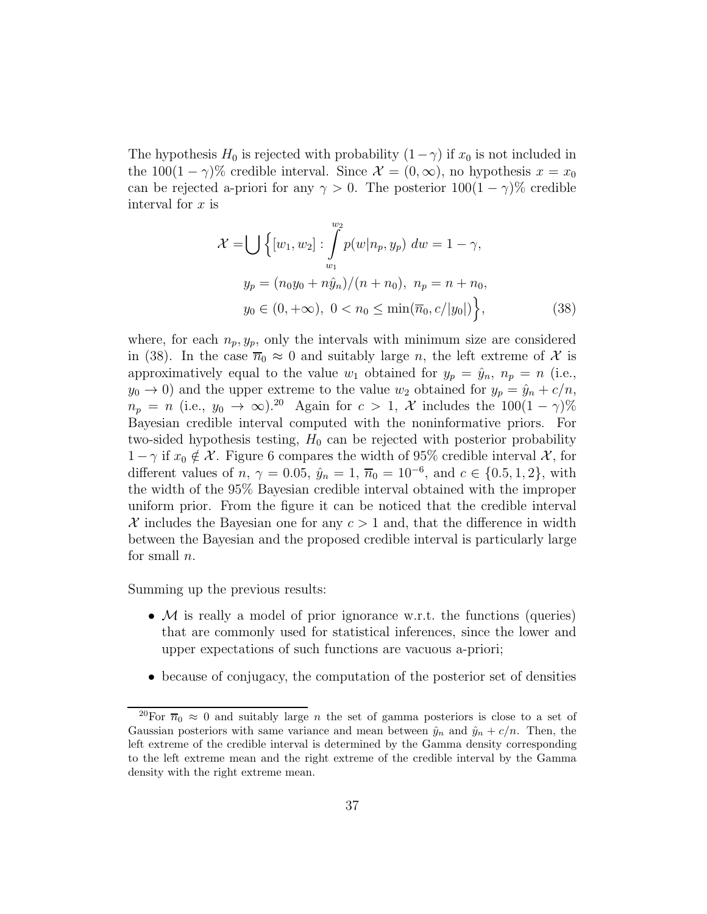The hypothesis $H_0$ is rejected with probability $(1-\gamma)$ if $x_0$ is not included in the $100(1-\gamma)\%$ credible interval. Since $\mathcal{X} = (0, \infty)$, no hypothesis $x = x_0$ can be rejected a-priori for any $\gamma > 0$. The posterior $100(1-\gamma)\%$ credible interval for $x$ is

$$
\begin{aligned}
\mathcal{X} = \bigcup \Big\{ [w_1, w_2] : &\int_{w_1}^{w_2} p(w|n_p, y_p)\, dw = 1-\gamma, \\
& y_p = (n_0 y_0 + n\hat{y}_n)/(n+n_0),\ n_p = n + n_0, \\
& y_0 \in (0, +\infty),\ 0 < n_0 \leq \min(\overline{n}_0, c/|y_0|) \Big\},
\end{aligned} \tag{38}
$$

where, for each $n_p, y_p$, only the intervals with minimum size are considered in (38). In the case $\overline{n}_0 \approx 0$ and suitably large $n$, the left extreme of $\mathcal{X}$ is approximatively equal to the value $w_1$ obtained for $y_p = \hat{y}_n$, $n_p = n$ (i.e., $y_0 \to 0$) and the upper extreme to the value $w_2$ obtained for $y_p = \hat{y}_n + c/n$, $n_p = n$ (i.e., $y_0 \to \infty$).[20] Again for $c > 1$, $\mathcal{X}$ includes the $100(1-\gamma)\%$ Bayesian credible interval computed with the noninformative priors. For two-sided hypothesis testing, $H_0$ can be rejected with posterior probability $1-\gamma$ if $x_0 \notin \mathcal{X}$. Figure 6 compares the width of 95% credible interval $\mathcal{X}$, for different values of $n$, $\gamma = 0.05$, $\hat{y}_n = 1$, $\overline{n}_0 = 10^{-6}$, and $c \in \{0.5, 1, 2\}$, with the width of the 95% Bayesian credible interval obtained with the improper uniform prior. From the figure it can be noticed that the credible interval $\mathcal{X}$ includes the Bayesian one for any $c > 1$ and, that the difference in width between the Bayesian and the proposed credible interval is particularly large for small $n$.

Summing up the previous results:

- $\mathcal{M}$ is really a model of prior ignorance w.r.t. the functions (queries) that are commonly used for statistical inferences, since the lower and upper expectations of such functions are vacuous a-priori;
- because of conjugacy, the computation of the posterior set of densities

[20] For $\overline{n}_0 \approx 0$ and suitably large $n$ the set of gamma posteriors is close to a set of Gaussian posteriors with same variance and mean between $\hat{y}_n$ and $\hat{y}_n + c/n$. Then, the left extreme of the credible interval is determined by the Gamma density corresponding to the left extreme mean and the right extreme of the credible interval by the Gamma density with the right extreme mean.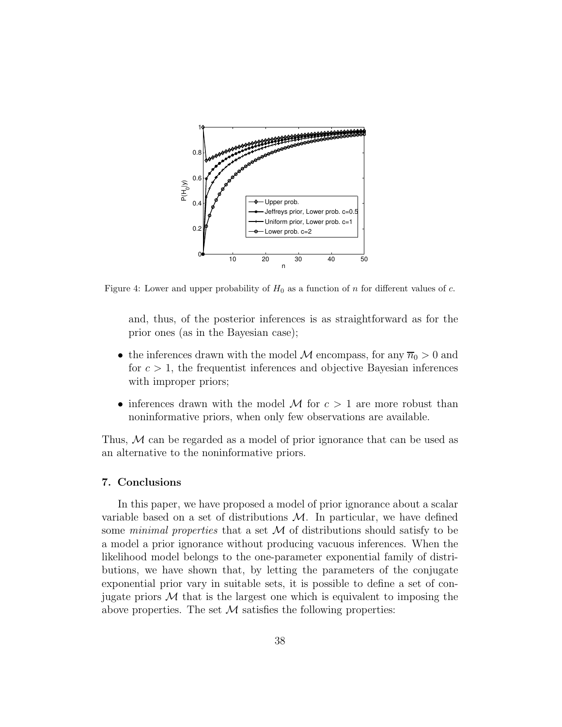Figure 4: Lower and upper probability of $H_0$ as a function of $n$ for different values of $c$.

and, thus, of the posterior inferences is as straightforward as for the prior ones (as in the Bayesian case);

- the inferences drawn with the model $\mathcal{M}$ encompass, for any $\overline{n}_0 > 0$ and for $c > 1$, the frequentist inferences and objective Bayesian inferences with improper priors;
- inferences drawn with the model $\mathcal{M}$ for $c > 1$ are more robust than noninformative priors, when only few observations are available.

Thus, $\mathcal{M}$ can be regarded as a model of prior ignorance that can be used as an alternative to the noninformative priors.

## 7. Conclusions

In this paper, we have proposed a model of prior ignorance about a scalar variable based on a set of distributions $\mathcal{M}$. In particular, we have defined some *minimal properties* that a set $\mathcal{M}$ of distributions should satisfy to be a model a prior ignorance without producing vacuous inferences. When the likelihood model belongs to the one-parameter exponential family of distributions, we have shown that, by letting the parameters of the conjugate exponential prior vary in suitable sets, it is possible to define a set of conjugate priors $\mathcal{M}$ that is the largest one which is equivalent to imposing the above properties. The set $\mathcal{M}$ satisfies the following properties: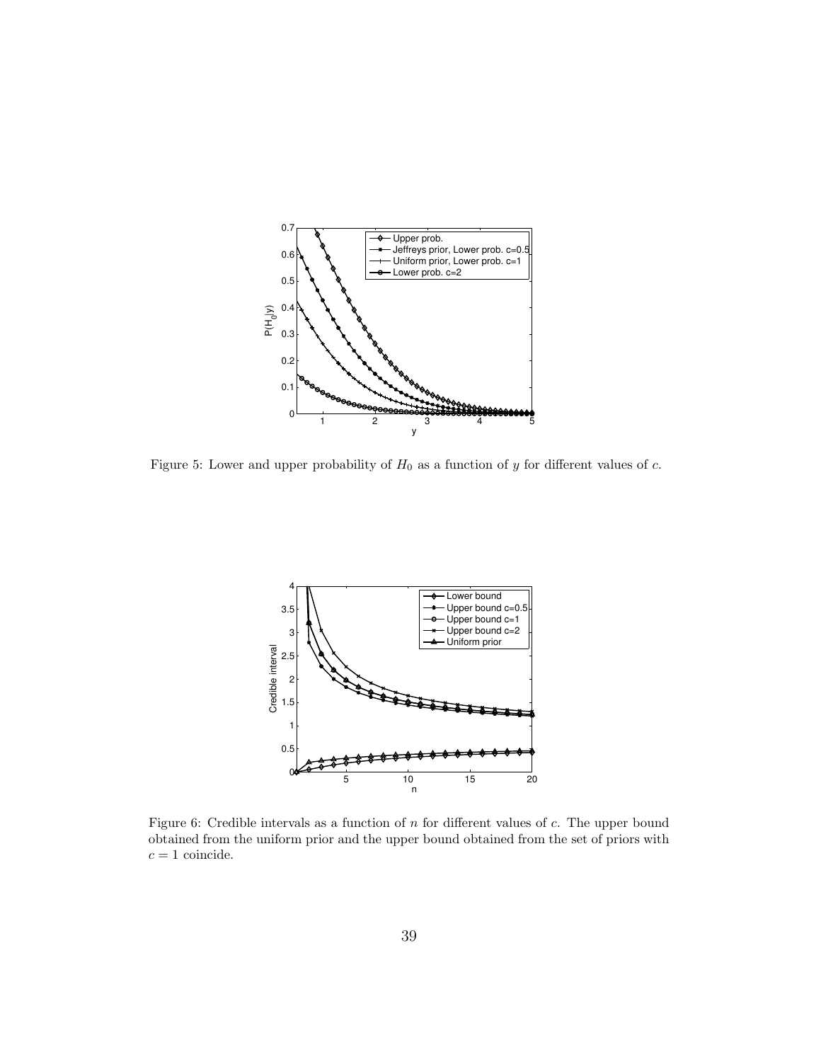Figure 5: Lower and upper probability of $H_0$ as a function of $y$ for different values of $c$.

Figure 6: Credible intervals as a function of $n$ for different values of $c$. The upper bound obtained from the uniform prior and the upper bound obtained from the set of priors with $c = 1$ coincide.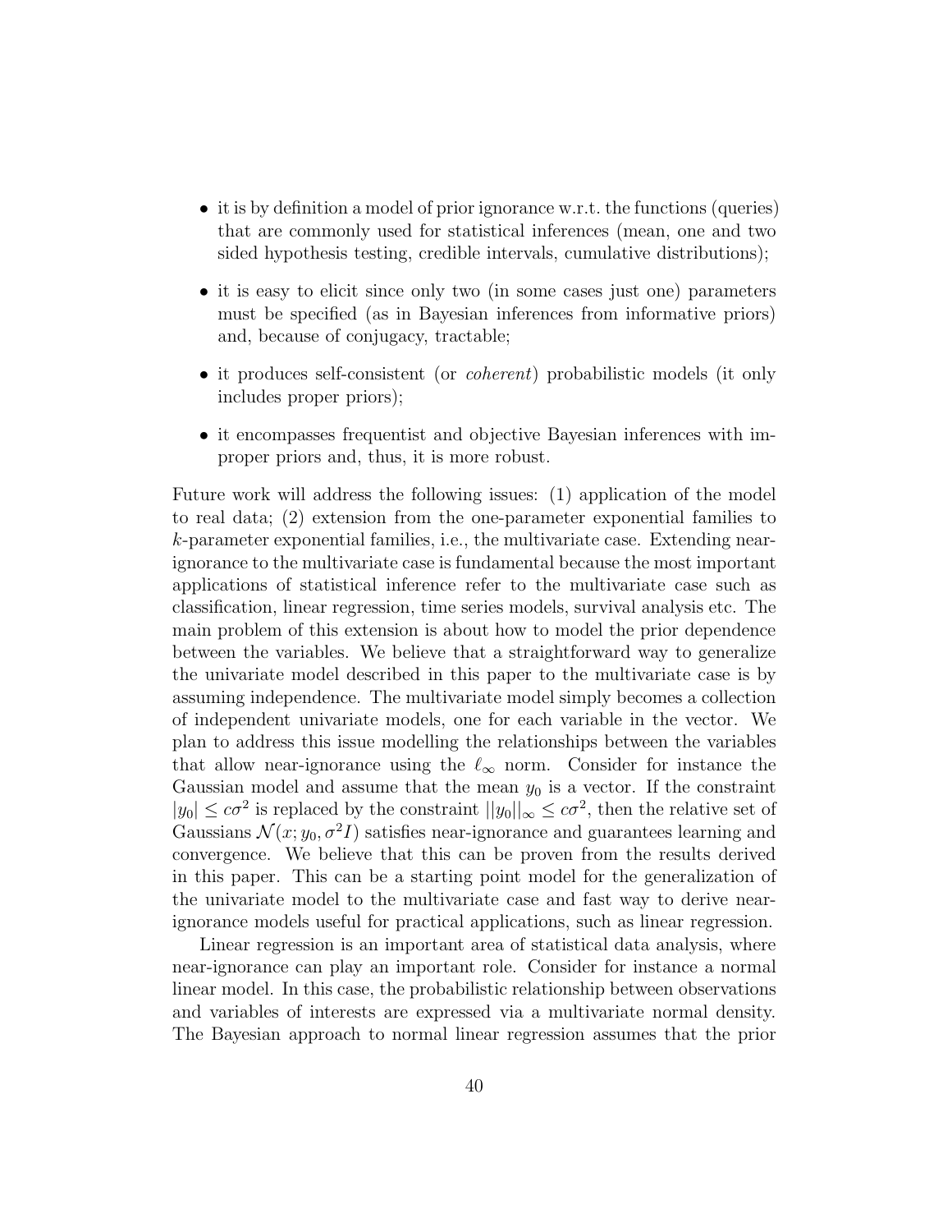- it is by definition a model of prior ignorance w.r.t. the functions (queries) that are commonly used for statistical inferences (mean, one and two sided hypothesis testing, credible intervals, cumulative distributions);
- it is easy to elicit since only two (in some cases just one) parameters must be specified (as in Bayesian inferences from informative priors) and, because of conjugacy, tractable;
- it produces self-consistent (or *coherent*) probabilistic models (it only includes proper priors);
- it encompasses frequentist and objective Bayesian inferences with improper priors and, thus, it is more robust.

Future work will address the following issues: (1) application of the model to real data; (2) extension from the one-parameter exponential families to $k$-parameter exponential families, i.e., the multivariate case. Extending near-ignorance to the multivariate case is fundamental because the most important applications of statistical inference refer to the multivariate case such as classification, linear regression, time series models, survival analysis etc. The main problem of this extension is about how to model the prior dependence between the variables. We believe that a straightforward way to generalize the univariate model described in this paper to the multivariate case is by assuming independence. The multivariate model simply becomes a collection of independent univariate models, one for each variable in the vector. We plan to address this issue modelling the relationships between the variables that allow near-ignorance using the $\ell_\infty$ norm. Consider for instance the Gaussian model and assume that the mean $y_0$ is a vector. If the constraint $|y_0| \leq c\sigma^2$ is replaced by the constraint $||y_0||_\infty \leq c\sigma^2$, then the relative set of Gaussians $\mathcal{N}(x; y_0, \sigma^2 I)$ satisfies near-ignorance and guarantees learning and convergence. We believe that this can be proven from the results derived in this paper. This can be a starting point model for the generalization of the univariate model to the multivariate case and fast way to derive near-ignorance models useful for practical applications, such as linear regression.

Linear regression is an important area of statistical data analysis, where near-ignorance can play an important role. Consider for instance a normal linear model. In this case, the probabilistic relationship between observations and variables of interests are expressed via a multivariate normal density. The Bayesian approach to normal linear regression assumes that the prior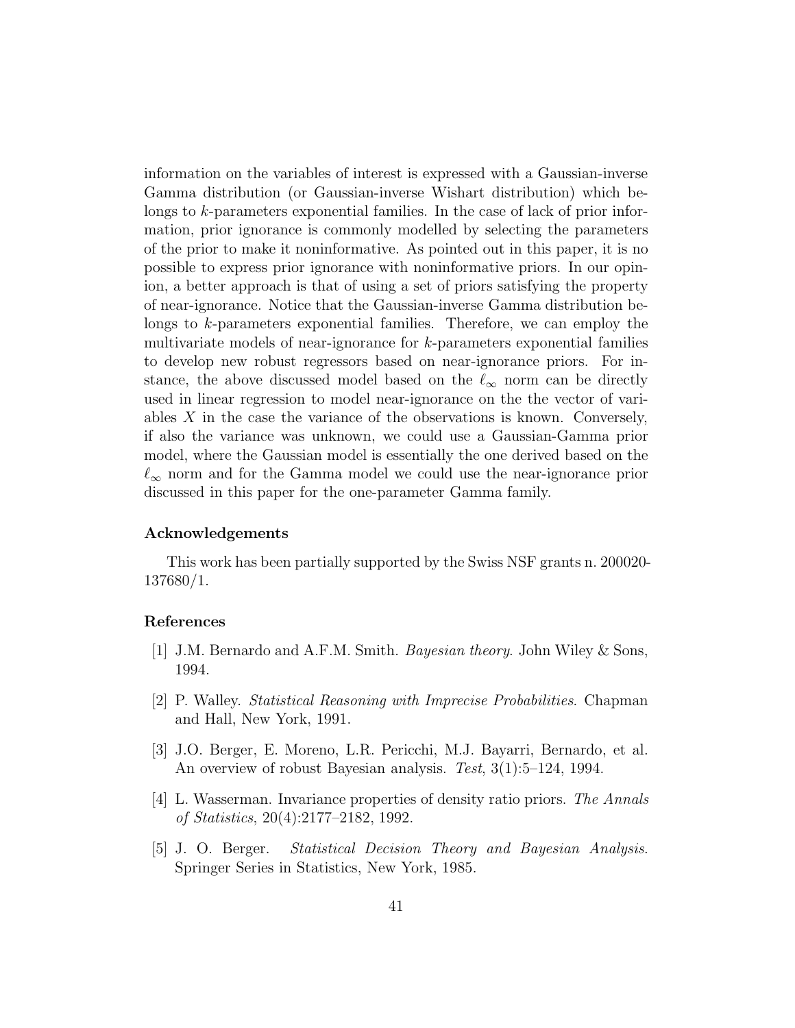information on the variables of interest is expressed with a Gaussian-inverse Gamma distribution (or Gaussian-inverse Wishart distribution) which belongs to $k$-parameters exponential families. In the case of lack of prior information, prior ignorance is commonly modelled by selecting the parameters of the prior to make it noninformative. As pointed out in this paper, it is no possible to express prior ignorance with noninformative priors. In our opinion, a better approach is that of using a set of priors satisfying the property of near-ignorance. Notice that the Gaussian-inverse Gamma distribution belongs to $k$-parameters exponential families. Therefore, we can employ the multivariate models of near-ignorance for $k$-parameters exponential families to develop new robust regressors based on near-ignorance priors. For instance, the above discussed model based on the $\ell_\infty$ norm can be directly used in linear regression to model near-ignorance on the the vector of variables $X$ in the case the variance of the observations is known. Conversely, if also the variance was unknown, we could use a Gaussian-Gamma prior model, where the Gaussian model is essentially the one derived based on the $\ell_\infty$ norm and for the Gamma model we could use the near-ignorance prior discussed in this paper for the one-parameter Gamma family.

### Acknowledgements

This work has been partially supported by the Swiss NSF grants n. 200020-137680/1.

### References

[1] J.M. Bernardo and A.F.M. Smith. *Bayesian theory*. John Wiley & Sons, 1994.

[2] P. Walley. *Statistical Reasoning with Imprecise Probabilities*. Chapman and Hall, New York, 1991.

[3] J.O. Berger, E. Moreno, L.R. Pericchi, M.J. Bayarri, Bernardo, et al. An overview of robust Bayesian analysis. *Test*, 3(1):5–124, 1994.

[4] L. Wasserman. Invariance properties of density ratio priors. *The Annals of Statistics*, 20(4):2177–2182, 1992.

[5] J. O. Berger. *Statistical Decision Theory and Bayesian Analysis*. Springer Series in Statistics, New York, 1985.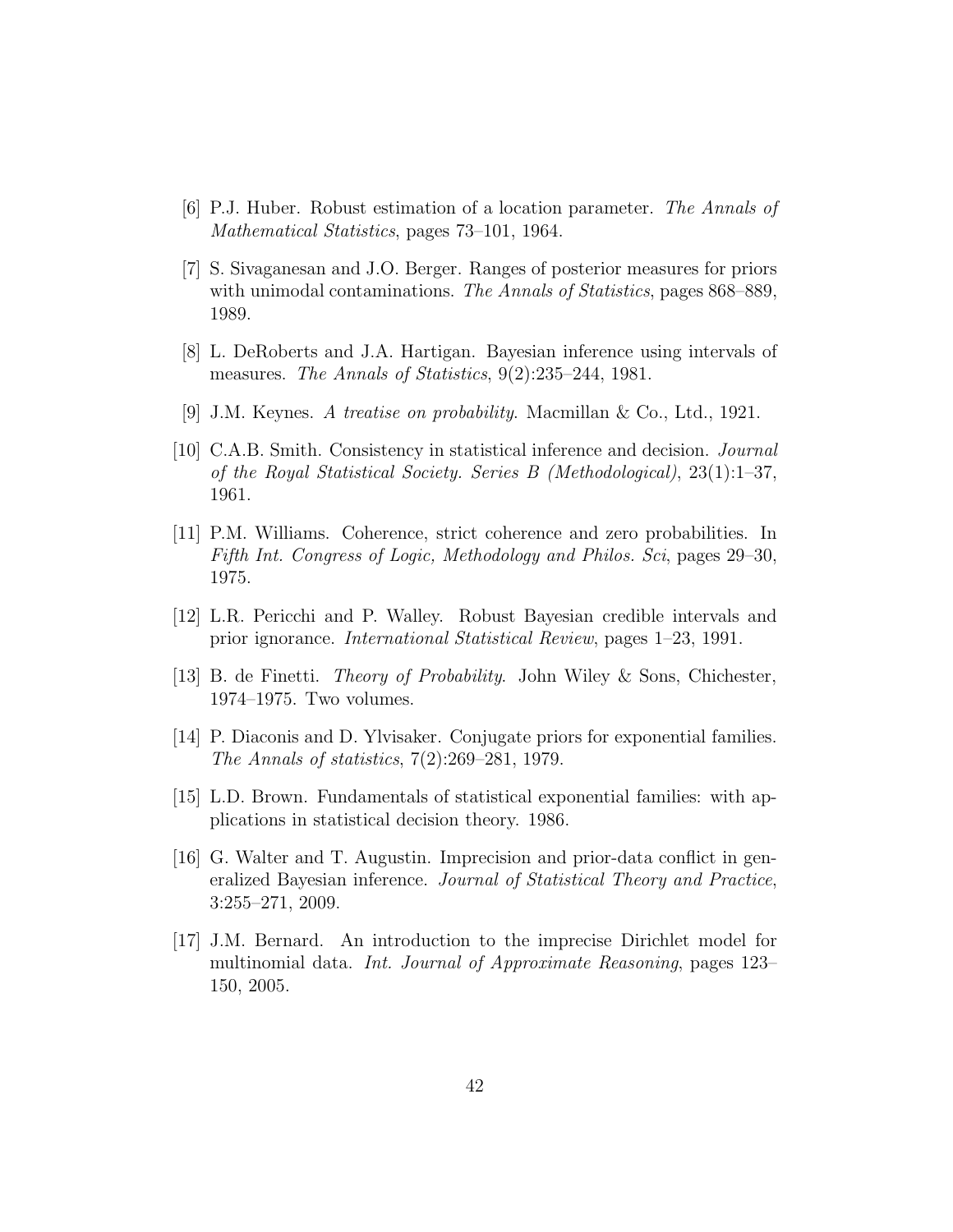[6] P.J. Huber. Robust estimation of a location parameter. *The Annals of Mathematical Statistics*, pages 73–101, 1964.

[7] S. Sivaganesan and J.O. Berger. Ranges of posterior measures for priors with unimodal contaminations. *The Annals of Statistics*, pages 868–889, 1989.

[8] L. DeRoberts and J.A. Hartigan. Bayesian inference using intervals of measures. *The Annals of Statistics*, 9(2):235–244, 1981.

[9] J.M. Keynes. *A treatise on probability*. Macmillan & Co., Ltd., 1921.

[10] C.A.B. Smith. Consistency in statistical inference and decision. *Journal of the Royal Statistical Society. Series B (Methodological)*, 23(1):1–37, 1961.

[11] P.M. Williams. Coherence, strict coherence and zero probabilities. In *Fifth Int. Congress of Logic, Methodology and Philos. Sci*, pages 29–30, 1975.

[12] L.R. Pericchi and P. Walley. Robust Bayesian credible intervals and prior ignorance. *International Statistical Review*, pages 1–23, 1991.

[13] B. de Finetti. *Theory of Probability*. John Wiley & Sons, Chichester, 1974–1975. Two volumes.

[14] P. Diaconis and D. Ylvisaker. Conjugate priors for exponential families. *The Annals of statistics*, 7(2):269–281, 1979.

[15] L.D. Brown. Fundamentals of statistical exponential families: with applications in statistical decision theory. 1986.

[16] G. Walter and T. Augustin. Imprecision and prior-data conflict in generalized Bayesian inference. *Journal of Statistical Theory and Practice*, 3:255–271, 2009.

[17] J.M. Bernard. An introduction to the imprecise Dirichlet model for multinomial data. *Int. Journal of Approximate Reasoning*, pages 123–150, 2005.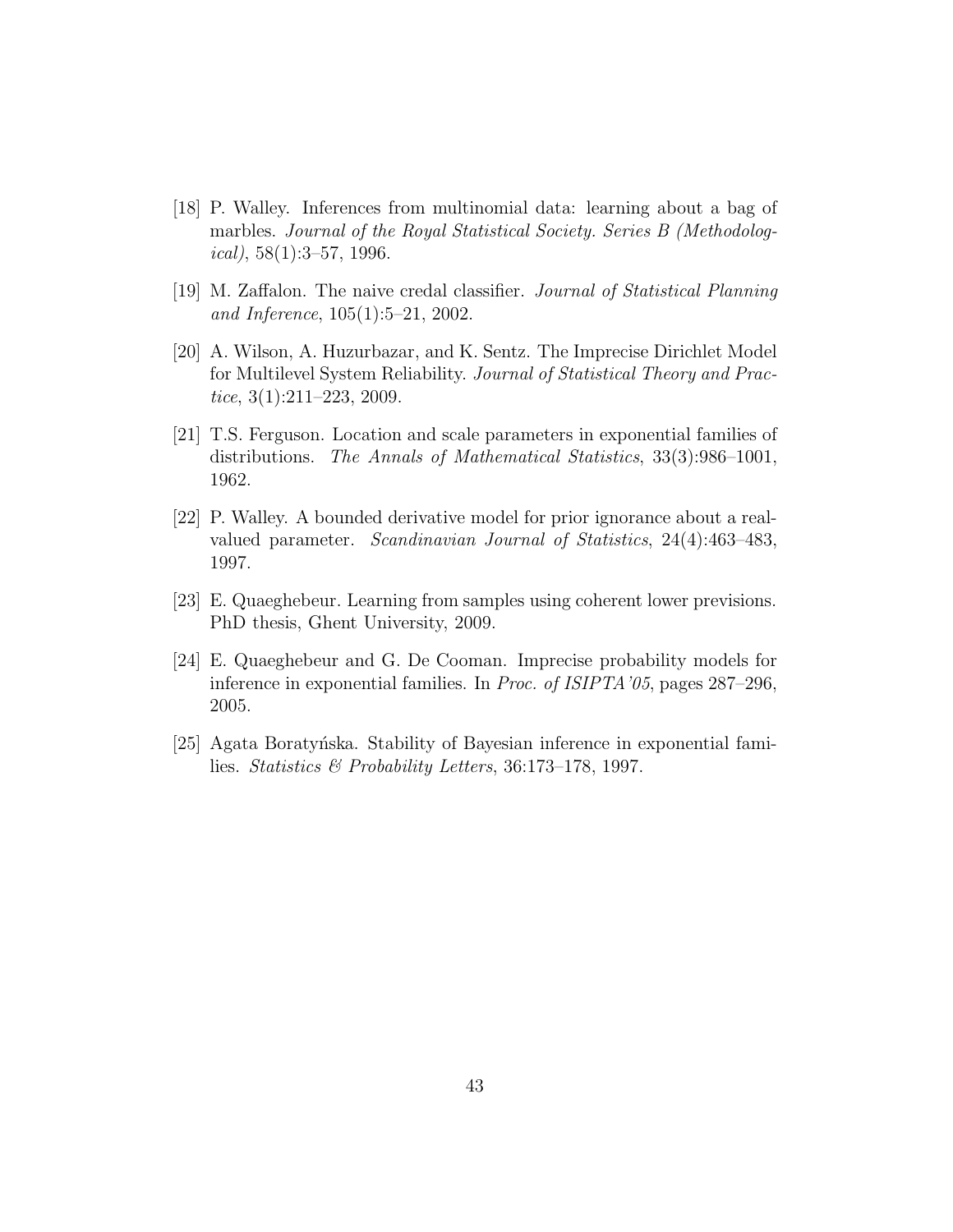[18] P. Walley. Inferences from multinomial data: learning about a bag of marbles. *Journal of the Royal Statistical Society. Series B (Methodological)*, 58(1):3–57, 1996.

[19] M. Zaffalon. The naive credal classifier. *Journal of Statistical Planning and Inference*, 105(1):5–21, 2002.

[20] A. Wilson, A. Huzurbazar, and K. Sentz. The Imprecise Dirichlet Model for Multilevel System Reliability. *Journal of Statistical Theory and Practice*, 3(1):211–223, 2009.

[21] T.S. Ferguson. Location and scale parameters in exponential families of distributions. *The Annals of Mathematical Statistics*, 33(3):986–1001, 1962.

[22] P. Walley. A bounded derivative model for prior ignorance about a real-valued parameter. *Scandinavian Journal of Statistics*, 24(4):463–483, 1997.

[23] E. Quaeghebeur. Learning from samples using coherent lower previsions. PhD thesis, Ghent University, 2009.

[24] E. Quaeghebeur and G. De Cooman. Imprecise probability models for inference in exponential families. In *Proc. of ISIPTA'05*, pages 287–296, 2005.

[25] Agata Boratyńska. Stability of Bayesian inference in exponential families. *Statistics & Probability Letters*, 36:173–178, 1997.